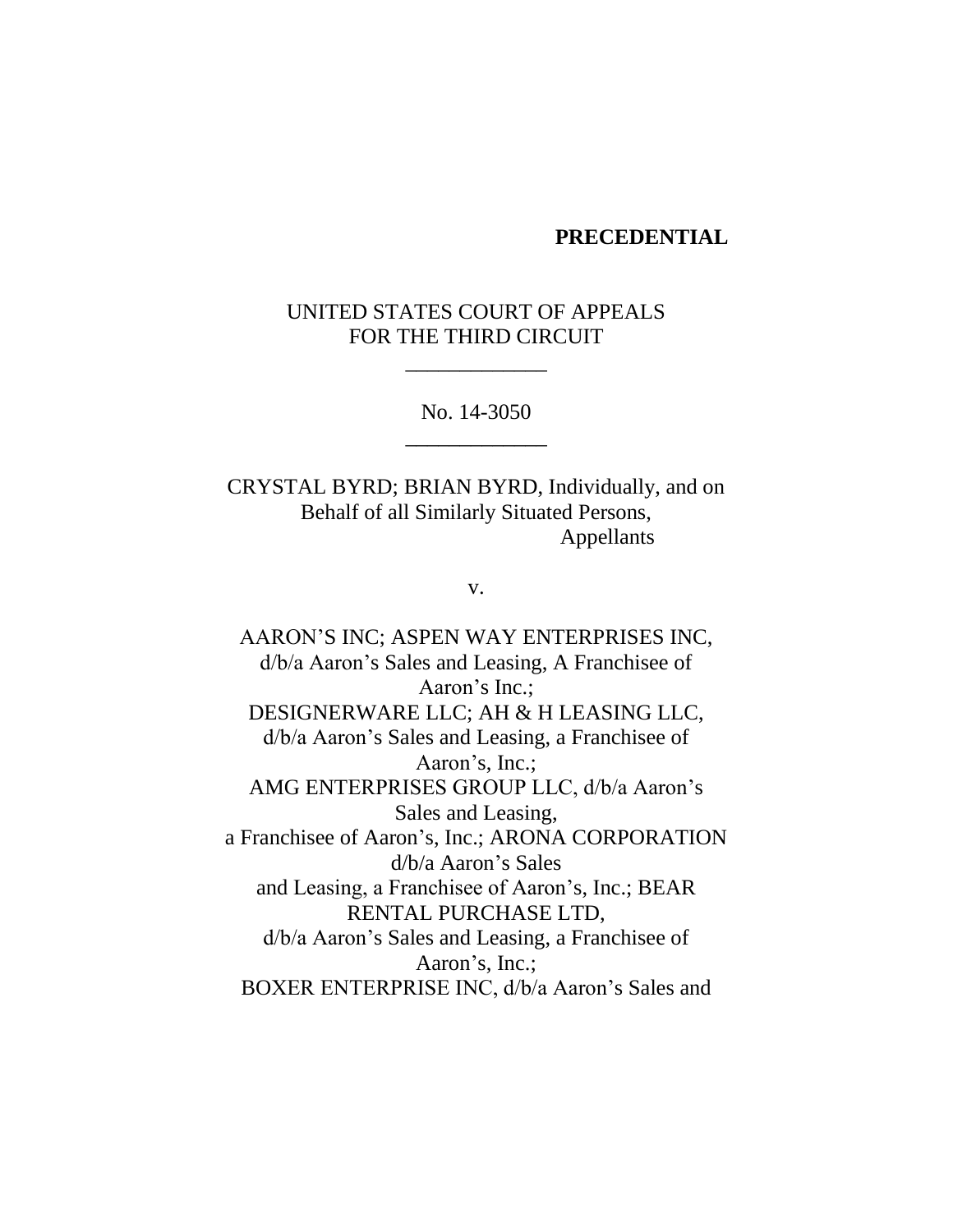**PRECEDENTIAL**

UNITED STATES COURT OF APPEALS
FOR THE THIRD CIRCUIT

\_\_\_\_\_\_\_\_\_\_\_\_\_

No. 14-3050

\_\_\_\_\_\_\_\_\_\_\_\_\_

CRYSTAL BYRD; BRIAN BYRD, Individually, and on Behalf of all Similarly Situated Persons,
Appellants

v.

AARON'S INC; ASPEN WAY ENTERPRISES INC, d/b/a Aaron's Sales and Leasing, A Franchisee of Aaron's Inc.;
DESIGNERWARE LLC; AH & H LEASING LLC, d/b/a Aaron's Sales and Leasing, a Franchisee of Aaron's, Inc.;
AMG ENTERPRISES GROUP LLC, d/b/a Aaron's Sales and Leasing,
a Franchisee of Aaron's, Inc.; ARONA CORPORATION d/b/a Aaron's Sales
and Leasing, a Franchisee of Aaron's, Inc.; BEAR RENTAL PURCHASE LTD,
d/b/a Aaron's Sales and Leasing, a Franchisee of Aaron's, Inc.;
BOXER ENTERPRISE INC, d/b/a Aaron's Sales and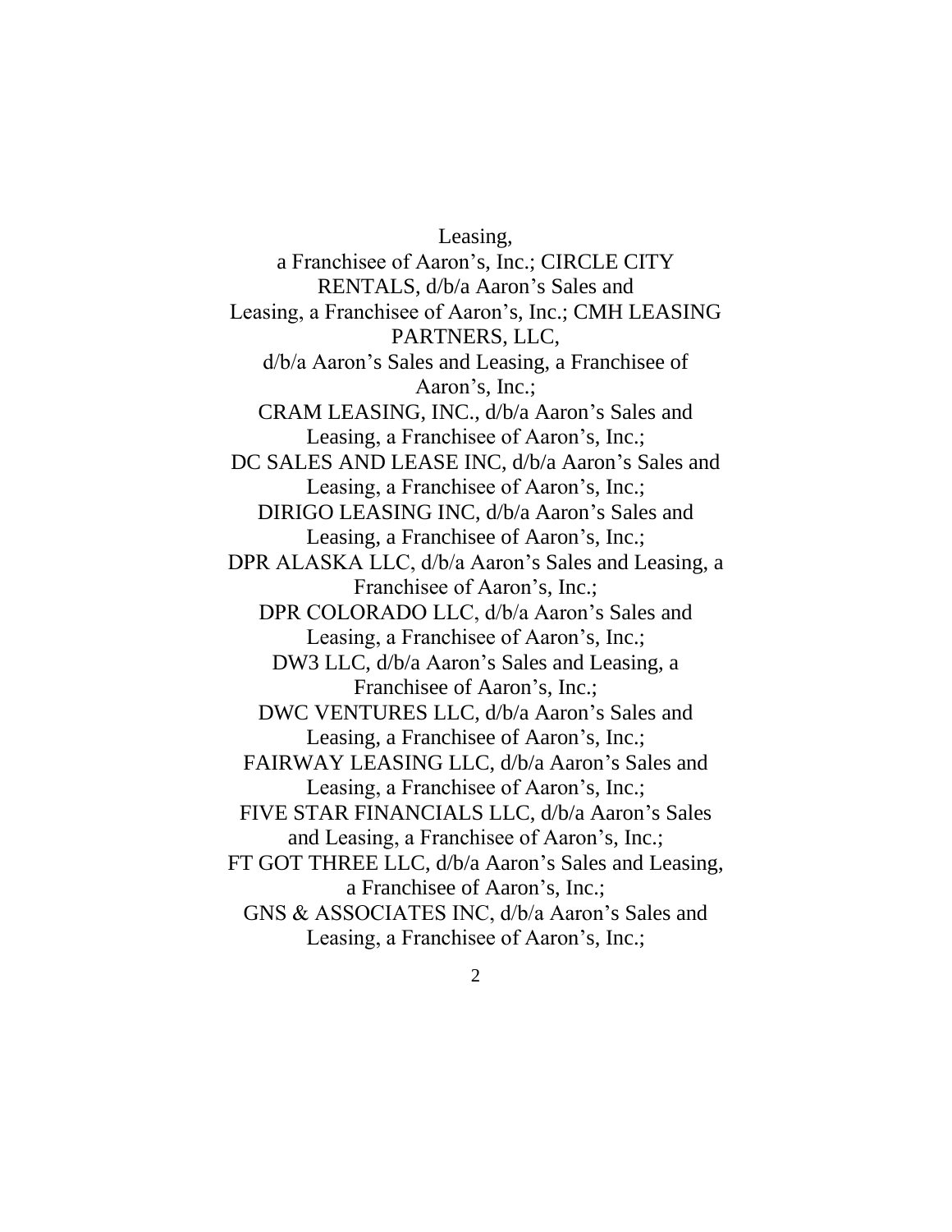Leasing,
a Franchisee of Aaron's, Inc.; CIRCLE CITY RENTALS, d/b/a Aaron's Sales and Leasing, a Franchisee of Aaron's, Inc.; CMH LEASING PARTNERS, LLC, d/b/a Aaron's Sales and Leasing, a Franchisee of Aaron's, Inc.;
CRAM LEASING, INC., d/b/a Aaron's Sales and Leasing, a Franchisee of Aaron's, Inc.;
DC SALES AND LEASE INC, d/b/a Aaron's Sales and Leasing, a Franchisee of Aaron's, Inc.;
DIRIGO LEASING INC, d/b/a Aaron's Sales and Leasing, a Franchisee of Aaron's, Inc.;
DPR ALASKA LLC, d/b/a Aaron's Sales and Leasing, a Franchisee of Aaron's, Inc.;
DPR COLORADO LLC, d/b/a Aaron's Sales and Leasing, a Franchisee of Aaron's, Inc.;
DW3 LLC, d/b/a Aaron's Sales and Leasing, a Franchisee of Aaron's, Inc.;
DWC VENTURES LLC, d/b/a Aaron's Sales and Leasing, a Franchisee of Aaron's, Inc.;
FAIRWAY LEASING LLC, d/b/a Aaron's Sales and Leasing, a Franchisee of Aaron's, Inc.;
FIVE STAR FINANCIALS LLC, d/b/a Aaron's Sales and Leasing, a Franchisee of Aaron's, Inc.;
FT GOT THREE LLC, d/b/a Aaron's Sales and Leasing, a Franchisee of Aaron's, Inc.;
GNS & ASSOCIATES INC, d/b/a Aaron's Sales and Leasing, a Franchisee of Aaron's, Inc.;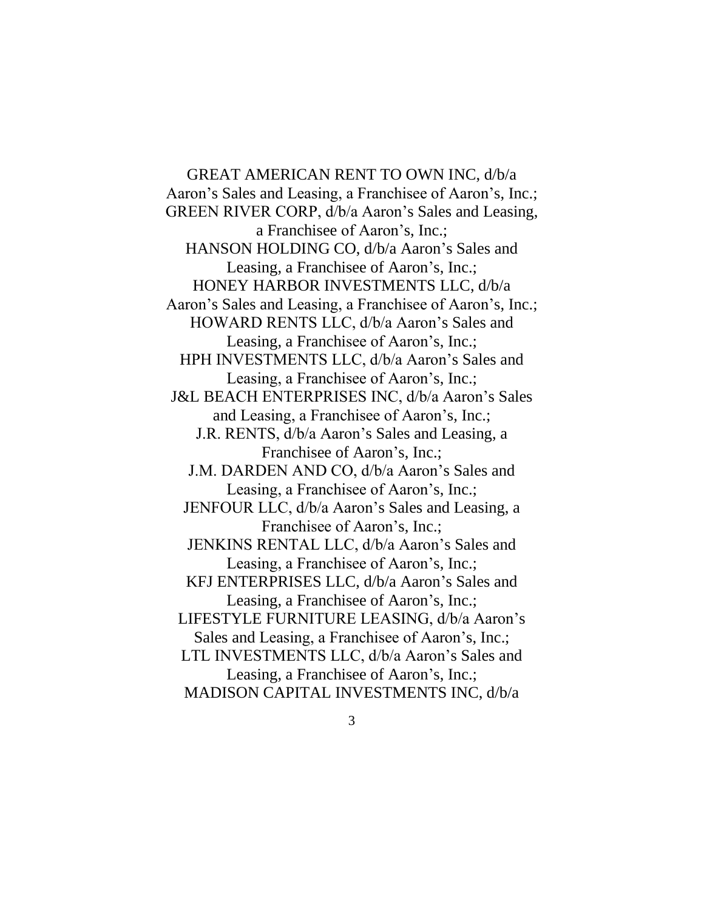GREAT AMERICAN RENT TO OWN INC, d/b/a Aaron's Sales and Leasing, a Franchisee of Aaron's, Inc.;
GREEN RIVER CORP, d/b/a Aaron's Sales and Leasing, a Franchisee of Aaron's, Inc.;
HANSON HOLDING CO, d/b/a Aaron's Sales and Leasing, a Franchisee of Aaron's, Inc.;
HONEY HARBOR INVESTMENTS LLC, d/b/a Aaron's Sales and Leasing, a Franchisee of Aaron's, Inc.;
HOWARD RENTS LLC, d/b/a Aaron's Sales and Leasing, a Franchisee of Aaron's, Inc.;
HPH INVESTMENTS LLC, d/b/a Aaron's Sales and Leasing, a Franchisee of Aaron's, Inc.;
J&L BEACH ENTERPRISES INC, d/b/a Aaron's Sales and Leasing, a Franchisee of Aaron's, Inc.;
J.R. RENTS, d/b/a Aaron's Sales and Leasing, a Franchisee of Aaron's, Inc.;
J.M. DARDEN AND CO, d/b/a Aaron's Sales and Leasing, a Franchisee of Aaron's, Inc.;
JENFOUR LLC, d/b/a Aaron's Sales and Leasing, a Franchisee of Aaron's, Inc.;
JENKINS RENTAL LLC, d/b/a Aaron's Sales and Leasing, a Franchisee of Aaron's, Inc.;
KFJ ENTERPRISES LLC, d/b/a Aaron's Sales and Leasing, a Franchisee of Aaron's, Inc.;
LIFESTYLE FURNITURE LEASING, d/b/a Aaron's Sales and Leasing, a Franchisee of Aaron's, Inc.;
LTL INVESTMENTS LLC, d/b/a Aaron's Sales and Leasing, a Franchisee of Aaron's, Inc.;
MADISON CAPITAL INVESTMENTS INC, d/b/a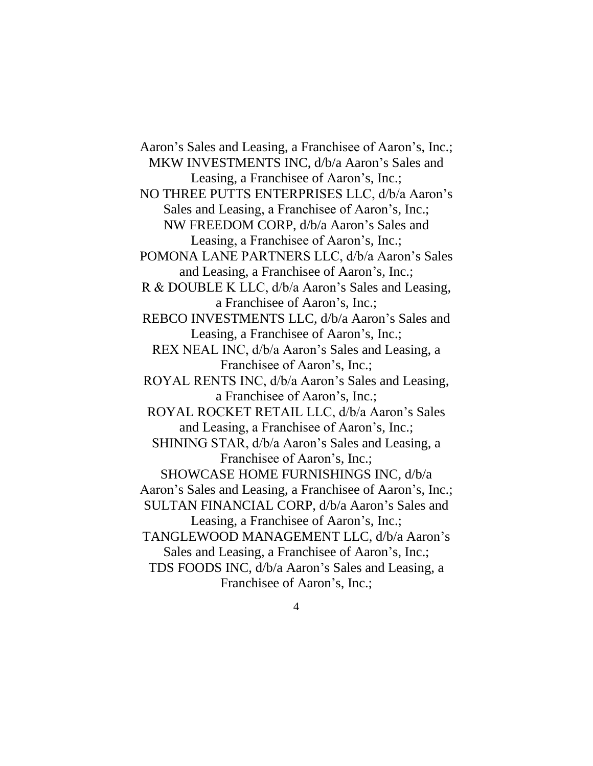Aaron's Sales and Leasing, a Franchisee of Aaron's, Inc.;
MKW INVESTMENTS INC, d/b/a Aaron's Sales and Leasing, a Franchisee of Aaron's, Inc.;
NO THREE PUTTS ENTERPRISES LLC, d/b/a Aaron's Sales and Leasing, a Franchisee of Aaron's, Inc.;
NW FREEDOM CORP, d/b/a Aaron's Sales and Leasing, a Franchisee of Aaron's, Inc.;
POMONA LANE PARTNERS LLC, d/b/a Aaron's Sales and Leasing, a Franchisee of Aaron's, Inc.;
R & DOUBLE K LLC, d/b/a Aaron's Sales and Leasing, a Franchisee of Aaron's, Inc.;
REBCO INVESTMENTS LLC, d/b/a Aaron's Sales and Leasing, a Franchisee of Aaron's, Inc.;
REX NEAL INC, d/b/a Aaron's Sales and Leasing, a Franchisee of Aaron's, Inc.;
ROYAL RENTS INC, d/b/a Aaron's Sales and Leasing, a Franchisee of Aaron's, Inc.;
ROYAL ROCKET RETAIL LLC, d/b/a Aaron's Sales and Leasing, a Franchisee of Aaron's, Inc.;
SHINING STAR, d/b/a Aaron's Sales and Leasing, a Franchisee of Aaron's, Inc.;
SHOWCASE HOME FURNISHINGS INC, d/b/a Aaron's Sales and Leasing, a Franchisee of Aaron's, Inc.;
SULTAN FINANCIAL CORP, d/b/a Aaron's Sales and Leasing, a Franchisee of Aaron's, Inc.;
TANGLEWOOD MANAGEMENT LLC, d/b/a Aaron's Sales and Leasing, a Franchisee of Aaron's, Inc.;
TDS FOODS INC, d/b/a Aaron's Sales and Leasing, a Franchisee of Aaron's, Inc.;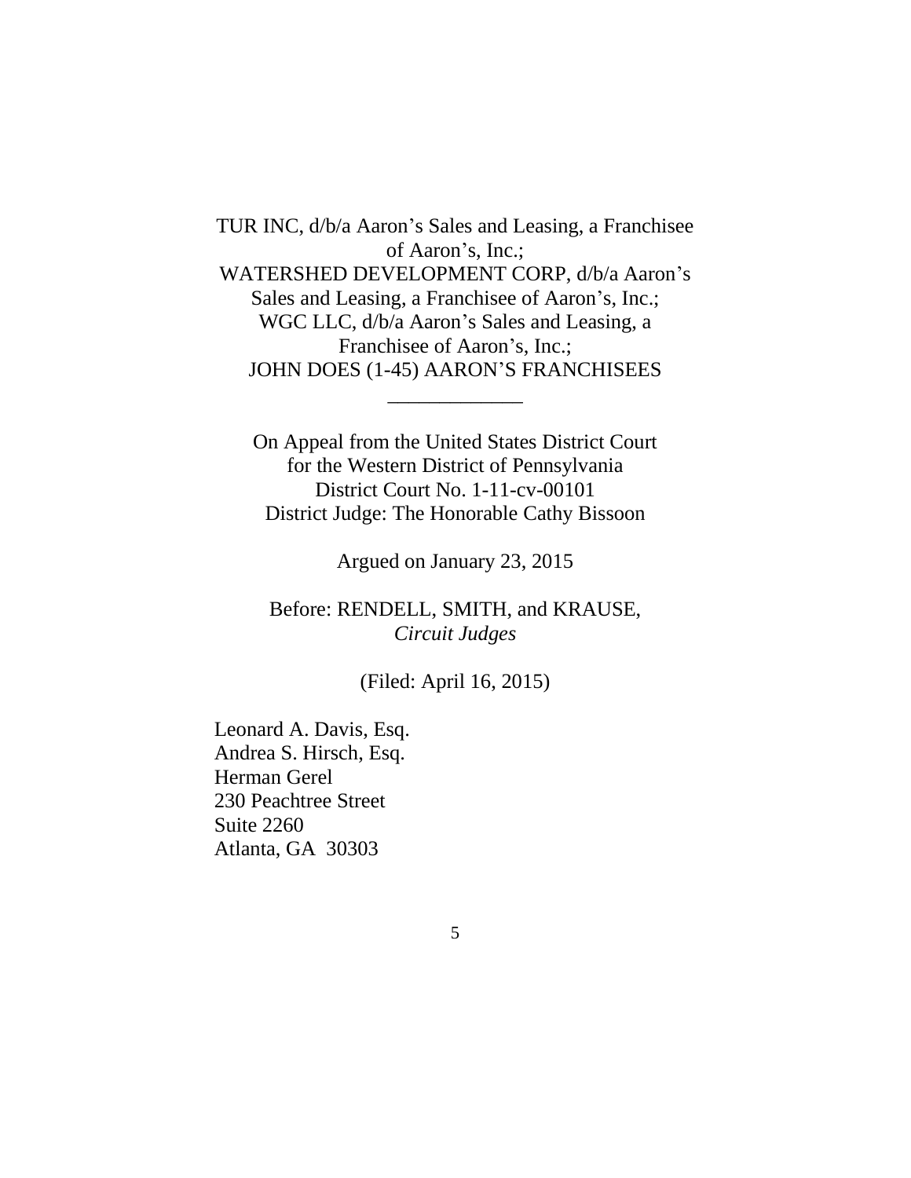TUR INC, d/b/a Aaron's Sales and Leasing, a Franchisee of Aaron's, Inc.;
WATERSHED DEVELOPMENT CORP, d/b/a Aaron's Sales and Leasing, a Franchisee of Aaron's, Inc.;
WGC LLC, d/b/a Aaron's Sales and Leasing, a Franchisee of Aaron's, Inc.;
JOHN DOES (1-45) AARON'S FRANCHISEES

\_\_\_\_\_\_\_\_\_\_\_\_\_

On Appeal from the United States District Court
for the Western District of Pennsylvania
District Court No. 1-11-cv-00101
District Judge: The Honorable Cathy Bissoon

Argued on January 23, 2015

Before: RENDELL, SMITH, and KRAUSE,
*Circuit Judges*

(Filed: April 16, 2015)

Leonard A. Davis, Esq.
Andrea S. Hirsch, Esq.
Herman Gerel
230 Peachtree Street
Suite 2260
Atlanta, GA 30303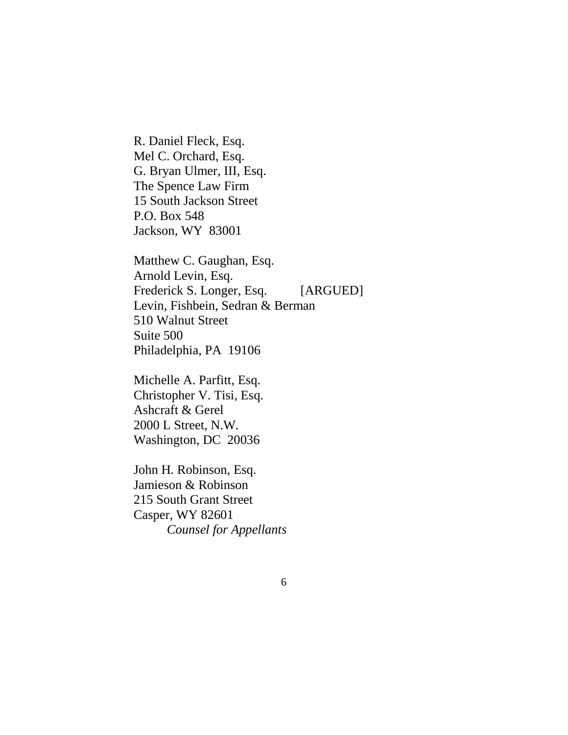R. Daniel Fleck, Esq.
Mel C. Orchard, Esq.
G. Bryan Ulmer, III, Esq.
The Spence Law Firm
15 South Jackson Street
P.O. Box 548
Jackson, WY 83001

Matthew C. Gaughan, Esq.
Arnold Levin, Esq.
Frederick S. Longer, Esq. [ARGUED]
Levin, Fishbein, Sedran & Berman
510 Walnut Street
Suite 500
Philadelphia, PA 19106

Michelle A. Parfitt, Esq.
Christopher V. Tisi, Esq.
Ashcraft & Gerel
2000 L Street, N.W.
Washington, DC 20036

John H. Robinson, Esq.
Jamieson & Robinson
215 South Grant Street
Casper, WY 82601
*Counsel for Appellants*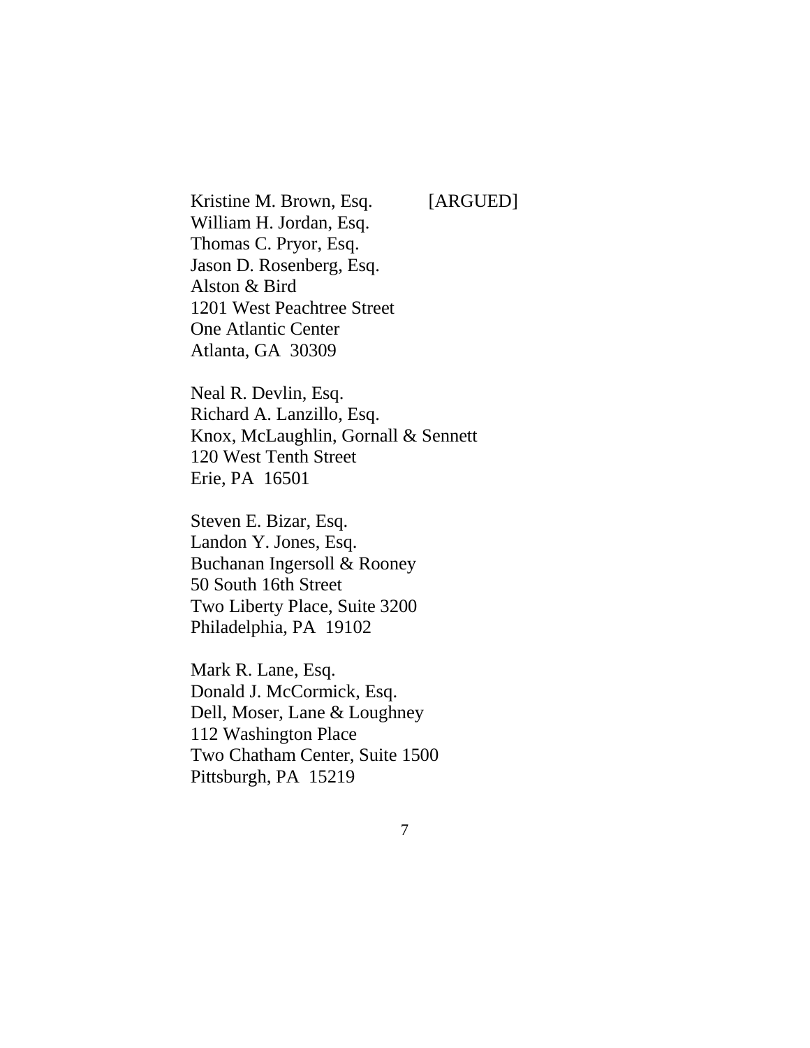Kristine M. Brown, Esq. [ARGUED]
William H. Jordan, Esq.
Thomas C. Pryor, Esq.
Jason D. Rosenberg, Esq.
Alston & Bird
1201 West Peachtree Street
One Atlantic Center
Atlanta, GA 30309

Neal R. Devlin, Esq.
Richard A. Lanzillo, Esq.
Knox, McLaughlin, Gornall & Sennett
120 West Tenth Street
Erie, PA 16501

Steven E. Bizar, Esq.
Landon Y. Jones, Esq.
Buchanan Ingersoll & Rooney
50 South 16th Street
Two Liberty Place, Suite 3200
Philadelphia, PA 19102

Mark R. Lane, Esq.
Donald J. McCormick, Esq.
Dell, Moser, Lane & Loughney
112 Washington Place
Two Chatham Center, Suite 1500
Pittsburgh, PA 15219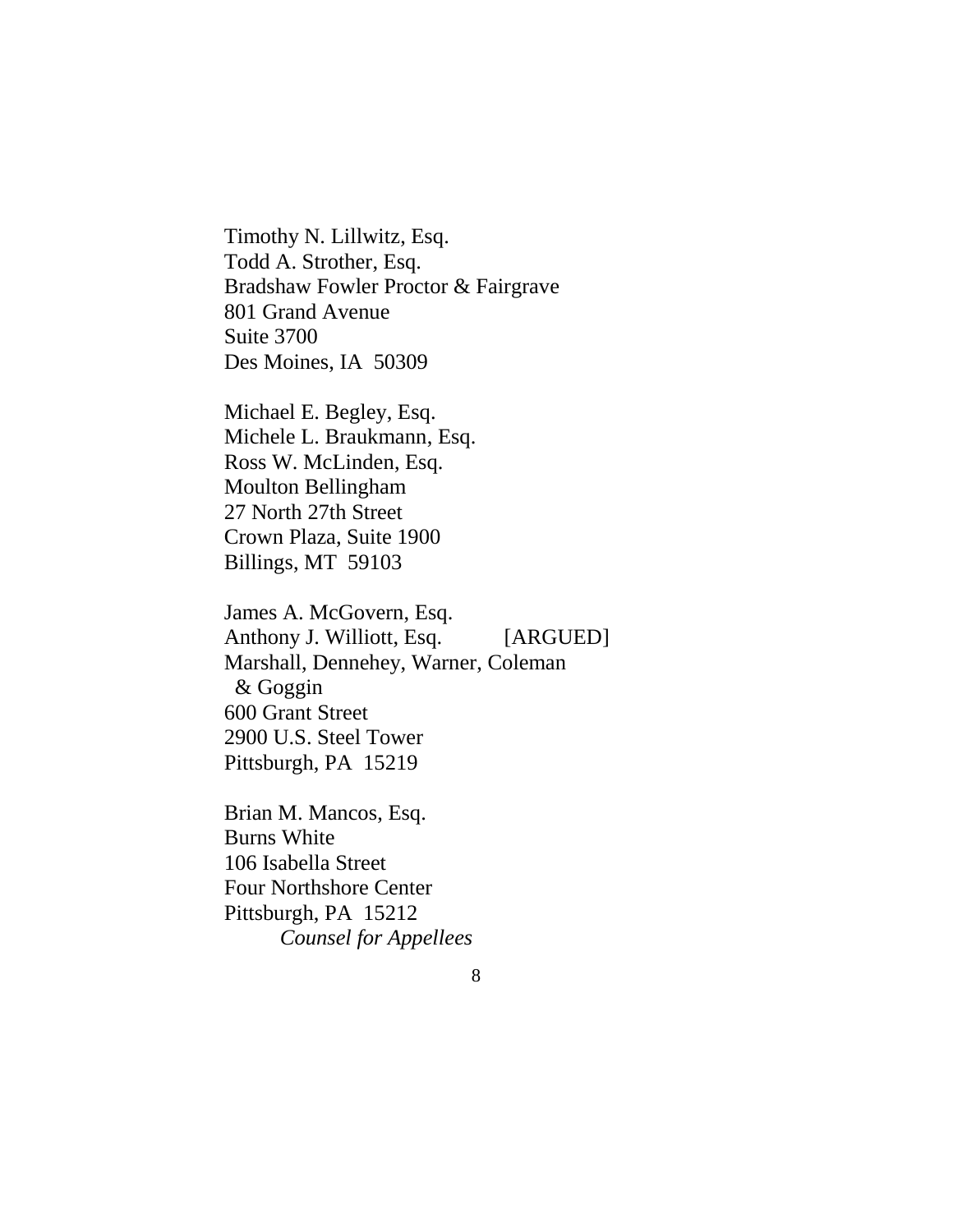Timothy N. Lillwitz, Esq.
Todd A. Strother, Esq.
Bradshaw Fowler Proctor & Fairgrave
801 Grand Avenue
Suite 3700
Des Moines, IA 50309

Michael E. Begley, Esq.
Michele L. Braukmann, Esq.
Ross W. McLinden, Esq.
Moulton Bellingham
27 North 27th Street
Crown Plaza, Suite 1900
Billings, MT 59103

James A. McGovern, Esq.
Anthony J. Williott, Esq. [ARGUED]
Marshall, Dennehey, Warner, Coleman
& Goggin
600 Grant Street
2900 U.S. Steel Tower
Pittsburgh, PA 15219

Brian M. Mancos, Esq.
Burns White
106 Isabella Street
Four Northshore Center
Pittsburgh, PA 15212
*Counsel for Appellees*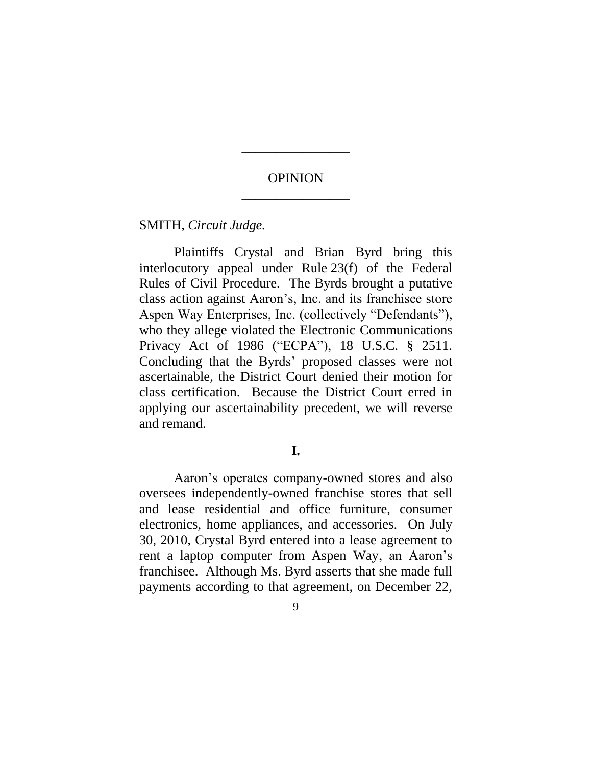---

OPINION

---

SMITH, *Circuit Judge*.

Plaintiffs Crystal and Brian Byrd bring this interlocutory appeal under Rule 23(f) of the Federal Rules of Civil Procedure. The Byrds brought a putative class action against Aaron's, Inc. and its franchisee store Aspen Way Enterprises, Inc. (collectively "Defendants"), who they allege violated the Electronic Communications Privacy Act of 1986 ("ECPA"), 18 U.S.C. § 2511. Concluding that the Byrds' proposed classes were not ascertainable, the District Court denied their motion for class certification. Because the District Court erred in applying our ascertainability precedent, we will reverse and remand.

**I.**

Aaron's operates company-owned stores and also oversees independently-owned franchise stores that sell and lease residential and office furniture, consumer electronics, home appliances, and accessories. On July 30, 2010, Crystal Byrd entered into a lease agreement to rent a laptop computer from Aspen Way, an Aaron's franchisee. Although Ms. Byrd asserts that she made full payments according to that agreement, on December 22,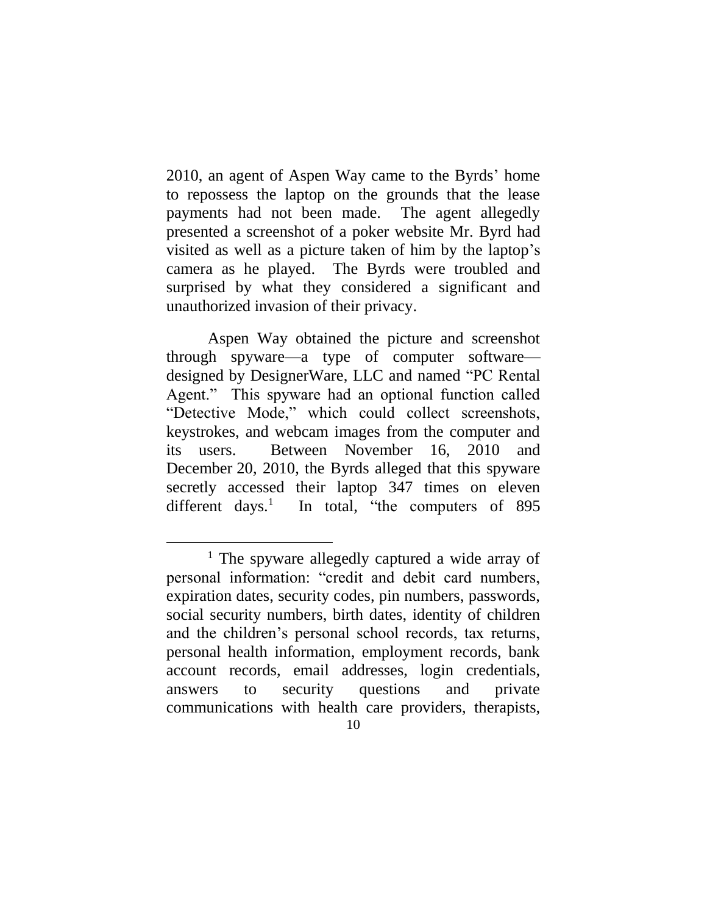2010, an agent of Aspen Way came to the Byrds' home to repossess the laptop on the grounds that the lease payments had not been made. The agent allegedly presented a screenshot of a poker website Mr. Byrd had visited as well as a picture taken of him by the laptop's camera as he played. The Byrds were troubled and surprised by what they considered a significant and unauthorized invasion of their privacy.

Aspen Way obtained the picture and screenshot through spyware—a type of computer software—designed by DesignerWare, LLC and named "PC Rental Agent." This spyware had an optional function called "Detective Mode," which could collect screenshots, keystrokes, and webcam images from the computer and its users. Between November 16, 2010 and December 20, 2010, the Byrds alleged that this spyware secretly accessed their laptop 347 times on eleven different days.[1] In total, "the computers of 895

[1] The spyware allegedly captured a wide array of personal information: "credit and debit card numbers, expiration dates, security codes, pin numbers, passwords, social security numbers, birth dates, identity of children and the children's personal school records, tax returns, personal health information, employment records, bank account records, email addresses, login credentials, answers to security questions and private communications with health care providers, therapists,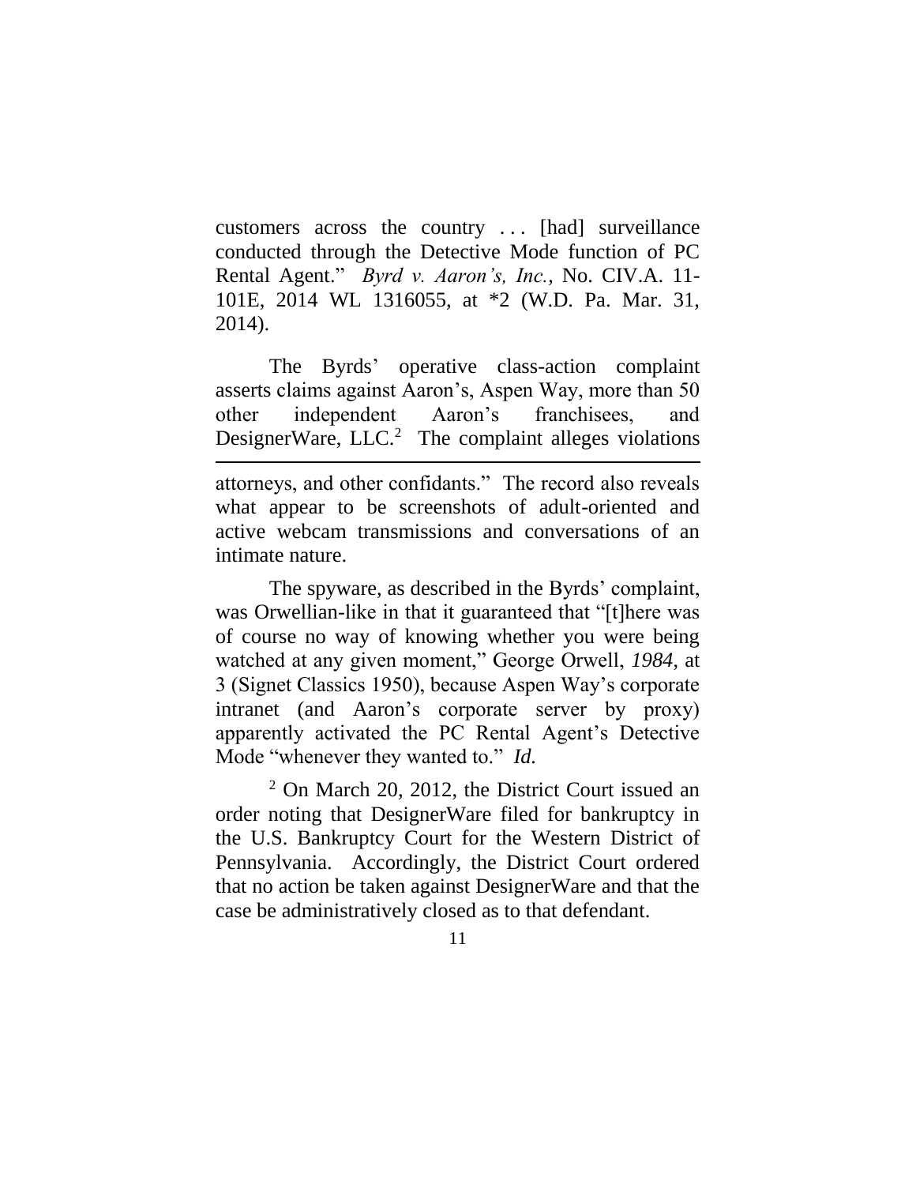customers across the country . . . [had] surveillance conducted through the Detective Mode function of PC Rental Agent." *Byrd v. Aaron's, Inc.*, No. CIV.A. 11-101E, 2014 WL 1316055, at *2 (W.D. Pa. Mar. 31, 2014).

The Byrds' operative class-action complaint asserts claims against Aaron's, Aspen Way, more than 50 other independent Aaron's franchisees, and DesignerWare, LLC.[2] The complaint alleges violations

---

attorneys, and other confidants." The record also reveals what appear to be screenshots of adult-oriented and active webcam transmissions and conversations of an intimate nature.

The spyware, as described in the Byrds' complaint, was Orwellian-like in that it guaranteed that "[t]here was of course no way of knowing whether you were being watched at any given moment," George Orwell, *1984*, at 3 (Signet Classics 1950), because Aspen Way's corporate intranet (and Aaron's corporate server by proxy) apparently activated the PC Rental Agent's Detective Mode "whenever they wanted to." *Id.*

[2] On March 20, 2012, the District Court issued an order noting that DesignerWare filed for bankruptcy in the U.S. Bankruptcy Court for the Western District of Pennsylvania. Accordingly, the District Court ordered that no action be taken against DesignerWare and that the case be administratively closed as to that defendant.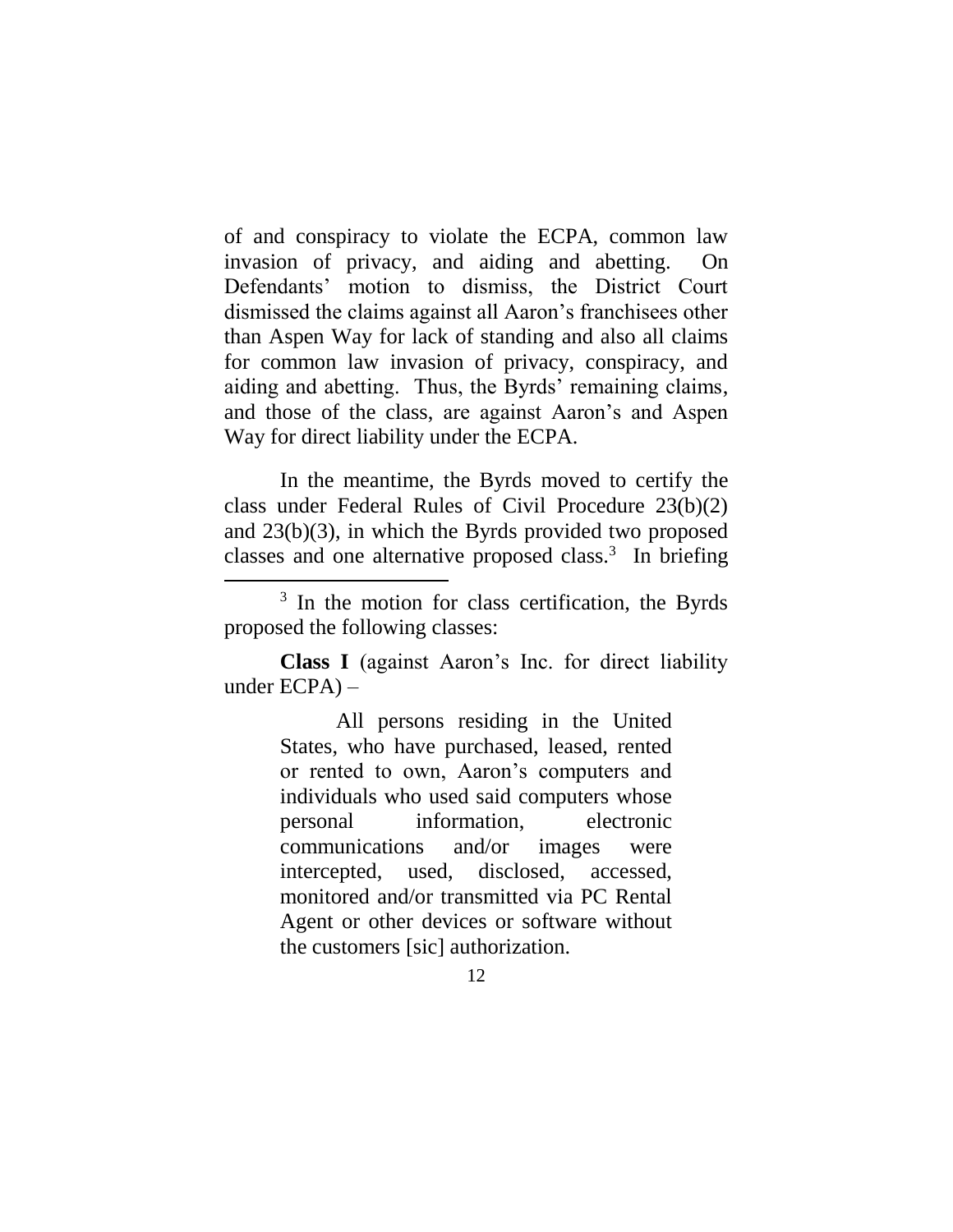of and conspiracy to violate the ECPA, common law invasion of privacy, and aiding and abetting. On Defendants' motion to dismiss, the District Court dismissed the claims against all Aaron's franchisees other than Aspen Way for lack of standing and also all claims for common law invasion of privacy, conspiracy, and aiding and abetting. Thus, the Byrds' remaining claims, and those of the class, are against Aaron's and Aspen Way for direct liability under the ECPA.

In the meantime, the Byrds moved to certify the class under Federal Rules of Civil Procedure 23(b)(2) and 23(b)(3), in which the Byrds provided two proposed classes and one alternative proposed class.[3] In briefing

---

[3] In the motion for class certification, the Byrds proposed the following classes:

**Class I** (against Aaron's Inc. for direct liability under ECPA) –

> All persons residing in the United States, who have purchased, leased, rented or rented to own, Aaron's computers and individuals who used said computers whose personal information, electronic communications and/or images were intercepted, used, disclosed, accessed, monitored and/or transmitted via PC Rental Agent or other devices or software without the customers [sic] authorization.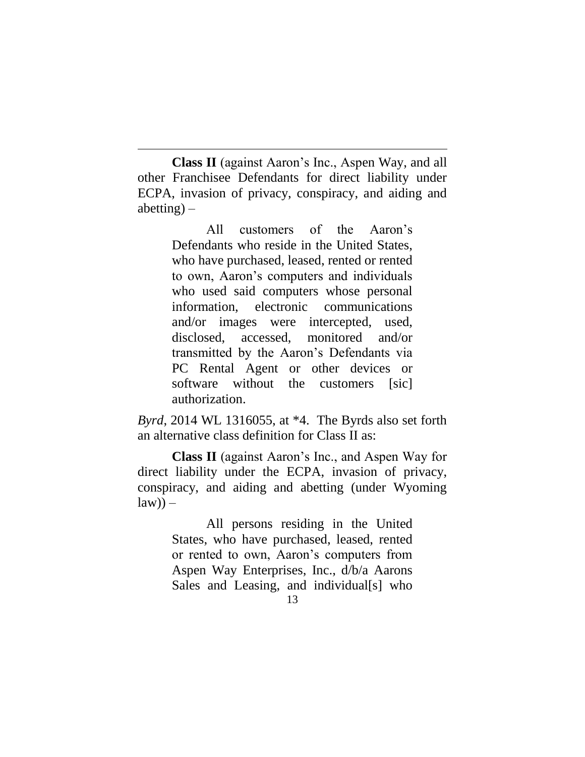**Class II** (against Aaron's Inc., Aspen Way, and all other Franchisee Defendants for direct liability under ECPA, invasion of privacy, conspiracy, and aiding and abetting) –

> All customers of the Aaron's Defendants who reside in the United States, who have purchased, leased, rented or rented to own, Aaron's computers and individuals who used said computers whose personal information, electronic communications and/or images were intercepted, used, disclosed, accessed, monitored and/or transmitted by the Aaron's Defendants via PC Rental Agent or other devices or software without the customers [sic] authorization.

*Byrd*, 2014 WL 1316055, at *4. The Byrds also set forth an alternative class definition for Class II as:

**Class II** (against Aaron's Inc., and Aspen Way for direct liability under the ECPA, invasion of privacy, conspiracy, and aiding and abetting (under Wyoming law)) –

> All persons residing in the United States, who have purchased, leased, rented or rented to own, Aaron's computers from Aspen Way Enterprises, Inc., d/b/a Aarons Sales and Leasing, and individual[s] who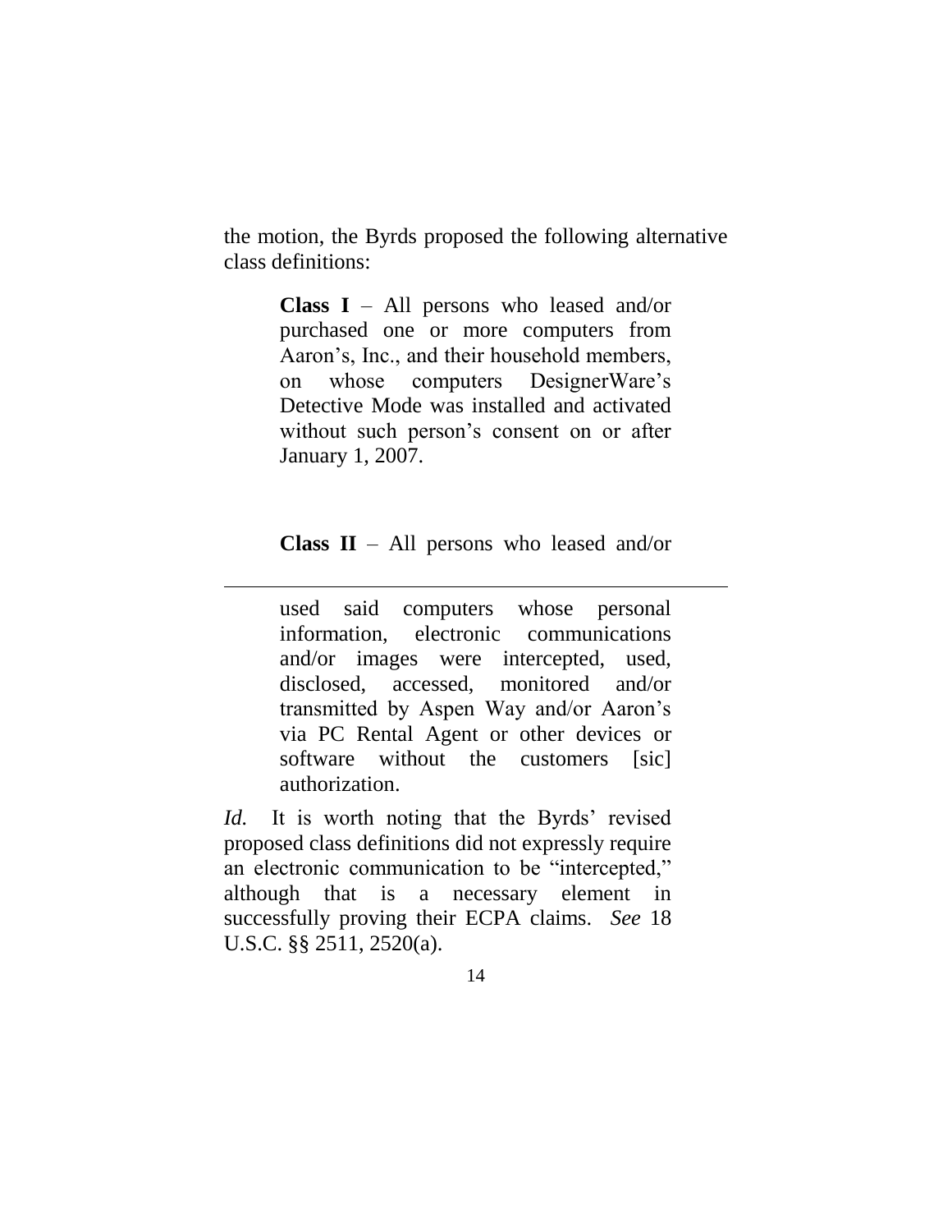the motion, the Byrds proposed the following alternative class definitions:

> **Class I** – All persons who leased and/or purchased one or more computers from Aaron's, Inc., and their household members, on whose computers DesignerWare's Detective Mode was installed and activated without such person's consent on or after January 1, 2007.
>
> **Class II** – All persons who leased and/or used said computers whose personal information, electronic communications and/or images were intercepted, used, disclosed, accessed, monitored and/or transmitted by Aspen Way and/or Aaron's via PC Rental Agent or other devices or software without the customers [sic] authorization.

*Id.* It is worth noting that the Byrds' revised proposed class definitions did not expressly require an electronic communication to be "intercepted," although that is a necessary element in successfully proving their ECPA claims. *See* 18 U.S.C. §§ 2511, 2520(a).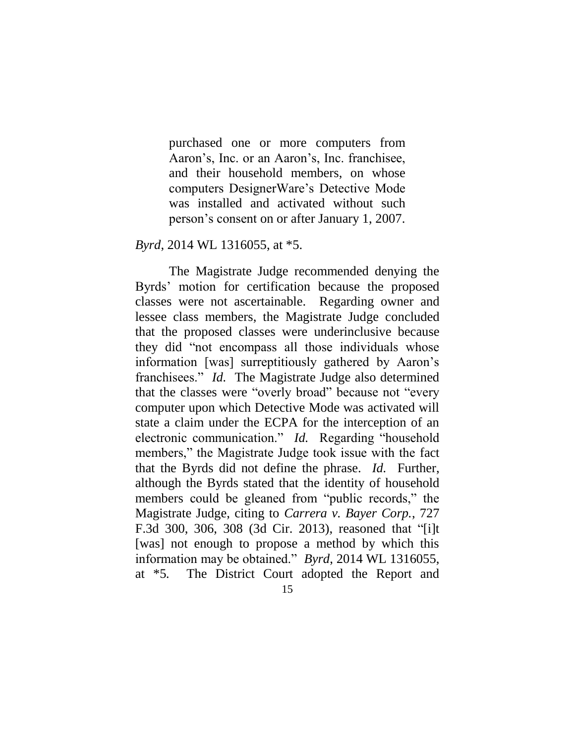> purchased one or more computers from Aaron's, Inc. or an Aaron's, Inc. franchisee, and their household members, on whose computers DesignerWare's Detective Mode was installed and activated without such person's consent on or after January 1, 2007.

*Byrd*, 2014 WL 1316055, at *5.

The Magistrate Judge recommended denying the Byrds' motion for certification because the proposed classes were not ascertainable. Regarding owner and lessee class members, the Magistrate Judge concluded that the proposed classes were underinclusive because they did "not encompass all those individuals whose information [was] surreptitiously gathered by Aaron's franchisees." *Id.* The Magistrate Judge also determined that the classes were "overly broad" because not "every computer upon which Detective Mode was activated will state a claim under the ECPA for the interception of an electronic communication." *Id.* Regarding "household members," the Magistrate Judge took issue with the fact that the Byrds did not define the phrase. *Id.* Further, although the Byrds stated that the identity of household members could be gleaned from "public records," the Magistrate Judge, citing to *Carrera v. Bayer Corp.*, 727 F.3d 300, 306, 308 (3d Cir. 2013), reasoned that "[i]t [was] not enough to propose a method by which this information may be obtained." *Byrd*, 2014 WL 1316055, at *5. The District Court adopted the Report and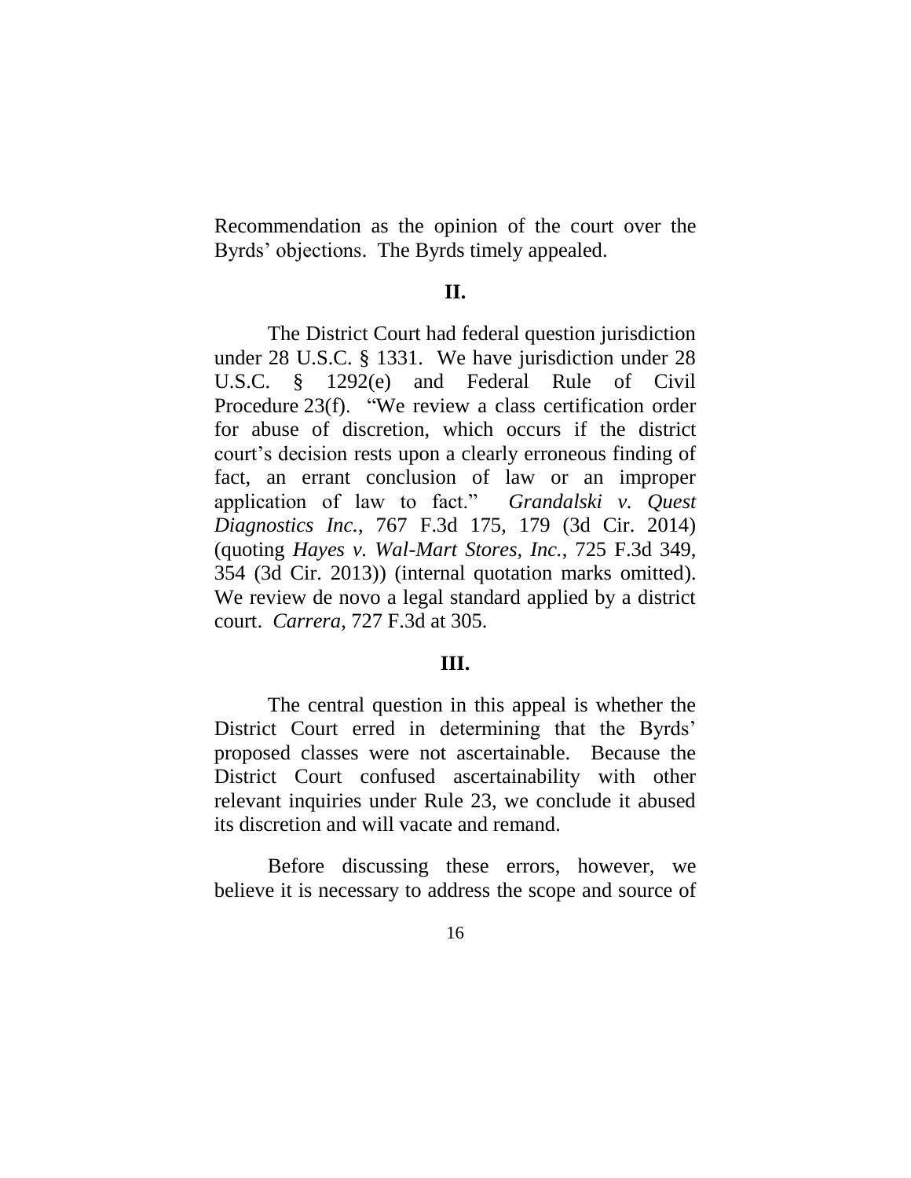Recommendation as the opinion of the court over the Byrds' objections. The Byrds timely appealed.

## II.

The District Court had federal question jurisdiction under 28 U.S.C. § 1331. We have jurisdiction under 28 U.S.C. § 1292(e) and Federal Rule of Civil Procedure 23(f). "We review a class certification order for abuse of discretion, which occurs if the district court's decision rests upon a clearly erroneous finding of fact, an errant conclusion of law or an improper application of law to fact." *Grandalski v. Quest Diagnostics Inc.*, 767 F.3d 175, 179 (3d Cir. 2014) (quoting *Hayes v. Wal-Mart Stores, Inc.*, 725 F.3d 349, 354 (3d Cir. 2013)) (internal quotation marks omitted). We review de novo a legal standard applied by a district court. *Carrera*, 727 F.3d at 305.

## III.

The central question in this appeal is whether the District Court erred in determining that the Byrds' proposed classes were not ascertainable. Because the District Court confused ascertainability with other relevant inquiries under Rule 23, we conclude it abused its discretion and will vacate and remand.

Before discussing these errors, however, we believe it is necessary to address the scope and source of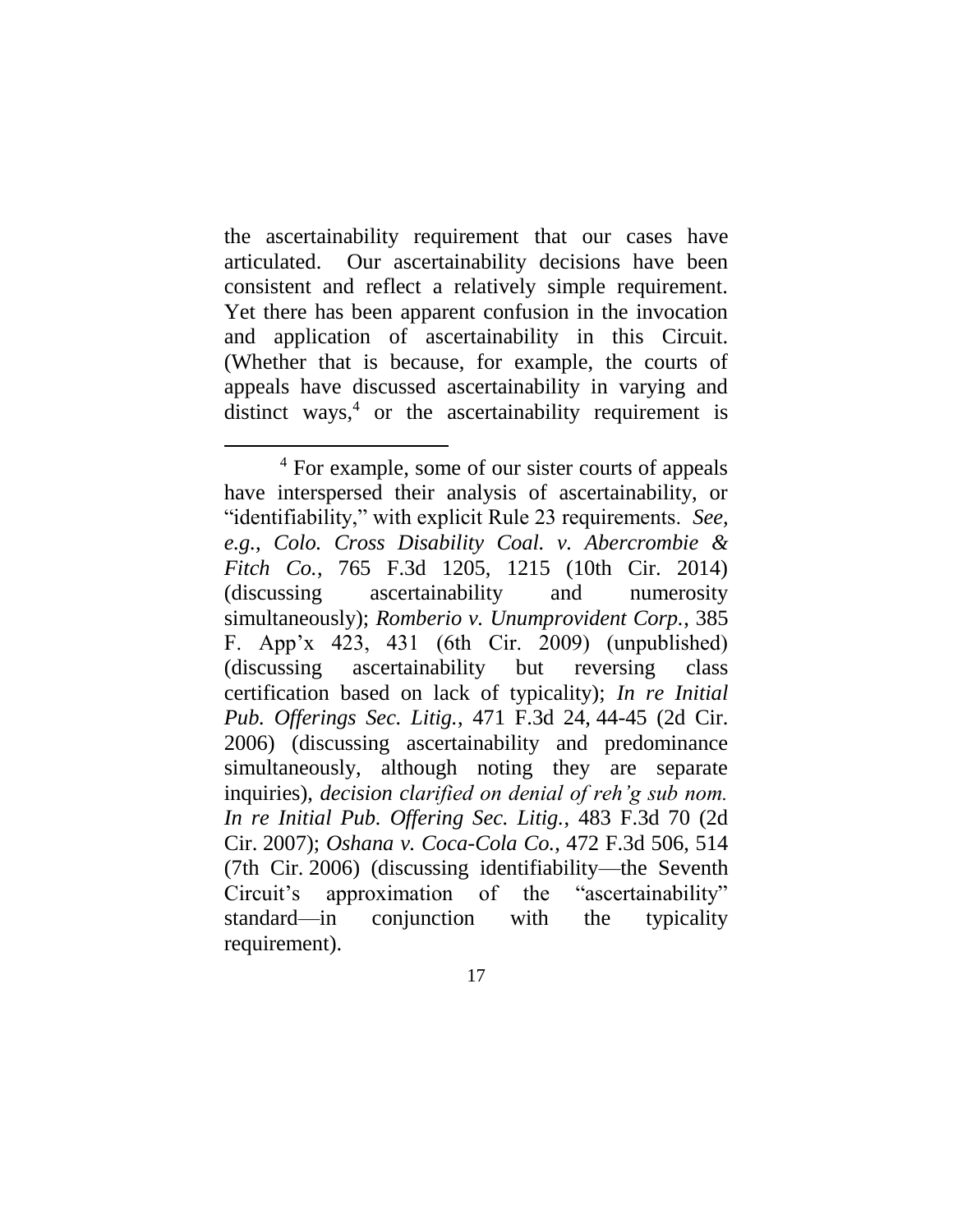the ascertainability requirement that our cases have articulated. Our ascertainability decisions have been consistent and reflect a relatively simple requirement. Yet there has been apparent confusion in the invocation and application of ascertainability in this Circuit. (Whether that is because, for example, the courts of appeals have discussed ascertainability in varying and distinct ways,[4] or the ascertainability requirement is

---

[4] For example, some of our sister courts of appeals have interspersed their analysis of ascertainability, or "identifiability," with explicit Rule 23 requirements. *See, e.g.*, *Colo. Cross Disability Coal. v. Abercrombie & Fitch Co.*, 765 F.3d 1205, 1215 (10th Cir. 2014) (discussing ascertainability and numerosity simultaneously); *Romberio v. Unumprovident Corp.*, 385 F. App'x 423, 431 (6th Cir. 2009) (unpublished) (discussing ascertainability but reversing class certification based on lack of typicality); *In re Initial Pub. Offerings Sec. Litig.*, 471 F.3d 24, 44-45 (2d Cir. 2006) (discussing ascertainability and predominance simultaneously, although noting they are separate inquiries), *decision clarified on denial of reh'g sub nom. In re Initial Pub. Offering Sec. Litig.*, 483 F.3d 70 (2d Cir. 2007); *Oshana v. Coca-Cola Co.*, 472 F.3d 506, 514 (7th Cir. 2006) (discussing identifiability—the Seventh Circuit's approximation of the "ascertainability" standard—in conjunction with the typicality requirement).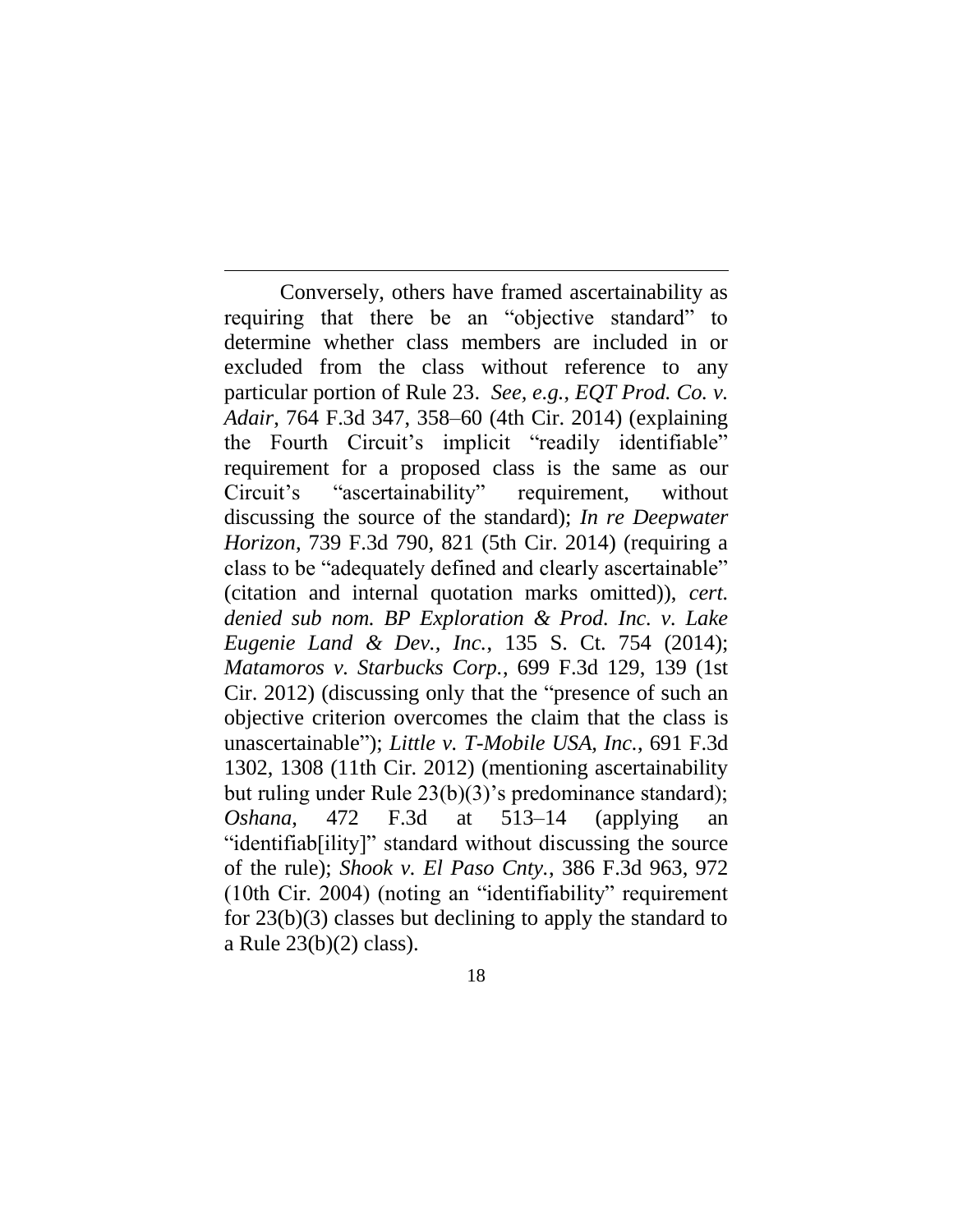Conversely, others have framed ascertainability as requiring that there be an "objective standard" to determine whether class members are included in or excluded from the class without reference to any particular portion of Rule 23. *See, e.g.*, *EQT Prod. Co. v. Adair*, 764 F.3d 347, 358–60 (4th Cir. 2014) (explaining the Fourth Circuit's implicit "readily identifiable" requirement for a proposed class is the same as our Circuit's "ascertainability" requirement, without discussing the source of the standard); *In re Deepwater Horizon*, 739 F.3d 790, 821 (5th Cir. 2014) (requiring a class to be "adequately defined and clearly ascertainable" (citation and internal quotation marks omitted)), *cert. denied sub nom. BP Exploration & Prod. Inc. v. Lake Eugenie Land & Dev., Inc.*, 135 S. Ct. 754 (2014); *Matamoros v. Starbucks Corp.*, 699 F.3d 129, 139 (1st Cir. 2012) (discussing only that the "presence of such an objective criterion overcomes the claim that the class is unascertainable"); *Little v. T-Mobile USA, Inc.*, 691 F.3d 1302, 1308 (11th Cir. 2012) (mentioning ascertainability but ruling under Rule 23(b)(3)'s predominance standard); *Oshana*, 472 F.3d at 513–14 (applying an "identifiab[ility]" standard without discussing the source of the rule); *Shook v. El Paso Cnty.*, 386 F.3d 963, 972 (10th Cir. 2004) (noting an "identifiability" requirement for 23(b)(3) classes but declining to apply the standard to a Rule 23(b)(2) class).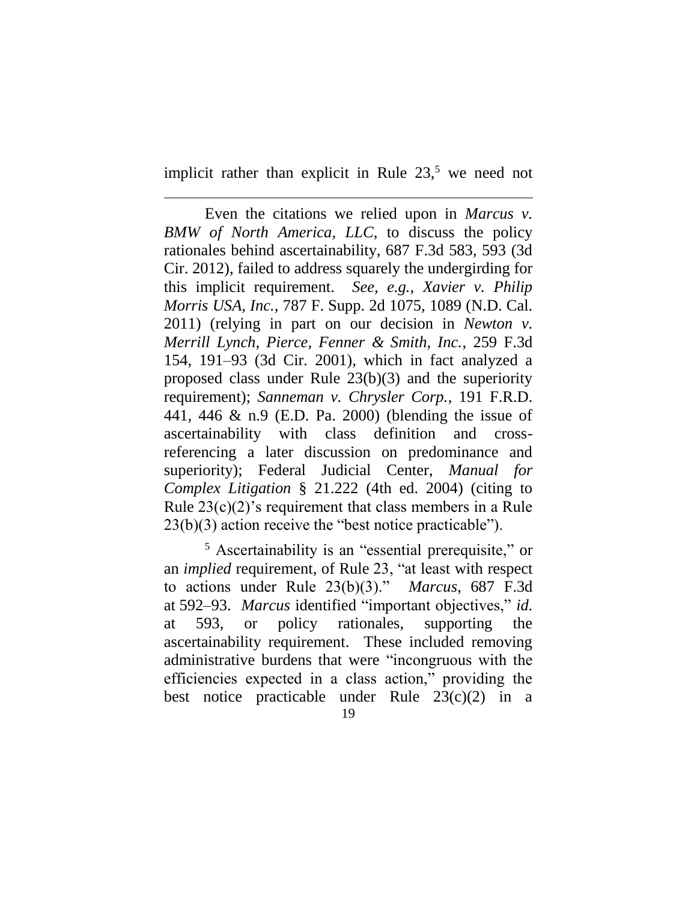implicit rather than explicit in Rule 23,[5] we need not

---

Even the citations we relied upon in *Marcus v. BMW of North America, LLC*, to discuss the policy rationales behind ascertainability, 687 F.3d 583, 593 (3d Cir. 2012), failed to address squarely the undergirding for this implicit requirement. *See, e.g.*, *Xavier v. Philip Morris USA, Inc.*, 787 F. Supp. 2d 1075, 1089 (N.D. Cal. 2011) (relying in part on our decision in *Newton v. Merrill Lynch, Pierce, Fenner & Smith, Inc.*, 259 F.3d 154, 191–93 (3d Cir. 2001), which in fact analyzed a proposed class under Rule 23(b)(3) and the superiority requirement); *Sanneman v. Chrysler Corp.*, 191 F.R.D. 441, 446 & n.9 (E.D. Pa. 2000) (blending the issue of ascertainability with class definition and cross-referencing a later discussion on predominance and superiority); Federal Judicial Center, *Manual for Complex Litigation* § 21.222 (4th ed. 2004) (citing to Rule 23(c)(2)'s requirement that class members in a Rule 23(b)(3) action receive the "best notice practicable").

[5] Ascertainability is an "essential prerequisite," or an *implied* requirement, of Rule 23, "at least with respect to actions under Rule 23(b)(3)." *Marcus*, 687 F.3d at 592–93. *Marcus* identified "important objectives," *id.* at 593, or policy rationales, supporting the ascertainability requirement. These included removing administrative burdens that were "incongruous with the efficiencies expected in a class action," providing the best notice practicable under Rule 23(c)(2) in a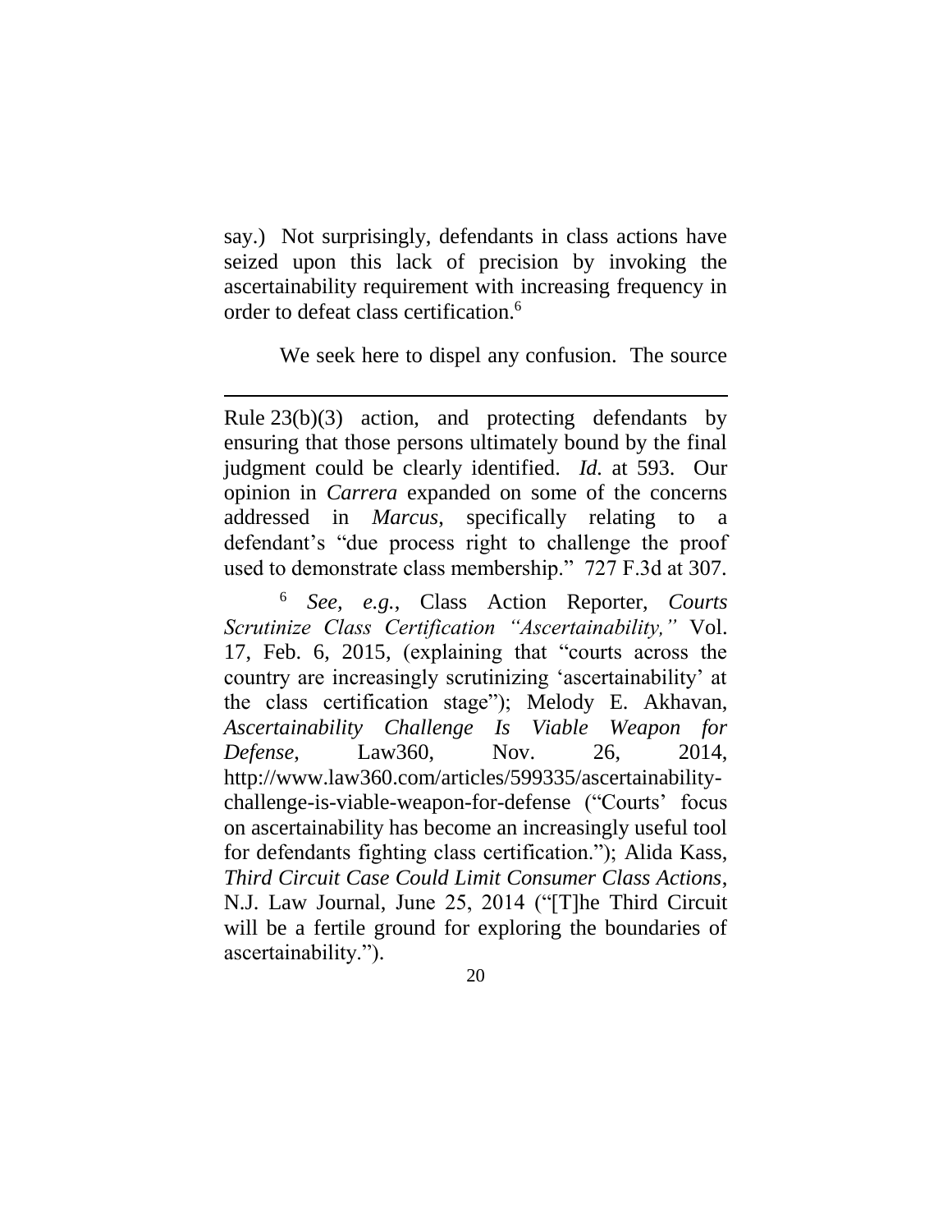say.) Not surprisingly, defendants in class actions have seized upon this lack of precision by invoking the ascertainability requirement with increasing frequency in order to defeat class certification.[6]

We seek here to dispel any confusion. The source

---

Rule 23(b)(3) action, and protecting defendants by ensuring that those persons ultimately bound by the final judgment could be clearly identified. *Id.* at 593. Our opinion in *Carrera* expanded on some of the concerns addressed in *Marcus*, specifically relating to a defendant's "due process right to challenge the proof used to demonstrate class membership." 727 F.3d at 307.

[6] *See, e.g.*, Class Action Reporter, *Courts Scrutinize Class Certification "Ascertainability,"* Vol. 17, Feb. 6, 2015, (explaining that "courts across the country are increasingly scrutinizing 'ascertainability' at the class certification stage"); Melody E. Akhavan, *Ascertainability Challenge Is Viable Weapon for Defense*, Law360, Nov. 26, 2014, http://www.law360.com/articles/599335/ascertainability-challenge-is-viable-weapon-for-defense ("Courts' focus on ascertainability has become an increasingly useful tool for defendants fighting class certification."); Alida Kass, *Third Circuit Case Could Limit Consumer Class Actions*, N.J. Law Journal, June 25, 2014 ("[T]he Third Circuit will be a fertile ground for exploring the boundaries of ascertainability.").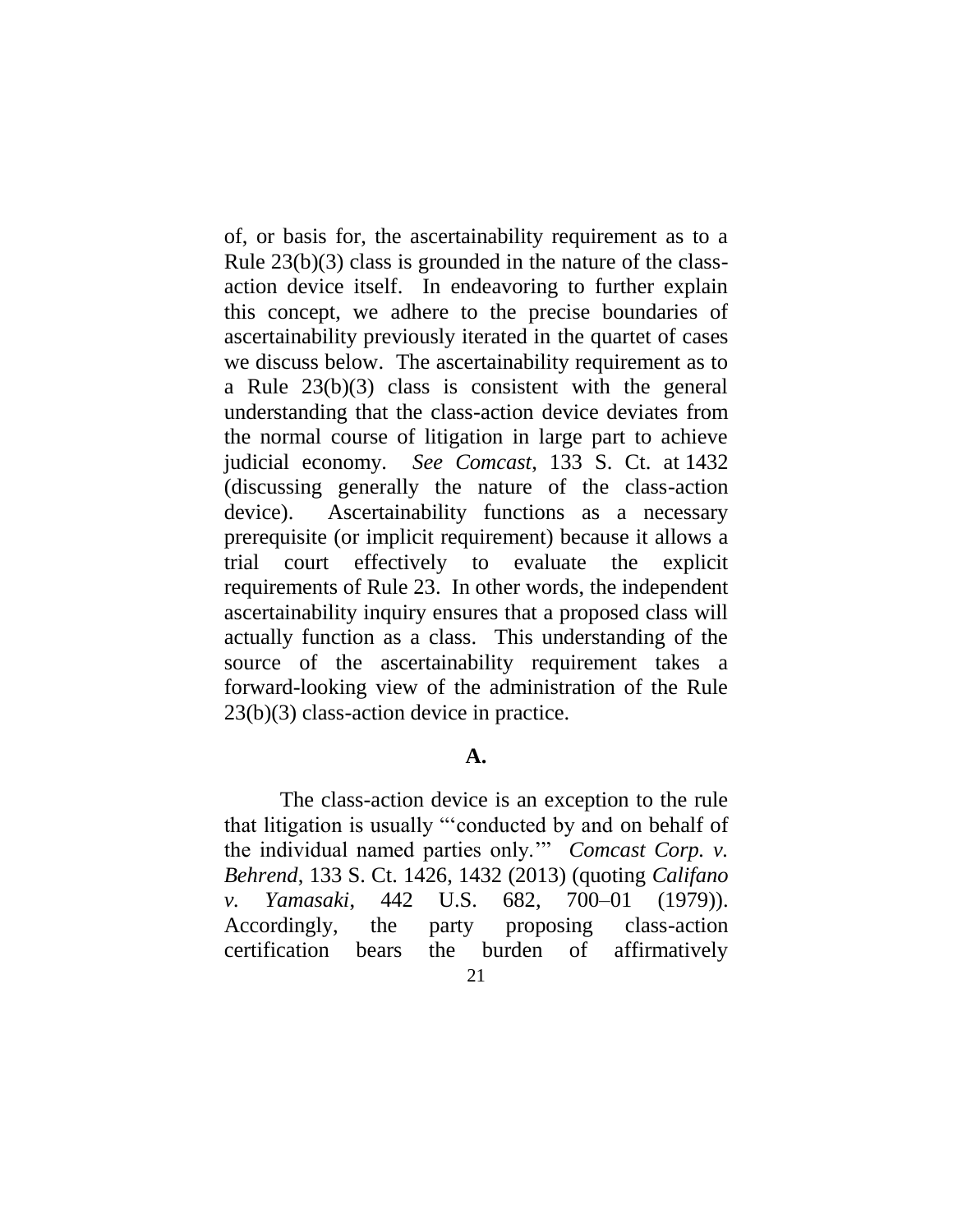of, or basis for, the ascertainability requirement as to a Rule 23(b)(3) class is grounded in the nature of the class-action device itself. In endeavoring to further explain this concept, we adhere to the precise boundaries of ascertainability previously iterated in the quartet of cases we discuss below. The ascertainability requirement as to a Rule 23(b)(3) class is consistent with the general understanding that the class-action device deviates from the normal course of litigation in large part to achieve judicial economy. *See Comcast*, 133 S. Ct. at 1432 (discussing generally the nature of the class-action device). Ascertainability functions as a necessary prerequisite (or implicit requirement) because it allows a trial court effectively to evaluate the explicit requirements of Rule 23. In other words, the independent ascertainability inquiry ensures that a proposed class will actually function as a class. This understanding of the source of the ascertainability requirement takes a forward-looking view of the administration of the Rule 23(b)(3) class-action device in practice.

**A.**

The class-action device is an exception to the rule that litigation is usually "'conducted by and on behalf of the individual named parties only.'" *Comcast Corp. v. Behrend*, 133 S. Ct. 1426, 1432 (2013) (quoting *Califano v. Yamasaki*, 442 U.S. 682, 700–01 (1979)). Accordingly, the party proposing class-action certification bears the burden of affirmatively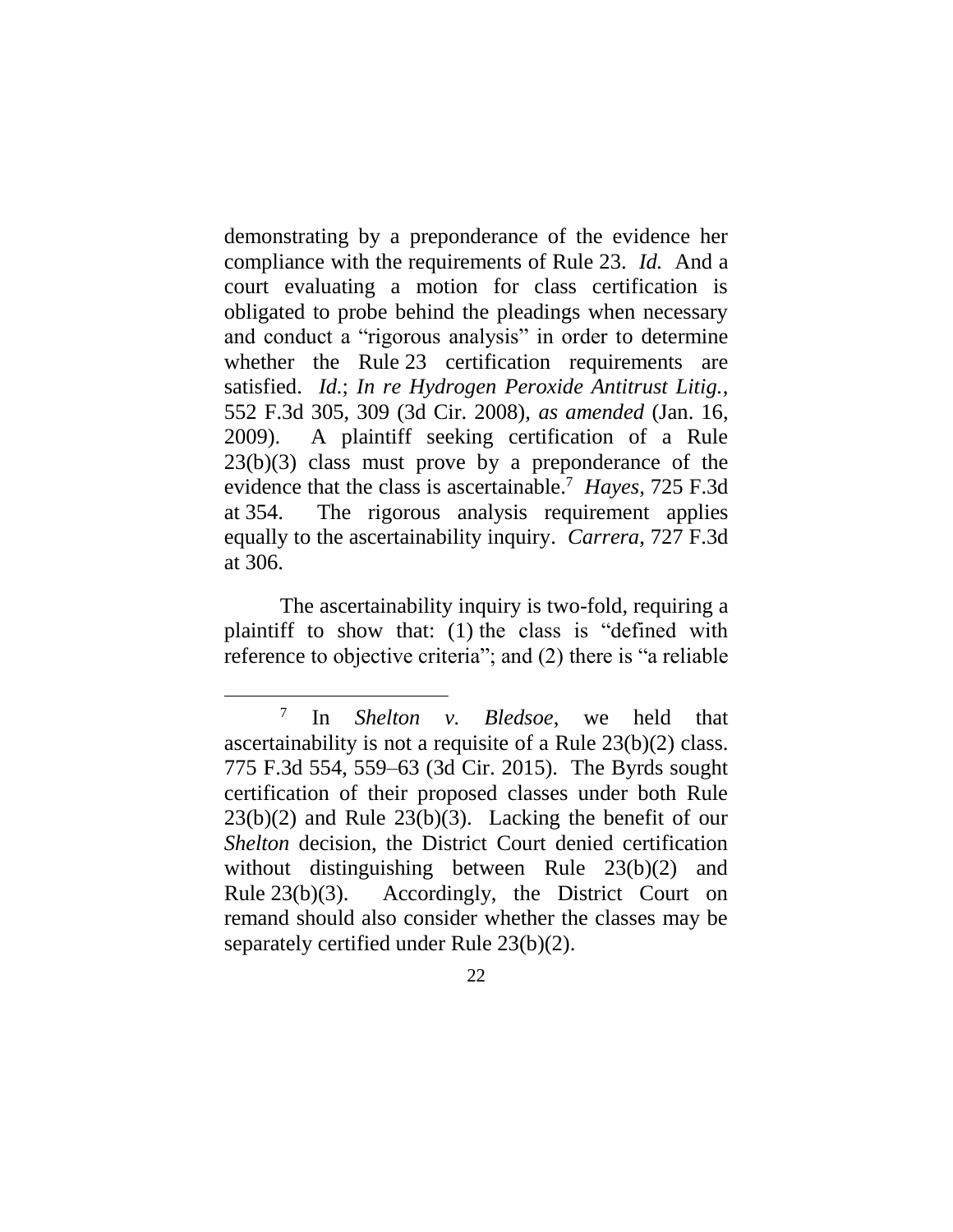demonstrating by a preponderance of the evidence her compliance with the requirements of Rule 23. *Id.* And a court evaluating a motion for class certification is obligated to probe behind the pleadings when necessary and conduct a "rigorous analysis" in order to determine whether the Rule 23 certification requirements are satisfied. *Id.*; *In re Hydrogen Peroxide Antitrust Litig.*, 552 F.3d 305, 309 (3d Cir. 2008), *as amended* (Jan. 16, 2009). A plaintiff seeking certification of a Rule 23(b)(3) class must prove by a preponderance of the evidence that the class is ascertainable.[7] *Hayes*, 725 F.3d at 354. The rigorous analysis requirement applies equally to the ascertainability inquiry. *Carrera*, 727 F.3d at 306.

The ascertainability inquiry is two-fold, requiring a plaintiff to show that: (1) the class is "defined with reference to objective criteria"; and (2) there is "a reliable

---

[7] In *Shelton v. Bledsoe*, we held that ascertainability is not a requisite of a Rule 23(b)(2) class. 775 F.3d 554, 559–63 (3d Cir. 2015). The Byrds sought certification of their proposed classes under both Rule 23(b)(2) and Rule 23(b)(3). Lacking the benefit of our *Shelton* decision, the District Court denied certification without distinguishing between Rule 23(b)(2) and Rule 23(b)(3). Accordingly, the District Court on remand should also consider whether the classes may be separately certified under Rule 23(b)(2).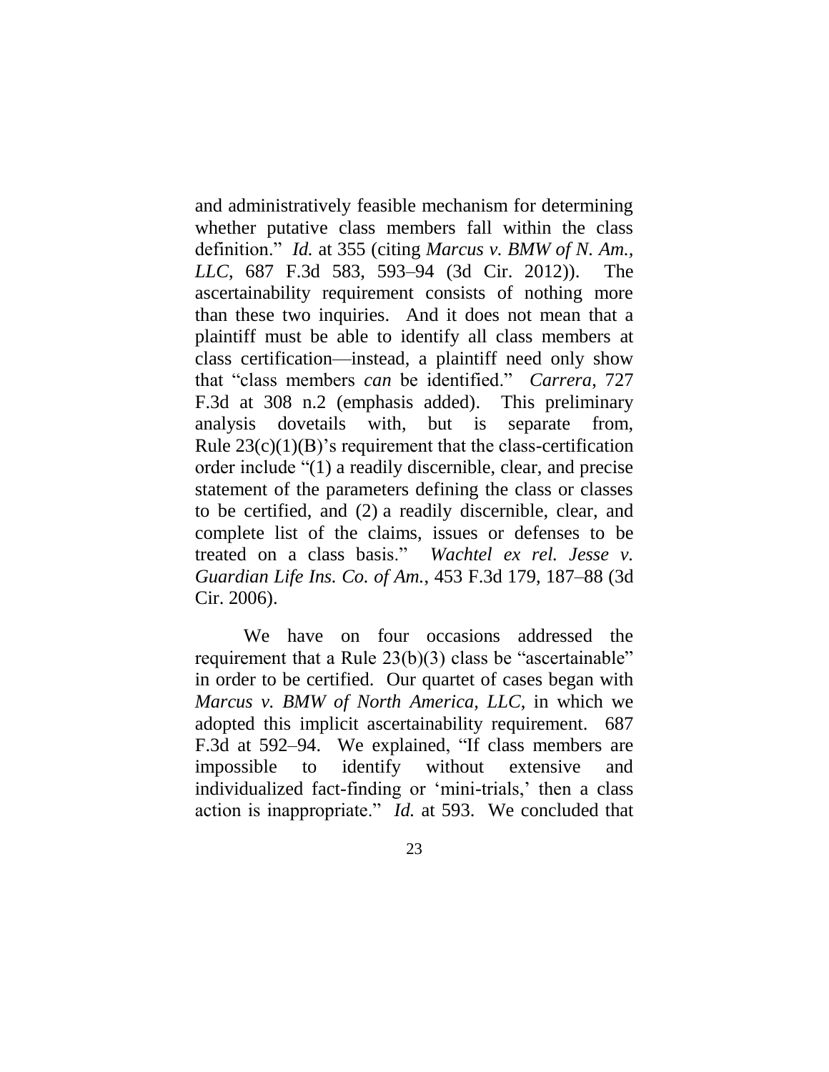and administratively feasible mechanism for determining whether putative class members fall within the class definition." *Id.* at 355 (citing *Marcus v. BMW of N. Am., LLC*, 687 F.3d 583, 593–94 (3d Cir. 2012)). The ascertainability requirement consists of nothing more than these two inquiries. And it does not mean that a plaintiff must be able to identify all class members at class certification—instead, a plaintiff need only show that "class members *can* be identified." *Carrera*, 727 F.3d at 308 n.2 (emphasis added). This preliminary analysis dovetails with, but is separate from, Rule 23(c)(1)(B)'s requirement that the class-certification order include "(1) a readily discernible, clear, and precise statement of the parameters defining the class or classes to be certified, and (2) a readily discernible, clear, and complete list of the claims, issues or defenses to be treated on a class basis." *Wachtel ex rel. Jesse v. Guardian Life Ins. Co. of Am.*, 453 F.3d 179, 187–88 (3d Cir. 2006).

We have on four occasions addressed the requirement that a Rule 23(b)(3) class be "ascertainable" in order to be certified. Our quartet of cases began with *Marcus v. BMW of North America, LLC*, in which we adopted this implicit ascertainability requirement. 687 F.3d at 592–94. We explained, "If class members are impossible to identify without extensive and individualized fact-finding or 'mini-trials,' then a class action is inappropriate." *Id.* at 593. We concluded that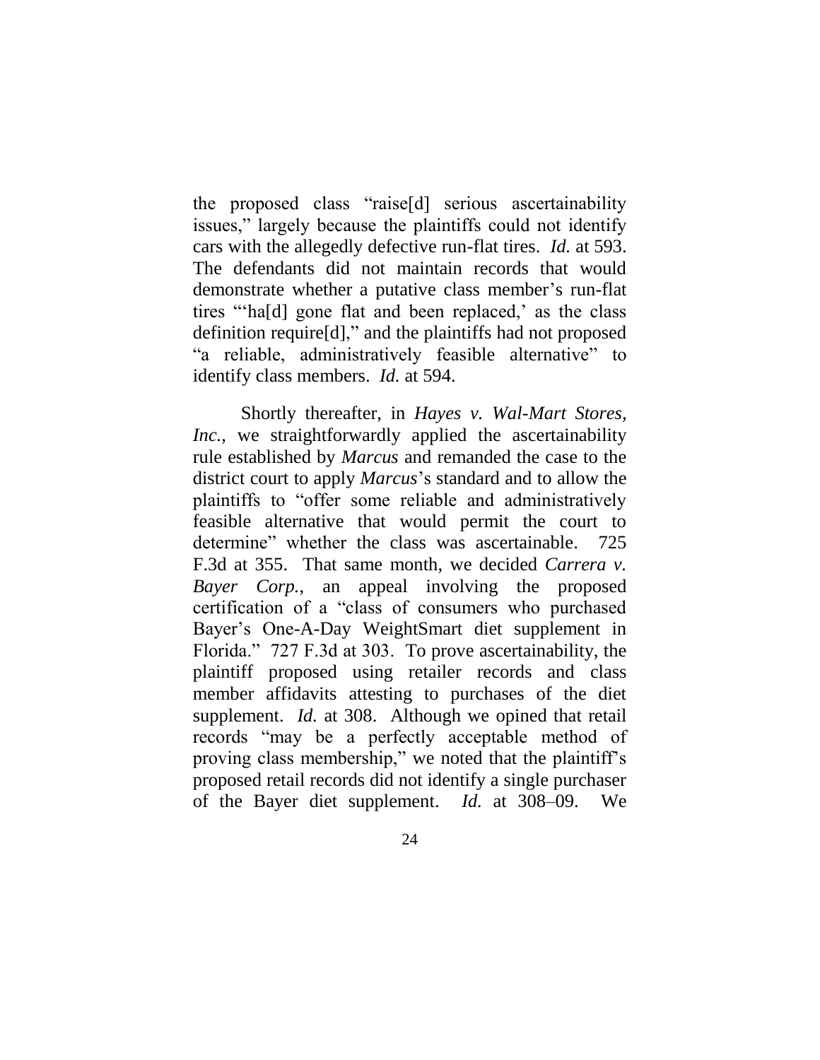the proposed class "raise[d] serious ascertainability issues," largely because the plaintiffs could not identify cars with the allegedly defective run-flat tires. *Id.* at 593. The defendants did not maintain records that would demonstrate whether a putative class member's run-flat tires "'ha[d] gone flat and been replaced,' as the class definition require[d]," and the plaintiffs had not proposed "a reliable, administratively feasible alternative" to identify class members. *Id.* at 594.

Shortly thereafter, in *Hayes v. Wal-Mart Stores, Inc.*, we straightforwardly applied the ascertainability rule established by *Marcus* and remanded the case to the district court to apply *Marcus*'s standard and to allow the plaintiffs to "offer some reliable and administratively feasible alternative that would permit the court to determine" whether the class was ascertainable. 725 F.3d at 355. That same month, we decided *Carrera v. Bayer Corp.*, an appeal involving the proposed certification of a "class of consumers who purchased Bayer's One-A-Day WeightSmart diet supplement in Florida." 727 F.3d at 303. To prove ascertainability, the plaintiff proposed using retailer records and class member affidavits attesting to purchases of the diet supplement. *Id.* at 308. Although we opined that retail records "may be a perfectly acceptable method of proving class membership," we noted that the plaintiff's proposed retail records did not identify a single purchaser of the Bayer diet supplement. *Id.* at 308–09. We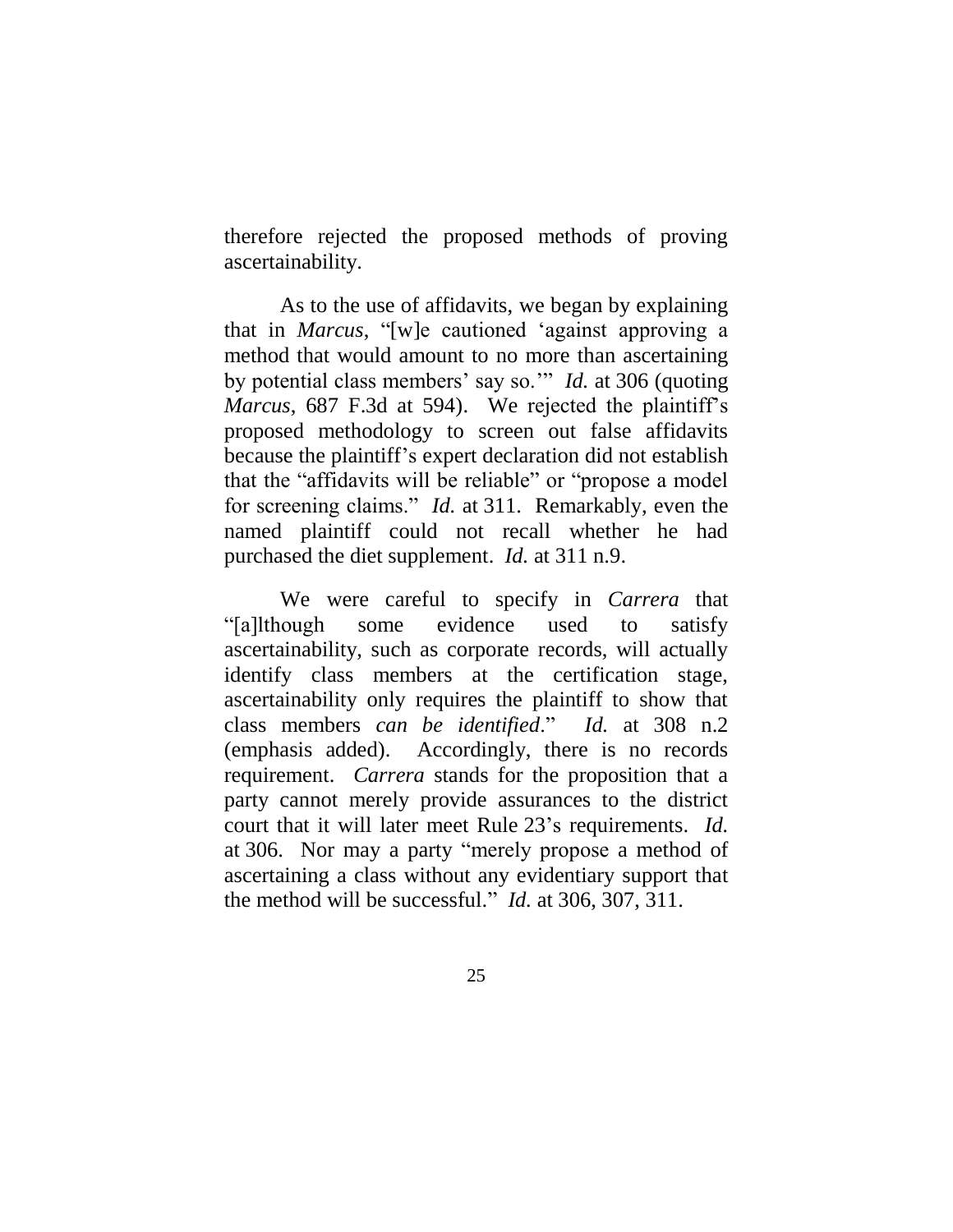therefore rejected the proposed methods of proving ascertainability.

As to the use of affidavits, we began by explaining that in *Marcus*, "[w]e cautioned 'against approving a method that would amount to no more than ascertaining by potential class members' say so.'" *Id.* at 306 (quoting *Marcus*, 687 F.3d at 594). We rejected the plaintiff's proposed methodology to screen out false affidavits because the plaintiff's expert declaration did not establish that the "affidavits will be reliable" or "propose a model for screening claims." *Id.* at 311. Remarkably, even the named plaintiff could not recall whether he had purchased the diet supplement. *Id.* at 311 n.9.

We were careful to specify in *Carrera* that "[a]lthough some evidence used to satisfy ascertainability, such as corporate records, will actually identify class members at the certification stage, ascertainability only requires the plaintiff to show that class members *can be identified*." *Id.* at 308 n.2 (emphasis added). Accordingly, there is no records requirement. *Carrera* stands for the proposition that a party cannot merely provide assurances to the district court that it will later meet Rule 23's requirements. *Id.* at 306. Nor may a party "merely propose a method of ascertaining a class without any evidentiary support that the method will be successful." *Id.* at 306, 307, 311.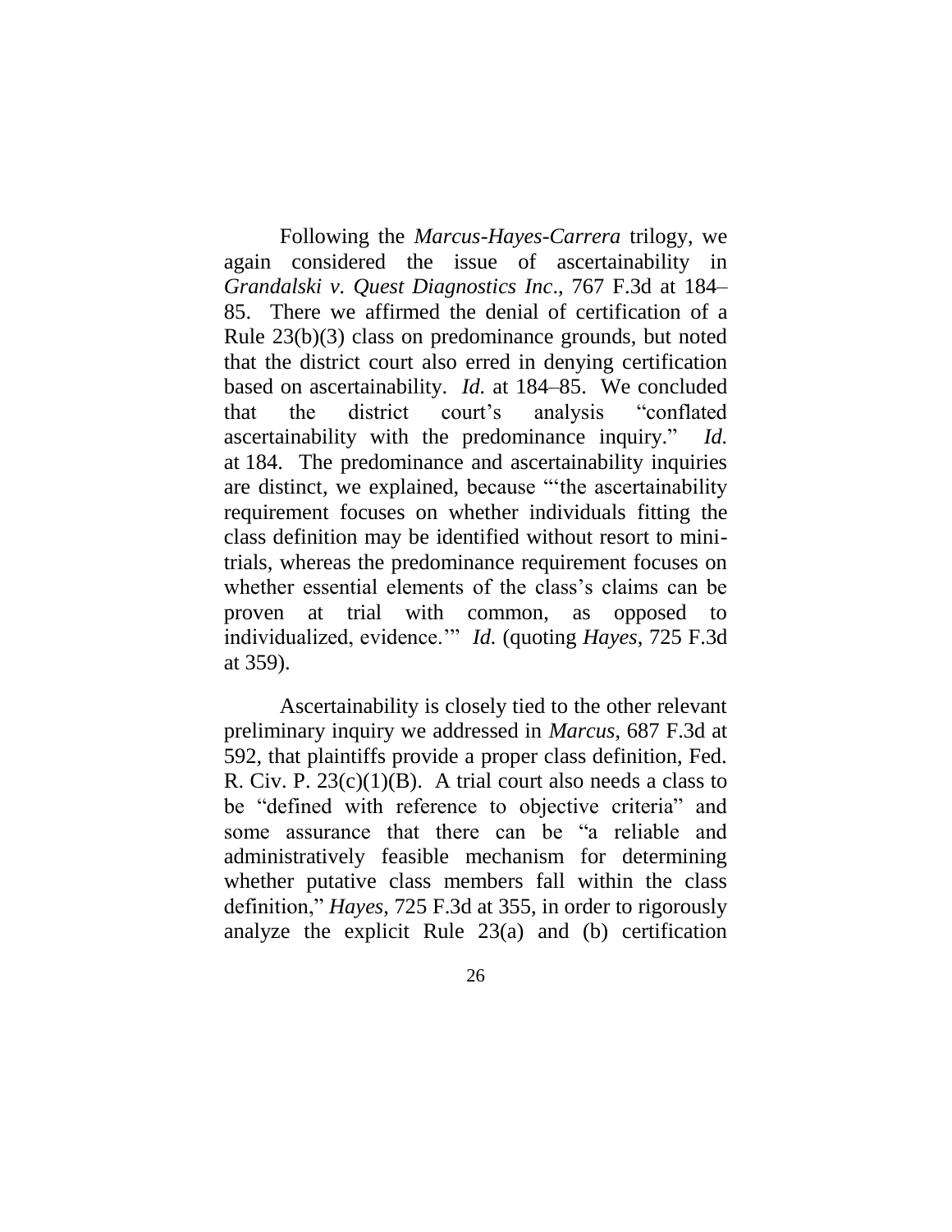Following the *Marcus-Hayes-Carrera* trilogy, we again considered the issue of ascertainability in *Grandalski v. Quest Diagnostics Inc*., 767 F.3d at 184–85. There we affirmed the denial of certification of a Rule 23(b)(3) class on predominance grounds, but noted that the district court also erred in denying certification based on ascertainability. *Id.* at 184–85. We concluded that the district court's analysis "conflated ascertainability with the predominance inquiry." *Id.* at 184. The predominance and ascertainability inquiries are distinct, we explained, because "'the ascertainability requirement focuses on whether individuals fitting the class definition may be identified without resort to mini-trials, whereas the predominance requirement focuses on whether essential elements of the class's claims can be proven at trial with common, as opposed to individualized, evidence.'" *Id.* (quoting *Hayes*, 725 F.3d at 359).

Ascertainability is closely tied to the other relevant preliminary inquiry we addressed in *Marcus*, 687 F.3d at 592, that plaintiffs provide a proper class definition, Fed. R. Civ. P. 23(c)(1)(B). A trial court also needs a class to be "defined with reference to objective criteria" and some assurance that there can be "a reliable and administratively feasible mechanism for determining whether putative class members fall within the class definition," *Hayes*, 725 F.3d at 355, in order to rigorously analyze the explicit Rule 23(a) and (b) certification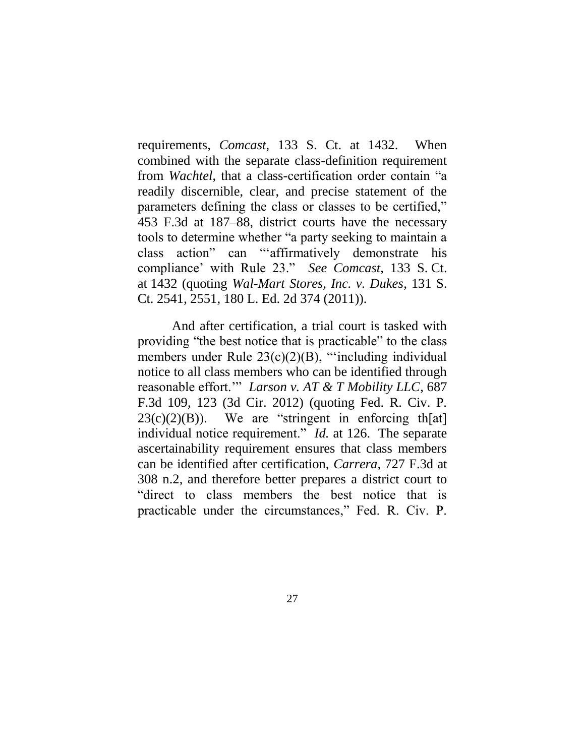requirements, *Comcast*, 133 S. Ct. at 1432. When combined with the separate class-definition requirement from *Wachtel*, that a class-certification order contain "a readily discernible, clear, and precise statement of the parameters defining the class or classes to be certified," 453 F.3d at 187–88, district courts have the necessary tools to determine whether "a party seeking to maintain a class action" can "'affirmatively demonstrate his compliance' with Rule 23." *See Comcast*, 133 S. Ct. at 1432 (quoting *Wal-Mart Stores, Inc. v. Dukes*, 131 S. Ct. 2541, 2551, 180 L. Ed. 2d 374 (2011)).

And after certification, a trial court is tasked with providing "the best notice that is practicable" to the class members under Rule 23(c)(2)(B), "'including individual notice to all class members who can be identified through reasonable effort.'" *Larson v. AT & T Mobility LLC*, 687 F.3d 109, 123 (3d Cir. 2012) (quoting Fed. R. Civ. P. 23(c)(2)(B)). We are "stringent in enforcing th[at] individual notice requirement." *Id.* at 126. The separate ascertainability requirement ensures that class members can be identified after certification, *Carrera*, 727 F.3d at 308 n.2, and therefore better prepares a district court to "direct to class members the best notice that is practicable under the circumstances," Fed. R. Civ. P.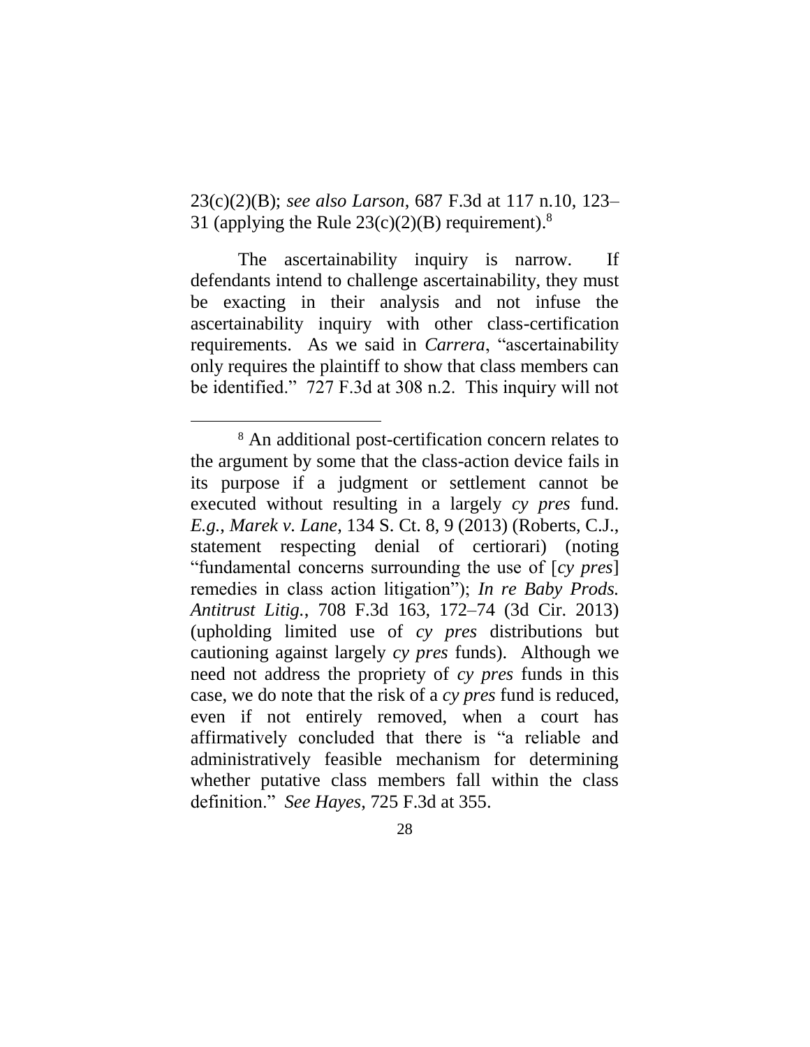23(c)(2)(B); *see also Larson*, 687 F.3d at 117 n.10, 123–31 (applying the Rule 23(c)(2)(B) requirement).[8]

The ascertainability inquiry is narrow. If defendants intend to challenge ascertainability, they must be exacting in their analysis and not infuse the ascertainability inquiry with other class-certification requirements. As we said in *Carrera*, "ascertainability only requires the plaintiff to show that class members can be identified." 727 F.3d at 308 n.2. This inquiry will not

---

[8] An additional post-certification concern relates to the argument by some that the class-action device fails in its purpose if a judgment or settlement cannot be executed without resulting in a largely *cy pres* fund. *E.g.*, *Marek v. Lane*, 134 S. Ct. 8, 9 (2013) (Roberts, C.J., statement respecting denial of certiorari) (noting "fundamental concerns surrounding the use of [*cy pres*] remedies in class action litigation"); *In re Baby Prods. Antitrust Litig.*, 708 F.3d 163, 172–74 (3d Cir. 2013) (upholding limited use of *cy pres* distributions but cautioning against largely *cy pres* funds). Although we need not address the propriety of *cy pres* funds in this case, we do note that the risk of a *cy pres* fund is reduced, even if not entirely removed, when a court has affirmatively concluded that there is "a reliable and administratively feasible mechanism for determining whether putative class members fall within the class definition." *See Hayes*, 725 F.3d at 355.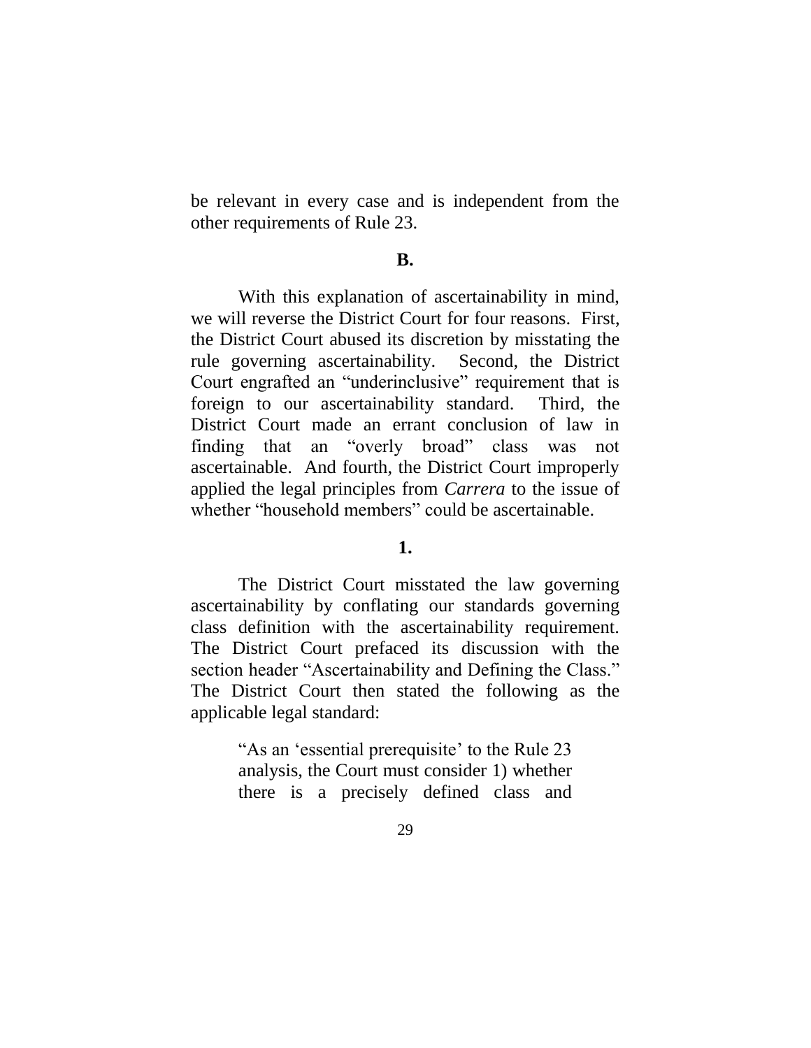be relevant in every case and is independent from the other requirements of Rule 23.

**B.**

With this explanation of ascertainability in mind, we will reverse the District Court for four reasons. First, the District Court abused its discretion by misstating the rule governing ascertainability. Second, the District Court engrafted an "underinclusive" requirement that is foreign to our ascertainability standard. Third, the District Court made an errant conclusion of law in finding that an "overly broad" class was not ascertainable. And fourth, the District Court improperly applied the legal principles from *Carrera* to the issue of whether "household members" could be ascertainable.

**1.**

The District Court misstated the law governing ascertainability by conflating our standards governing class definition with the ascertainability requirement. The District Court prefaced its discussion with the section header "Ascertainability and Defining the Class." The District Court then stated the following as the applicable legal standard:

> "As an 'essential prerequisite' to the Rule 23 analysis, the Court must consider 1) whether there is a precisely defined class and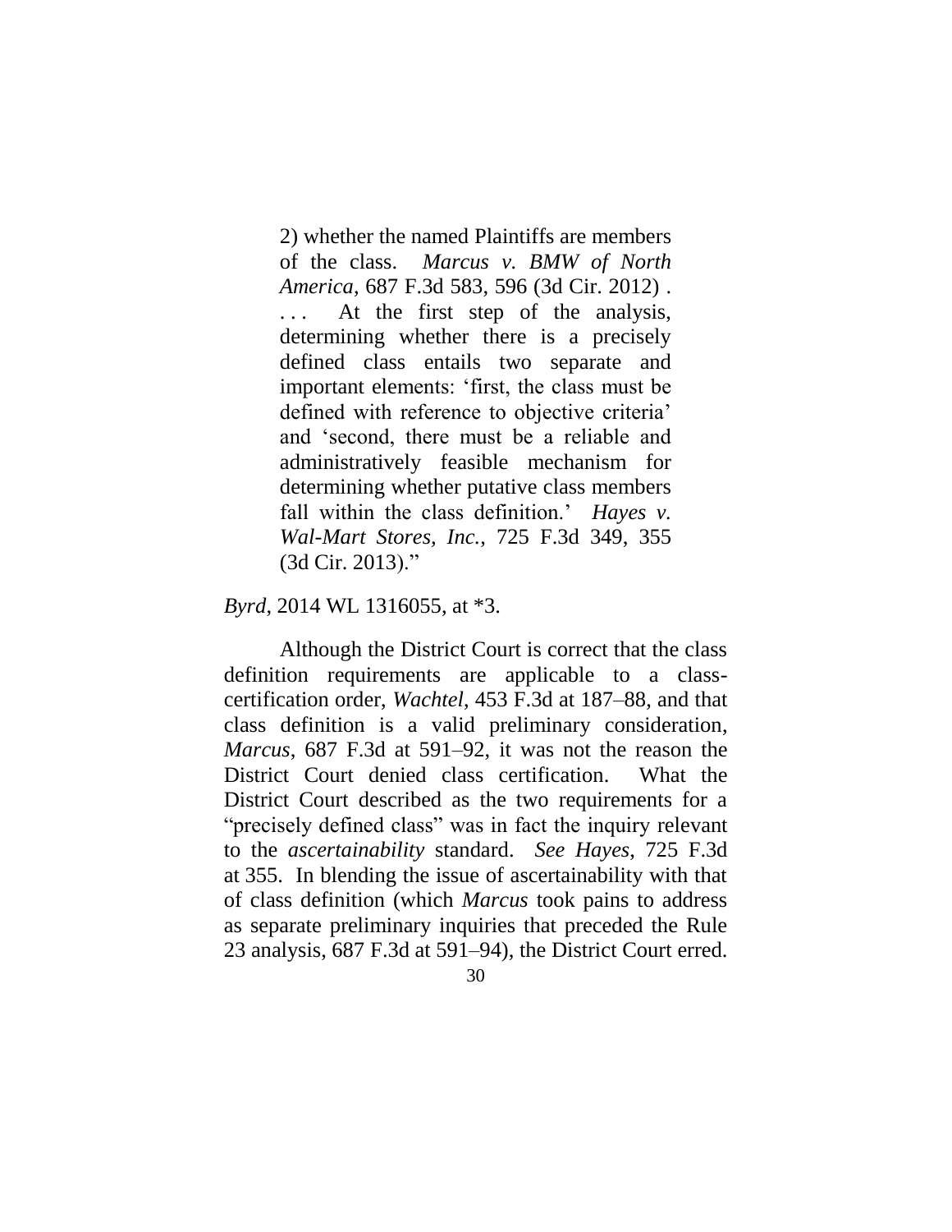> 2) whether the named Plaintiffs are members of the class. *Marcus v. BMW of North America*, 687 F.3d 583, 596 (3d Cir. 2012) . . . . At the first step of the analysis, determining whether there is a precisely defined class entails two separate and important elements: 'first, the class must be defined with reference to objective criteria' and 'second, there must be a reliable and administratively feasible mechanism for determining whether putative class members fall within the class definition.' *Hayes v. Wal-Mart Stores, Inc.*, 725 F.3d 349, 355 (3d Cir. 2013)."

*Byrd*, 2014 WL 1316055, at *3.

Although the District Court is correct that the class definition requirements are applicable to a class-certification order, *Wachtel*, 453 F.3d at 187–88, and that class definition is a valid preliminary consideration, *Marcus*, 687 F.3d at 591–92, it was not the reason the District Court denied class certification. What the District Court described as the two requirements for a "precisely defined class" was in fact the inquiry relevant to the *ascertainability* standard. *See Hayes*, 725 F.3d at 355. In blending the issue of ascertainability with that of class definition (which *Marcus* took pains to address as separate preliminary inquiries that preceded the Rule 23 analysis, 687 F.3d at 591–94), the District Court erred.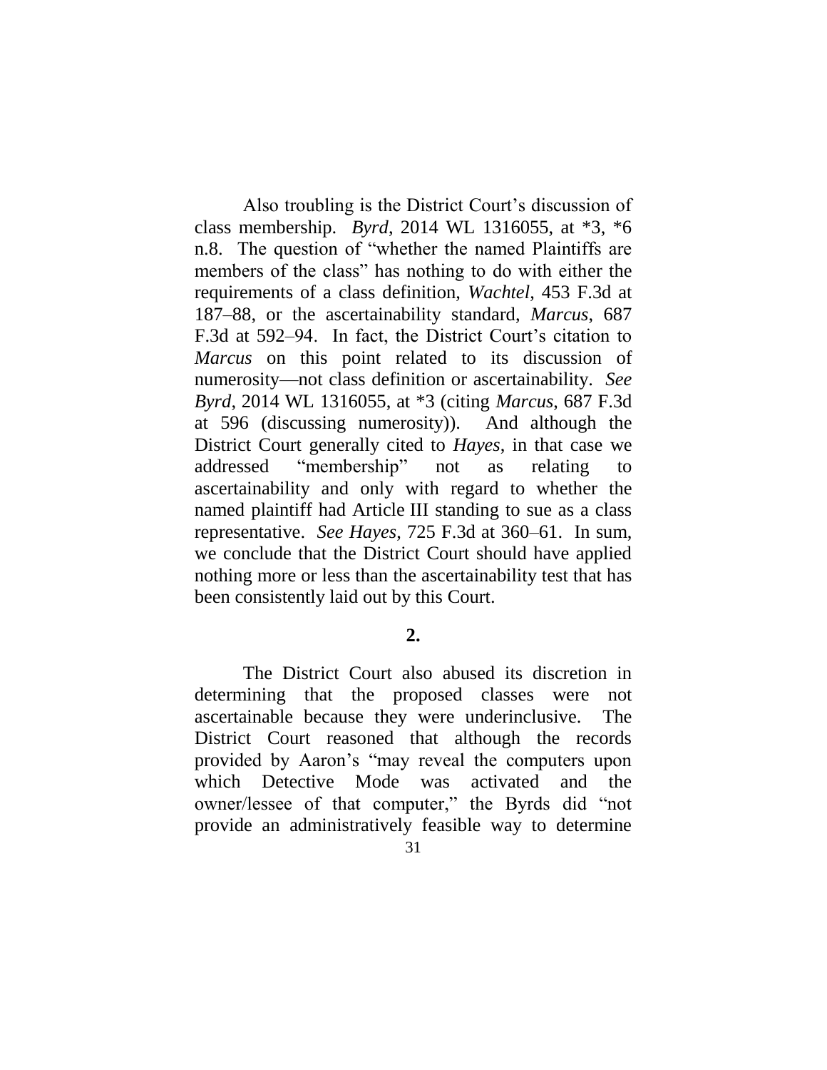Also troubling is the District Court's discussion of class membership. *Byrd*, 2014 WL 1316055, at *3, *6 n.8. The question of "whether the named Plaintiffs are members of the class" has nothing to do with either the requirements of a class definition, *Wachtel*, 453 F.3d at 187–88, or the ascertainability standard, *Marcus*, 687 F.3d at 592–94. In fact, the District Court's citation to *Marcus* on this point related to its discussion of numerosity—not class definition or ascertainability. *See Byrd*, 2014 WL 1316055, at *3 (citing *Marcus*, 687 F.3d at 596 (discussing numerosity)). And although the District Court generally cited to *Hayes*, in that case we addressed "membership" not as relating to ascertainability and only with regard to whether the named plaintiff had Article III standing to sue as a class representative. *See Hayes*, 725 F.3d at 360–61. In sum, we conclude that the District Court should have applied nothing more or less than the ascertainability test that has been consistently laid out by this Court.

**2.**

The District Court also abused its discretion in determining that the proposed classes were not ascertainable because they were underinclusive. The District Court reasoned that although the records provided by Aaron's "may reveal the computers upon which Detective Mode was activated and the owner/lessee of that computer," the Byrds did "not provide an administratively feasible way to determine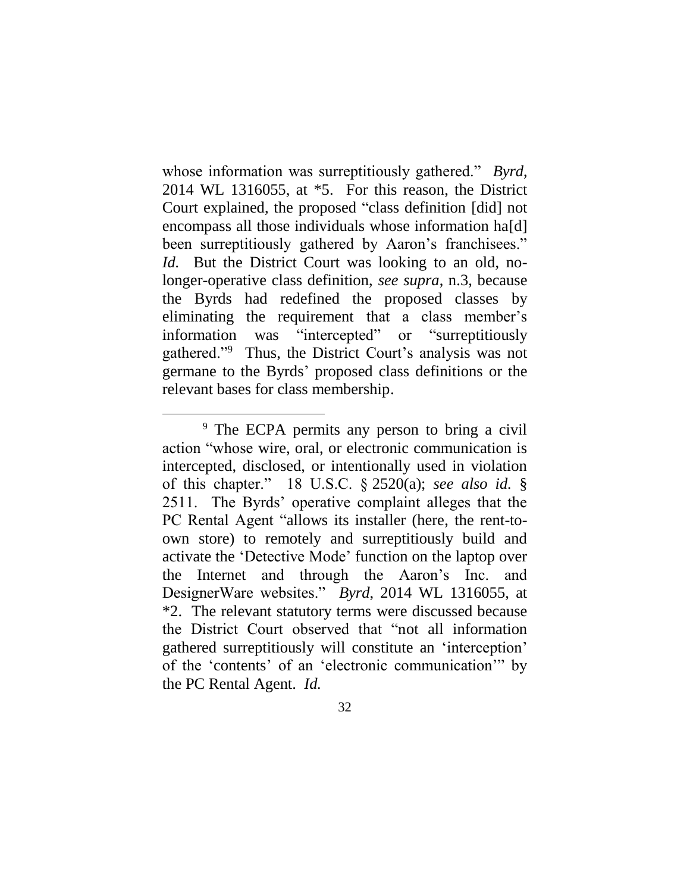whose information was surreptitiously gathered." *Byrd*, 2014 WL 1316055, at \*5. For this reason, the District Court explained, the proposed "class definition [did] not encompass all those individuals whose information ha[d] been surreptitiously gathered by Aaron's franchisees." *Id.* But the District Court was looking to an old, no-longer-operative class definition, *see supra*, n.3, because the Byrds had redefined the proposed classes by eliminating the requirement that a class member's information was "intercepted" or "surreptitiously gathered."[9] Thus, the District Court's analysis was not germane to the Byrds' proposed class definitions or the relevant bases for class membership.

---

[9] The ECPA permits any person to bring a civil action "whose wire, oral, or electronic communication is intercepted, disclosed, or intentionally used in violation of this chapter." 18 U.S.C. § 2520(a); *see also id.* § 2511. The Byrds' operative complaint alleges that the PC Rental Agent "allows its installer (here, the rent-to-own store) to remotely and surreptitiously build and activate the 'Detective Mode' function on the laptop over the Internet and through the Aaron's Inc. and DesignerWare websites." *Byrd*, 2014 WL 1316055, at \*2. The relevant statutory terms were discussed because the District Court observed that "not all information gathered surreptitiously will constitute an 'interception' of the 'contents' of an 'electronic communication'" by the PC Rental Agent. *Id.*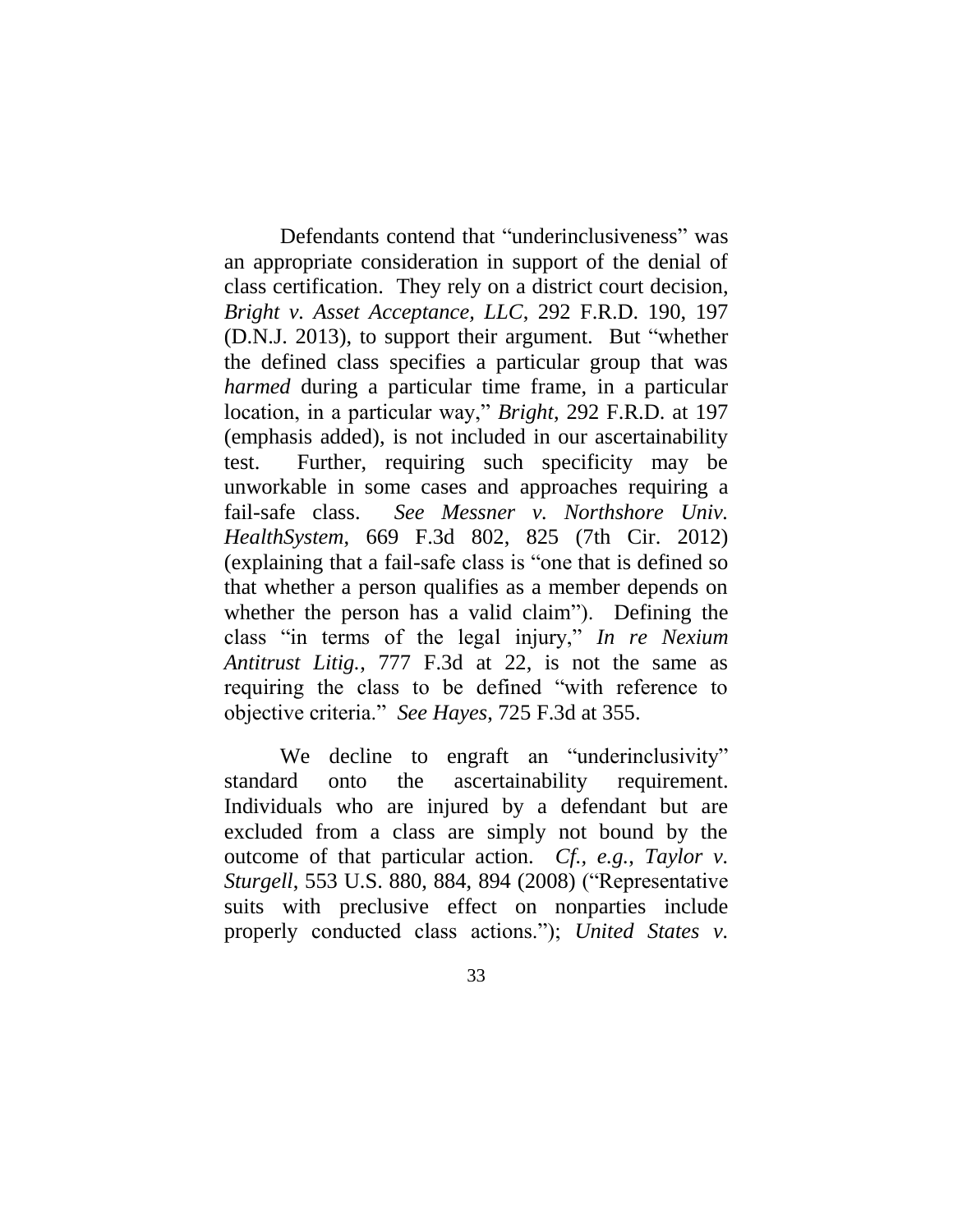Defendants contend that "underinclusiveness" was an appropriate consideration in support of the denial of class certification. They rely on a district court decision, *Bright v. Asset Acceptance, LLC*, 292 F.R.D. 190, 197 (D.N.J. 2013), to support their argument. But "whether the defined class specifies a particular group that was *harmed* during a particular time frame, in a particular location, in a particular way," *Bright*, 292 F.R.D. at 197 (emphasis added), is not included in our ascertainability test. Further, requiring such specificity may be unworkable in some cases and approaches requiring a fail-safe class. *See Messner v. Northshore Univ. HealthSystem*, 669 F.3d 802, 825 (7th Cir. 2012) (explaining that a fail-safe class is "one that is defined so that whether a person qualifies as a member depends on whether the person has a valid claim"). Defining the class "in terms of the legal injury," *In re Nexium Antitrust Litig.*, 777 F.3d at 22, is not the same as requiring the class to be defined "with reference to objective criteria." *See Hayes*, 725 F.3d at 355.

We decline to engraft an "underinclusivity" standard onto the ascertainability requirement. Individuals who are injured by a defendant but are excluded from a class are simply not bound by the outcome of that particular action. *Cf., e.g.*, *Taylor v. Sturgell*, 553 U.S. 880, 884, 894 (2008) ("Representative suits with preclusive effect on nonparties include properly conducted class actions."); *United States v.*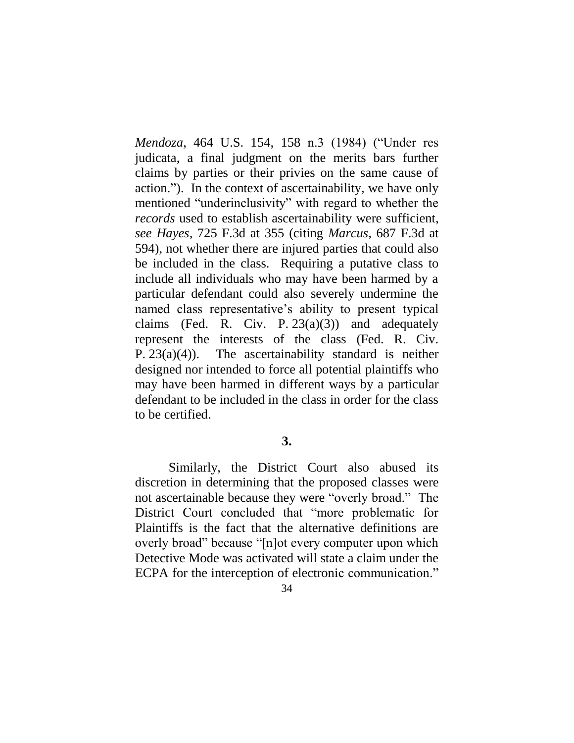*Mendoza*, 464 U.S. 154, 158 n.3 (1984) ("Under res judicata, a final judgment on the merits bars further claims by parties or their privies on the same cause of action."). In the context of ascertainability, we have only mentioned "underinclusivity" with regard to whether the *records* used to establish ascertainability were sufficient, *see Hayes*, 725 F.3d at 355 (citing *Marcus*, 687 F.3d at 594), not whether there are injured parties that could also be included in the class. Requiring a putative class to include all individuals who may have been harmed by a particular defendant could also severely undermine the named class representative's ability to present typical claims (Fed. R. Civ. P. 23(a)(3)) and adequately represent the interests of the class (Fed. R. Civ. P. 23(a)(4)). The ascertainability standard is neither designed nor intended to force all potential plaintiffs who may have been harmed in different ways by a particular defendant to be included in the class in order for the class to be certified.

**3.**

Similarly, the District Court also abused its discretion in determining that the proposed classes were not ascertainable because they were "overly broad." The District Court concluded that "more problematic for Plaintiffs is the fact that the alternative definitions are overly broad" because "[n]ot every computer upon which Detective Mode was activated will state a claim under the ECPA for the interception of electronic communication."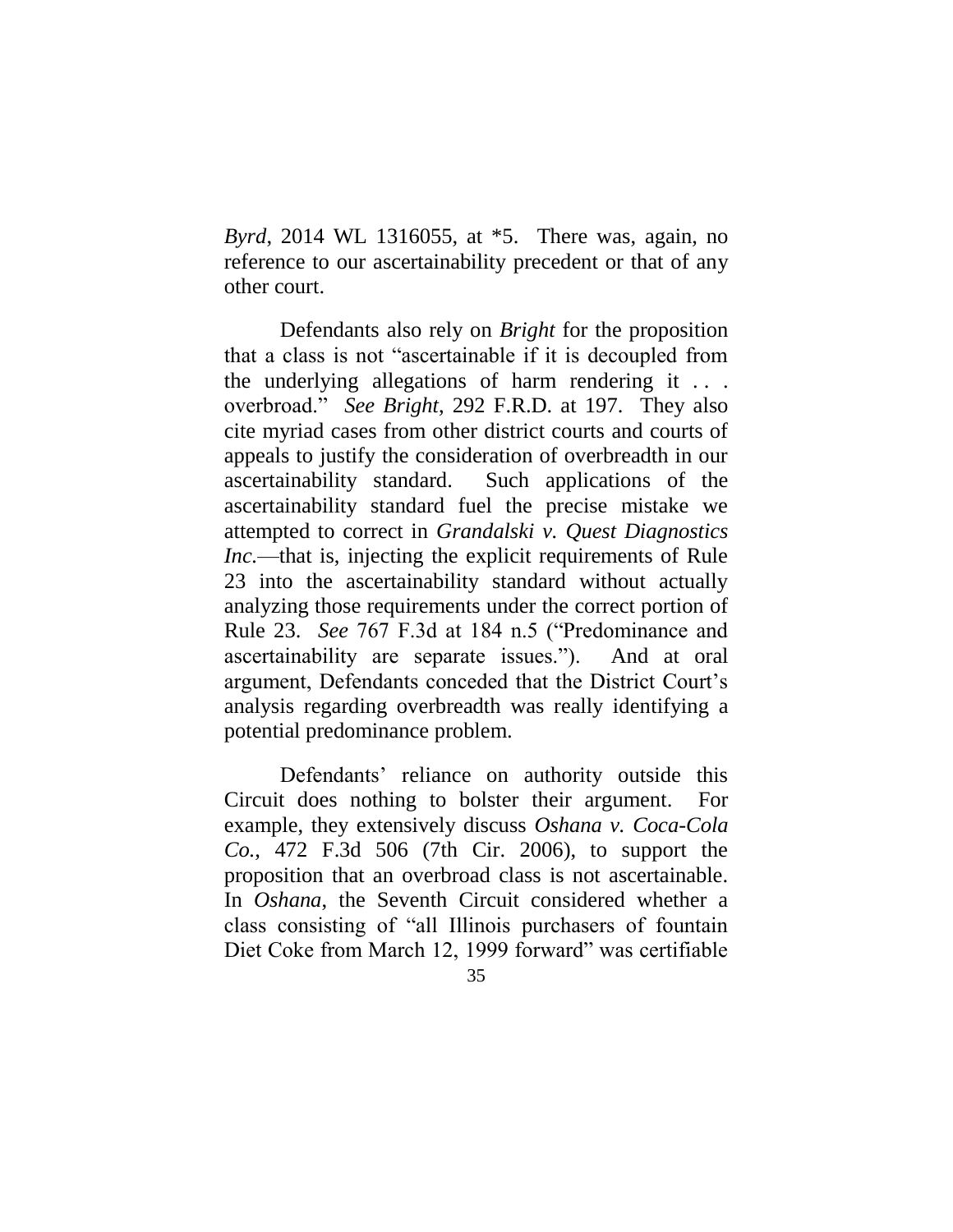*Byrd*, 2014 WL 1316055, at *5. There was, again, no reference to our ascertainability precedent or that of any other court.

Defendants also rely on *Bright* for the proposition that a class is not "ascertainable if it is decoupled from the underlying allegations of harm rendering it . . . overbroad." *See Bright*, 292 F.R.D. at 197. They also cite myriad cases from other district courts and courts of appeals to justify the consideration of overbreadth in our ascertainability standard. Such applications of the ascertainability standard fuel the precise mistake we attempted to correct in *Grandalski v. Quest Diagnostics Inc.*—that is, injecting the explicit requirements of Rule 23 into the ascertainability standard without actually analyzing those requirements under the correct portion of Rule 23. *See* 767 F.3d at 184 n.5 ("Predominance and ascertainability are separate issues."). And at oral argument, Defendants conceded that the District Court's analysis regarding overbreadth was really identifying a potential predominance problem.

Defendants' reliance on authority outside this Circuit does nothing to bolster their argument. For example, they extensively discuss *Oshana v. Coca-Cola Co.*, 472 F.3d 506 (7th Cir. 2006), to support the proposition that an overbroad class is not ascertainable. In *Oshana*, the Seventh Circuit considered whether a class consisting of "all Illinois purchasers of fountain Diet Coke from March 12, 1999 forward" was certifiable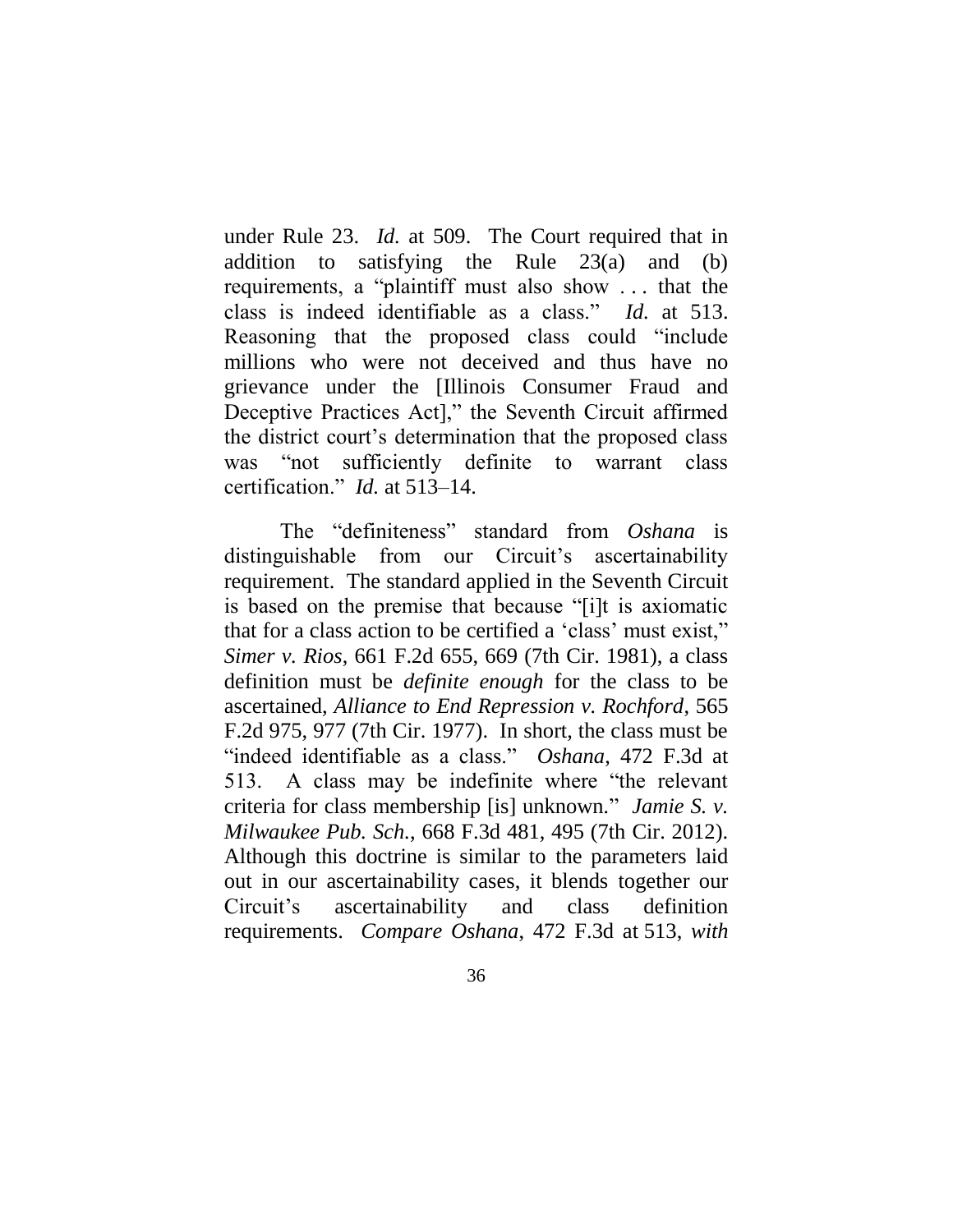under Rule 23. *Id.* at 509. The Court required that in addition to satisfying the Rule 23(a) and (b) requirements, a "plaintiff must also show . . . that the class is indeed identifiable as a class." *Id.* at 513. Reasoning that the proposed class could "include millions who were not deceived and thus have no grievance under the [Illinois Consumer Fraud and Deceptive Practices Act]," the Seventh Circuit affirmed the district court's determination that the proposed class was "not sufficiently definite to warrant class certification." *Id.* at 513–14.

The "definiteness" standard from *Oshana* is distinguishable from our Circuit's ascertainability requirement. The standard applied in the Seventh Circuit is based on the premise that because "[i]t is axiomatic that for a class action to be certified a 'class' must exist," *Simer v. Rios*, 661 F.2d 655, 669 (7th Cir. 1981), a class definition must be *definite enough* for the class to be ascertained, *Alliance to End Repression v. Rochford*, 565 F.2d 975, 977 (7th Cir. 1977). In short, the class must be "indeed identifiable as a class." *Oshana*, 472 F.3d at 513. A class may be indefinite where "the relevant criteria for class membership [is] unknown." *Jamie S. v. Milwaukee Pub. Sch.*, 668 F.3d 481, 495 (7th Cir. 2012). Although this doctrine is similar to the parameters laid out in our ascertainability cases, it blends together our Circuit's ascertainability and class definition requirements. *Compare Oshana*, 472 F.3d at 513, *with*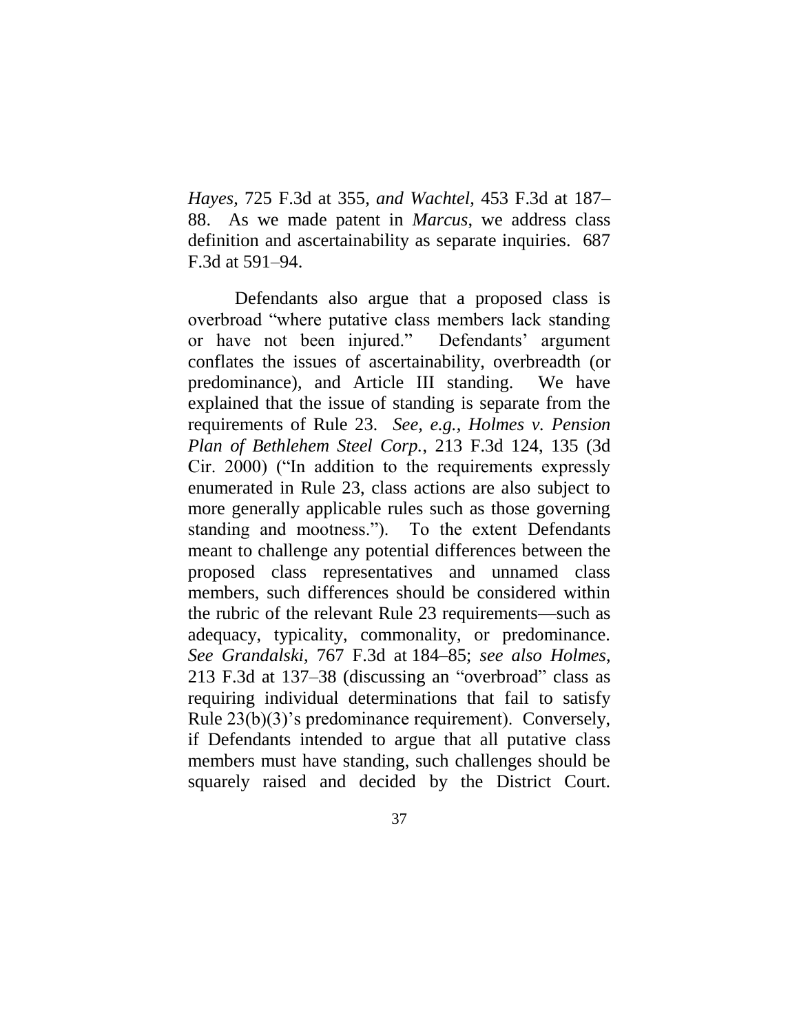*Hayes*, 725 F.3d at 355, *and Wachtel*, 453 F.3d at 187–88. As we made patent in *Marcus*, we address class definition and ascertainability as separate inquiries. 687 F.3d at 591–94.

Defendants also argue that a proposed class is overbroad "where putative class members lack standing or have not been injured." Defendants' argument conflates the issues of ascertainability, overbreadth (or predominance), and Article III standing. We have explained that the issue of standing is separate from the requirements of Rule 23. *See, e.g.*, *Holmes v. Pension Plan of Bethlehem Steel Corp.*, 213 F.3d 124, 135 (3d Cir. 2000) ("In addition to the requirements expressly enumerated in Rule 23, class actions are also subject to more generally applicable rules such as those governing standing and mootness."). To the extent Defendants meant to challenge any potential differences between the proposed class representatives and unnamed class members, such differences should be considered within the rubric of the relevant Rule 23 requirements—such as adequacy, typicality, commonality, or predominance. *See Grandalski*, 767 F.3d at 184–85; *see also Holmes*, 213 F.3d at 137–38 (discussing an "overbroad" class as requiring individual determinations that fail to satisfy Rule 23(b)(3)'s predominance requirement). Conversely, if Defendants intended to argue that all putative class members must have standing, such challenges should be squarely raised and decided by the District Court.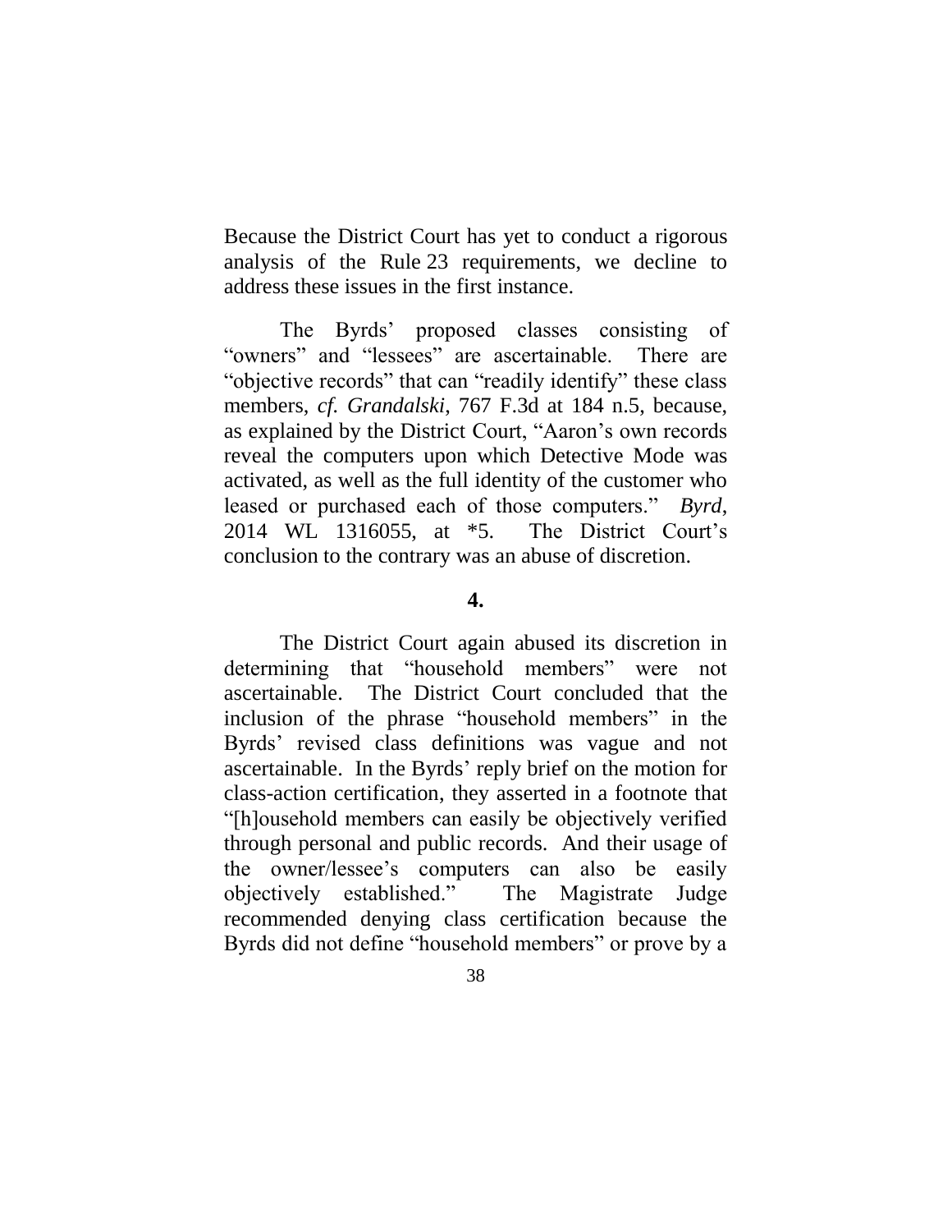Because the District Court has yet to conduct a rigorous analysis of the Rule 23 requirements, we decline to address these issues in the first instance.

The Byrds' proposed classes consisting of "owners" and "lessees" are ascertainable. There are "objective records" that can "readily identify" these class members, *cf. Grandalski*, 767 F.3d at 184 n.5, because, as explained by the District Court, "Aaron's own records reveal the computers upon which Detective Mode was activated, as well as the full identity of the customer who leased or purchased each of those computers." *Byrd*, 2014 WL 1316055, at *5. The District Court's conclusion to the contrary was an abuse of discretion.

**4.**

The District Court again abused its discretion in determining that "household members" were not ascertainable. The District Court concluded that the inclusion of the phrase "household members" in the Byrds' revised class definitions was vague and not ascertainable. In the Byrds' reply brief on the motion for class-action certification, they asserted in a footnote that "[h]ousehold members can easily be objectively verified through personal and public records. And their usage of the owner/lessee's computers can also be easily objectively established." The Magistrate Judge recommended denying class certification because the Byrds did not define "household members" or prove by a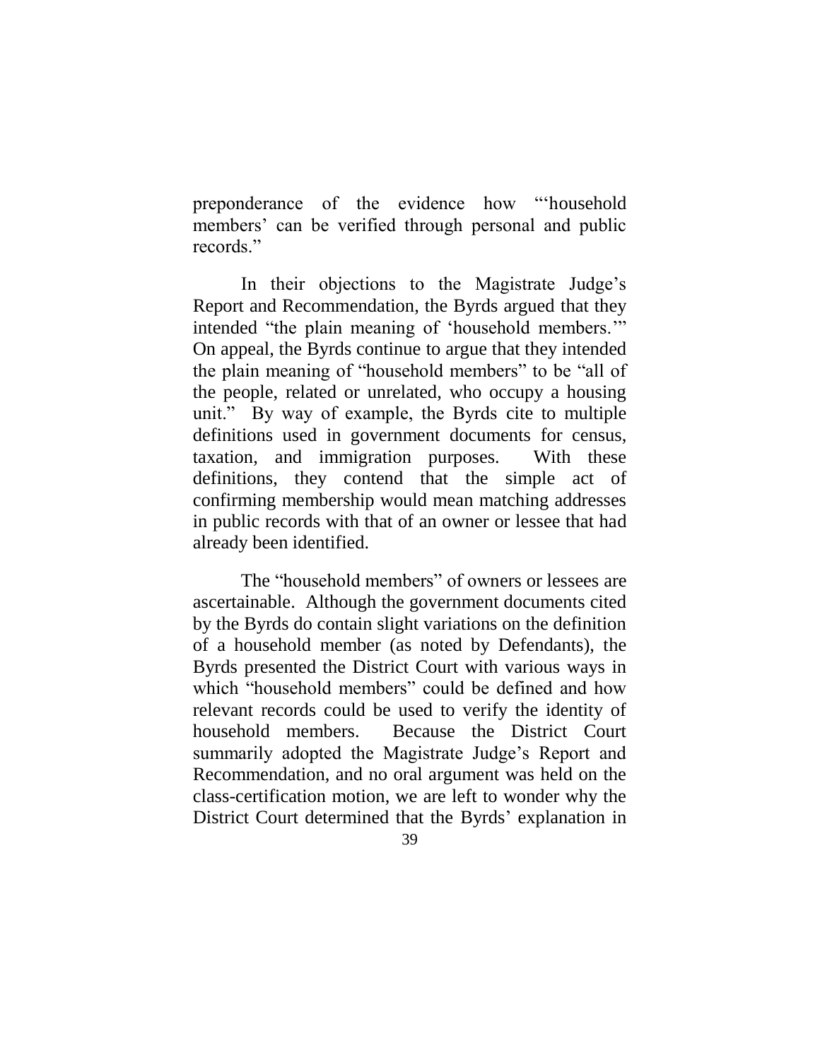preponderance of the evidence how "'household members' can be verified through personal and public records."

In their objections to the Magistrate Judge's Report and Recommendation, the Byrds argued that they intended "the plain meaning of 'household members.'" On appeal, the Byrds continue to argue that they intended the plain meaning of "household members" to be "all of the people, related or unrelated, who occupy a housing unit." By way of example, the Byrds cite to multiple definitions used in government documents for census, taxation, and immigration purposes. With these definitions, they contend that the simple act of confirming membership would mean matching addresses in public records with that of an owner or lessee that had already been identified.

The "household members" of owners or lessees are ascertainable. Although the government documents cited by the Byrds do contain slight variations on the definition of a household member (as noted by Defendants), the Byrds presented the District Court with various ways in which "household members" could be defined and how relevant records could be used to verify the identity of household members. Because the District Court summarily adopted the Magistrate Judge's Report and Recommendation, and no oral argument was held on the class-certification motion, we are left to wonder why the District Court determined that the Byrds' explanation in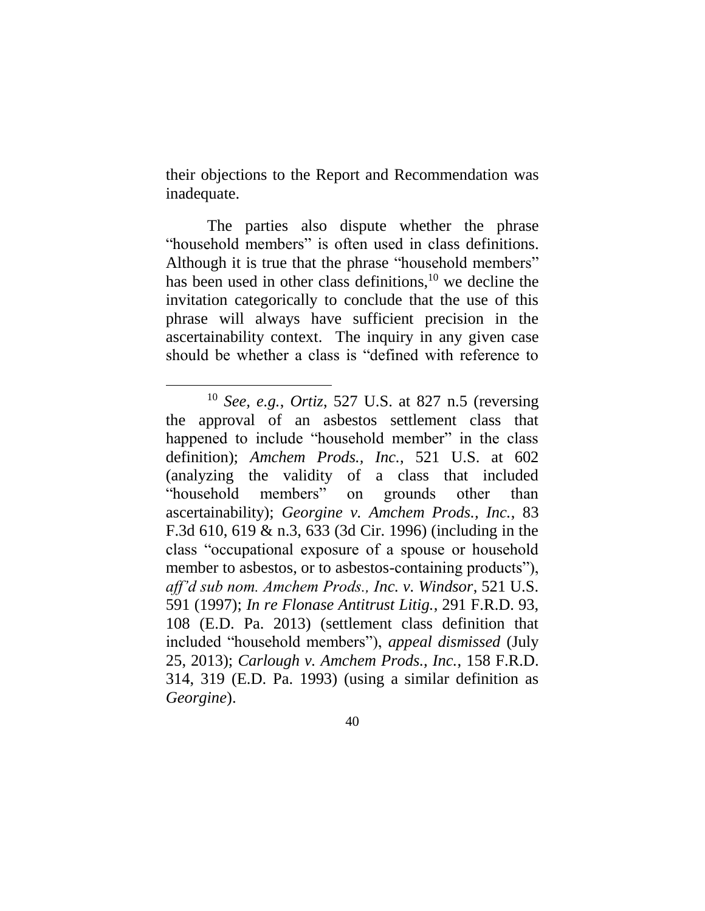their objections to the Report and Recommendation was inadequate.

The parties also dispute whether the phrase "household members" is often used in class definitions. Although it is true that the phrase "household members" has been used in other class definitions,[10] we decline the invitation categorically to conclude that the use of this phrase will always have sufficient precision in the ascertainability context. The inquiry in any given case should be whether a class is "defined with reference to

---

[10] *See, e.g.*, *Ortiz*, 527 U.S. at 827 n.5 (reversing the approval of an asbestos settlement class that happened to include "household member" in the class definition); *Amchem Prods., Inc.*, 521 U.S. at 602 (analyzing the validity of a class that included "household members" on grounds other than ascertainability); *Georgine v. Amchem Prods., Inc.*, 83 F.3d 610, 619 & n.3, 633 (3d Cir. 1996) (including in the class "occupational exposure of a spouse or household member to asbestos, or to asbestos-containing products"), *aff'd sub nom. Amchem Prods., Inc. v. Windsor*, 521 U.S. 591 (1997); *In re Flonase Antitrust Litig.*, 291 F.R.D. 93, 108 (E.D. Pa. 2013) (settlement class definition that included "household members"), *appeal dismissed* (July 25, 2013); *Carlough v. Amchem Prods., Inc.*, 158 F.R.D. 314, 319 (E.D. Pa. 1993) (using a similar definition as *Georgine*).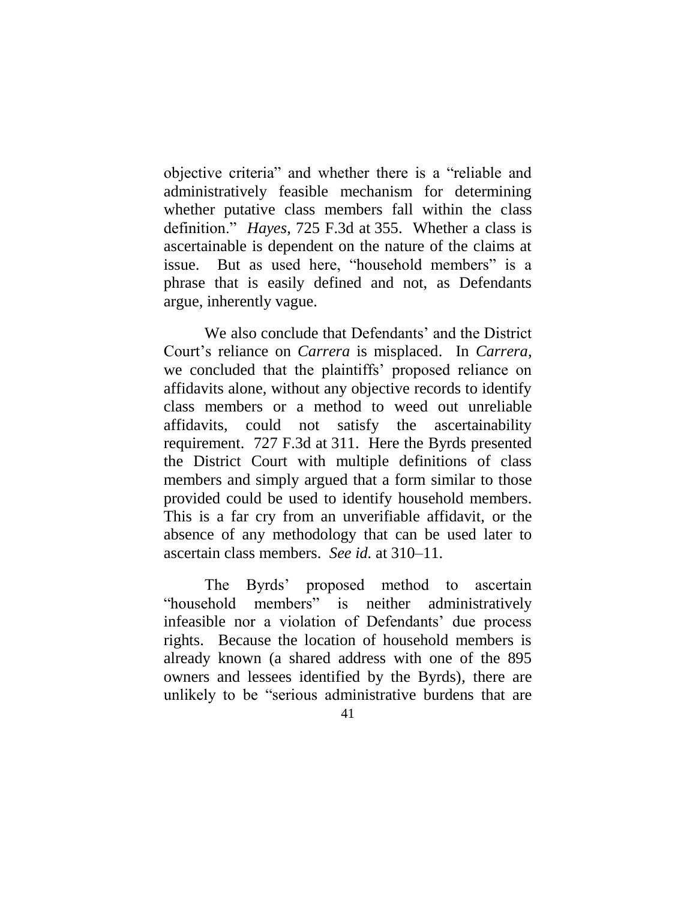objective criteria" and whether there is a "reliable and administratively feasible mechanism for determining whether putative class members fall within the class definition." *Hayes*, 725 F.3d at 355. Whether a class is ascertainable is dependent on the nature of the claims at issue. But as used here, "household members" is a phrase that is easily defined and not, as Defendants argue, inherently vague.

We also conclude that Defendants' and the District Court's reliance on *Carrera* is misplaced. In *Carrera*, we concluded that the plaintiffs' proposed reliance on affidavits alone, without any objective records to identify class members or a method to weed out unreliable affidavits, could not satisfy the ascertainability requirement. 727 F.3d at 311. Here the Byrds presented the District Court with multiple definitions of class members and simply argued that a form similar to those provided could be used to identify household members. This is a far cry from an unverifiable affidavit, or the absence of any methodology that can be used later to ascertain class members. *See id.* at 310–11.

The Byrds' proposed method to ascertain "household members" is neither administratively infeasible nor a violation of Defendants' due process rights. Because the location of household members is already known (a shared address with one of the 895 owners and lessees identified by the Byrds), there are unlikely to be "serious administrative burdens that are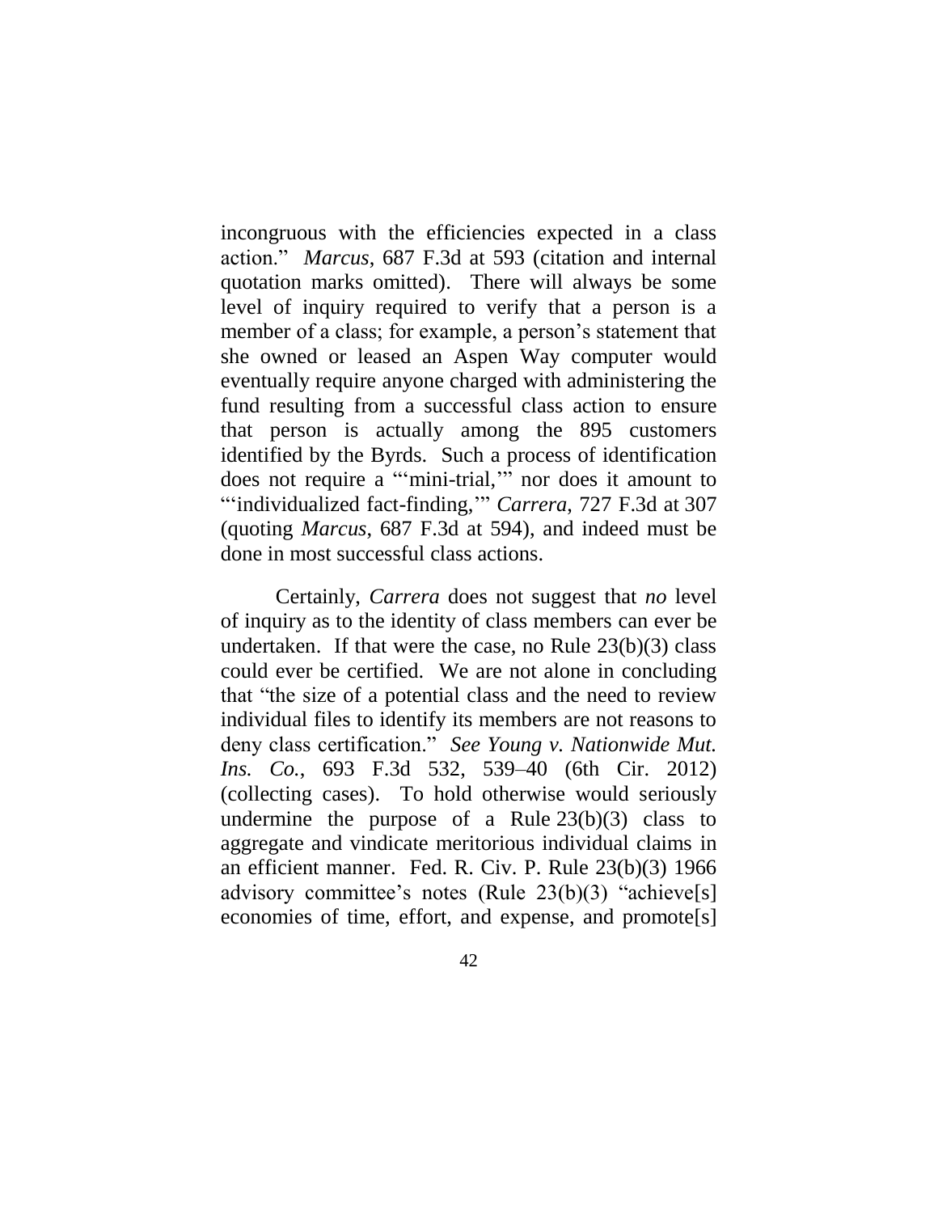incongruous with the efficiencies expected in a class action." *Marcus*, 687 F.3d at 593 (citation and internal quotation marks omitted). There will always be some level of inquiry required to verify that a person is a member of a class; for example, a person's statement that she owned or leased an Aspen Way computer would eventually require anyone charged with administering the fund resulting from a successful class action to ensure that person is actually among the 895 customers identified by the Byrds. Such a process of identification does not require a "'mini-trial,'" nor does it amount to "'individualized fact-finding,'" *Carrera*, 727 F.3d at 307 (quoting *Marcus*, 687 F.3d at 594), and indeed must be done in most successful class actions.

Certainly, *Carrera* does not suggest that *no* level of inquiry as to the identity of class members can ever be undertaken. If that were the case, no Rule 23(b)(3) class could ever be certified. We are not alone in concluding that "the size of a potential class and the need to review individual files to identify its members are not reasons to deny class certification." *See Young v. Nationwide Mut. Ins. Co.*, 693 F.3d 532, 539–40 (6th Cir. 2012) (collecting cases). To hold otherwise would seriously undermine the purpose of a Rule 23(b)(3) class to aggregate and vindicate meritorious individual claims in an efficient manner. Fed. R. Civ. P. Rule 23(b)(3) 1966 advisory committee's notes (Rule 23(b)(3) "achieve[s] economies of time, effort, and expense, and promote[s]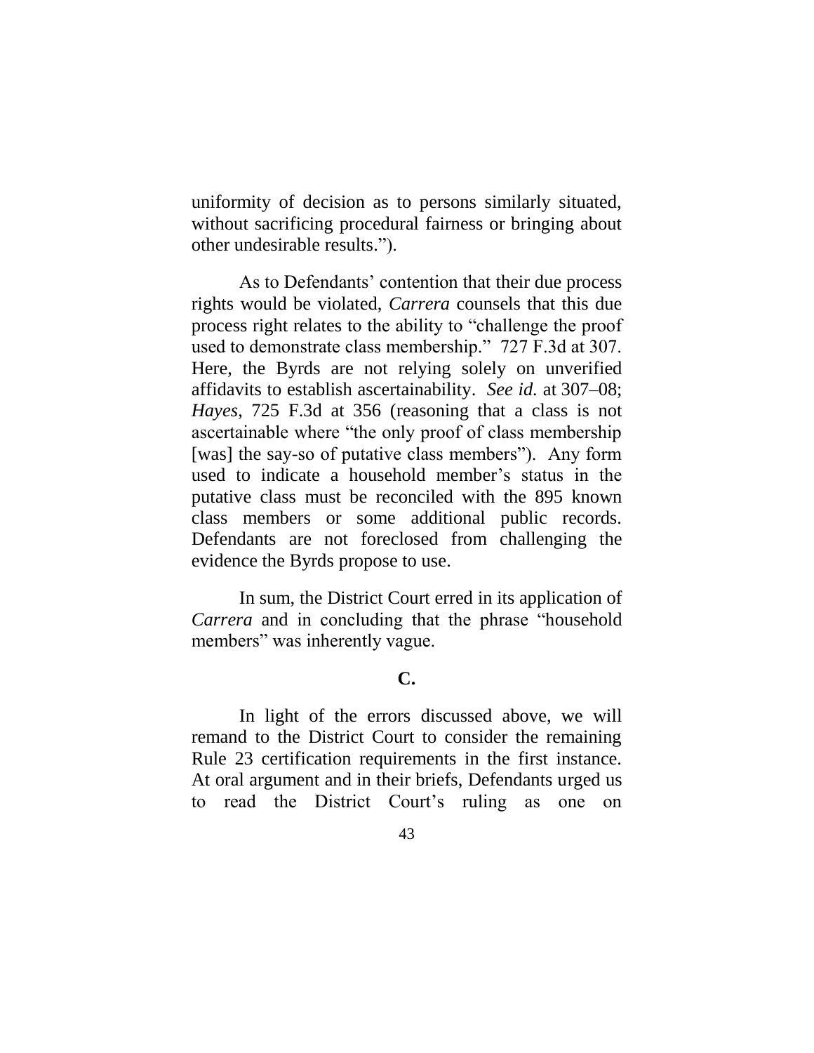uniformity of decision as to persons similarly situated, without sacrificing procedural fairness or bringing about other undesirable results.").

As to Defendants' contention that their due process rights would be violated, *Carrera* counsels that this due process right relates to the ability to "challenge the proof used to demonstrate class membership." 727 F.3d at 307. Here, the Byrds are not relying solely on unverified affidavits to establish ascertainability. *See id.* at 307–08; *Hayes*, 725 F.3d at 356 (reasoning that a class is not ascertainable where "the only proof of class membership [was] the say-so of putative class members"). Any form used to indicate a household member's status in the putative class must be reconciled with the 895 known class members or some additional public records. Defendants are not foreclosed from challenging the evidence the Byrds propose to use.

In sum, the District Court erred in its application of *Carrera* and in concluding that the phrase "household members" was inherently vague.

### C.

In light of the errors discussed above, we will remand to the District Court to consider the remaining Rule 23 certification requirements in the first instance. At oral argument and in their briefs, Defendants urged us to read the District Court's ruling as one on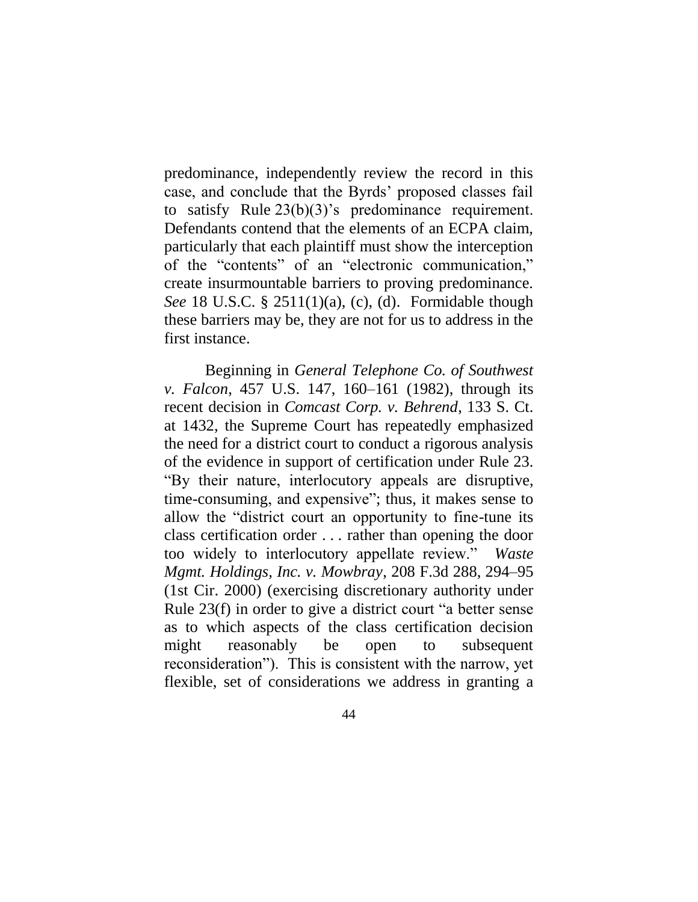predominance, independently review the record in this case, and conclude that the Byrds' proposed classes fail to satisfy Rule 23(b)(3)'s predominance requirement. Defendants contend that the elements of an ECPA claim, particularly that each plaintiff must show the interception of the "contents" of an "electronic communication," create insurmountable barriers to proving predominance. *See* 18 U.S.C. § 2511(1)(a), (c), (d). Formidable though these barriers may be, they are not for us to address in the first instance.

Beginning in *General Telephone Co. of Southwest v. Falcon*, 457 U.S. 147, 160–161 (1982), through its recent decision in *Comcast Corp. v. Behrend*, 133 S. Ct. at 1432, the Supreme Court has repeatedly emphasized the need for a district court to conduct a rigorous analysis of the evidence in support of certification under Rule 23. "By their nature, interlocutory appeals are disruptive, time-consuming, and expensive"; thus, it makes sense to allow the "district court an opportunity to fine-tune its class certification order . . . rather than opening the door too widely to interlocutory appellate review." *Waste Mgmt. Holdings, Inc. v. Mowbray*, 208 F.3d 288, 294–95 (1st Cir. 2000) (exercising discretionary authority under Rule 23(f) in order to give a district court "a better sense as to which aspects of the class certification decision might reasonably be open to subsequent reconsideration"). This is consistent with the narrow, yet flexible, set of considerations we address in granting a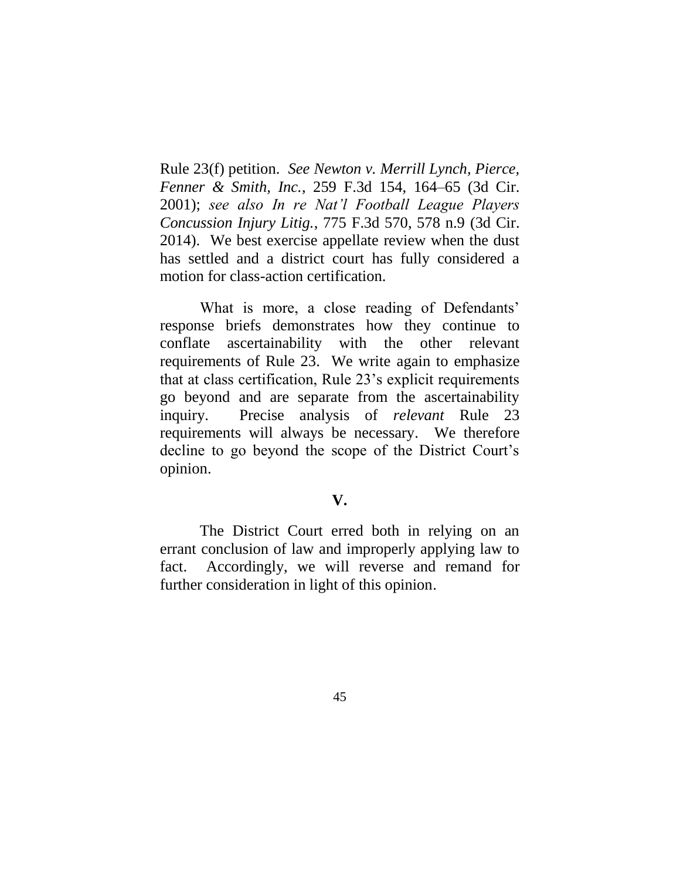Rule 23(f) petition. *See Newton v. Merrill Lynch, Pierce, Fenner & Smith, Inc.*, 259 F.3d 154, 164–65 (3d Cir. 2001); *see also In re Nat'l Football League Players Concussion Injury Litig.*, 775 F.3d 570, 578 n.9 (3d Cir. 2014). We best exercise appellate review when the dust has settled and a district court has fully considered a motion for class-action certification.

What is more, a close reading of Defendants' response briefs demonstrates how they continue to conflate ascertainability with the other relevant requirements of Rule 23. We write again to emphasize that at class certification, Rule 23's explicit requirements go beyond and are separate from the ascertainability inquiry. Precise analysis of *relevant* Rule 23 requirements will always be necessary. We therefore decline to go beyond the scope of the District Court's opinion.

## V.

The District Court erred both in relying on an errant conclusion of law and improperly applying law to fact. Accordingly, we will reverse and remand for further consideration in light of this opinion.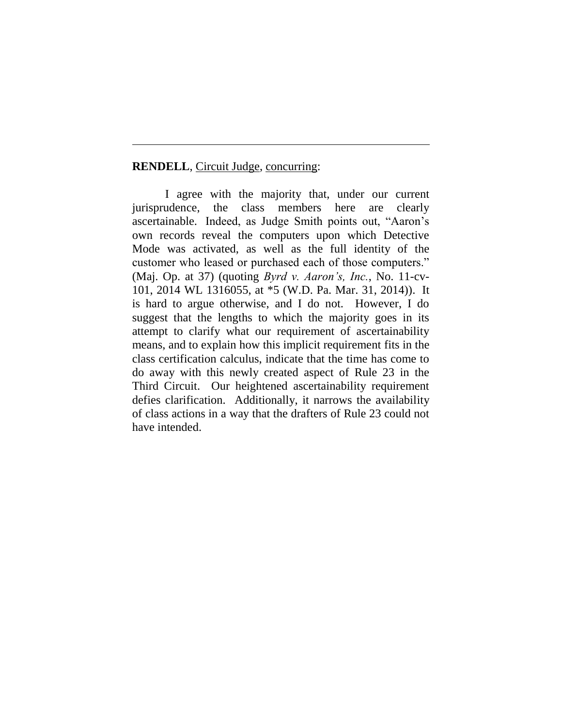---

**RENDELL**, Circuit Judge, concurring:

I agree with the majority that, under our current jurisprudence, the class members here are clearly ascertainable. Indeed, as Judge Smith points out, "Aaron's own records reveal the computers upon which Detective Mode was activated, as well as the full identity of the customer who leased or purchased each of those computers." (Maj. Op. at 37) (quoting *Byrd v. Aaron's, Inc.*, No. 11-cv-101, 2014 WL 1316055, at *5 (W.D. Pa. Mar. 31, 2014)). It is hard to argue otherwise, and I do not. However, I do suggest that the lengths to which the majority goes in its attempt to clarify what our requirement of ascertainability means, and to explain how this implicit requirement fits in the class certification calculus, indicate that the time has come to do away with this newly created aspect of Rule 23 in the Third Circuit. Our heightened ascertainability requirement defies clarification. Additionally, it narrows the availability of class actions in a way that the drafters of Rule 23 could not have intended.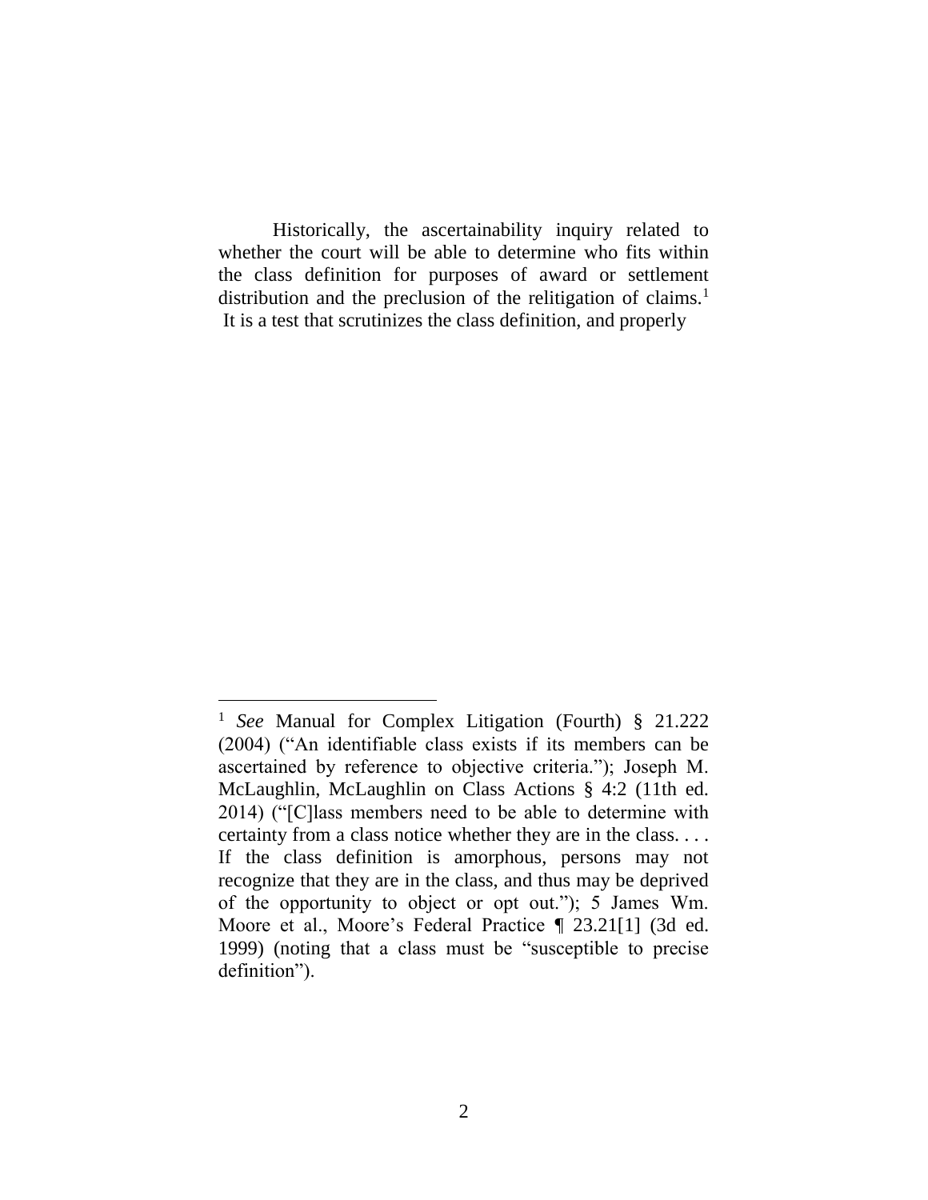Historically, the ascertainability inquiry related to whether the court will be able to determine who fits within the class definition for purposes of award or settlement distribution and the preclusion of the relitigation of claims.[1] It is a test that scrutinizes the class definition, and properly

---

[1] *See* Manual for Complex Litigation (Fourth) § 21.222 (2004) ("An identifiable class exists if its members can be ascertained by reference to objective criteria."); Joseph M. McLaughlin, McLaughlin on Class Actions § 4:2 (11th ed. 2014) ("[C]lass members need to be able to determine with certainty from a class notice whether they are in the class. . . . If the class definition is amorphous, persons may not recognize that they are in the class, and thus may be deprived of the opportunity to object or opt out."); 5 James Wm. Moore et al., Moore's Federal Practice ¶ 23.21[1] (3d ed. 1999) (noting that a class must be "susceptible to precise definition").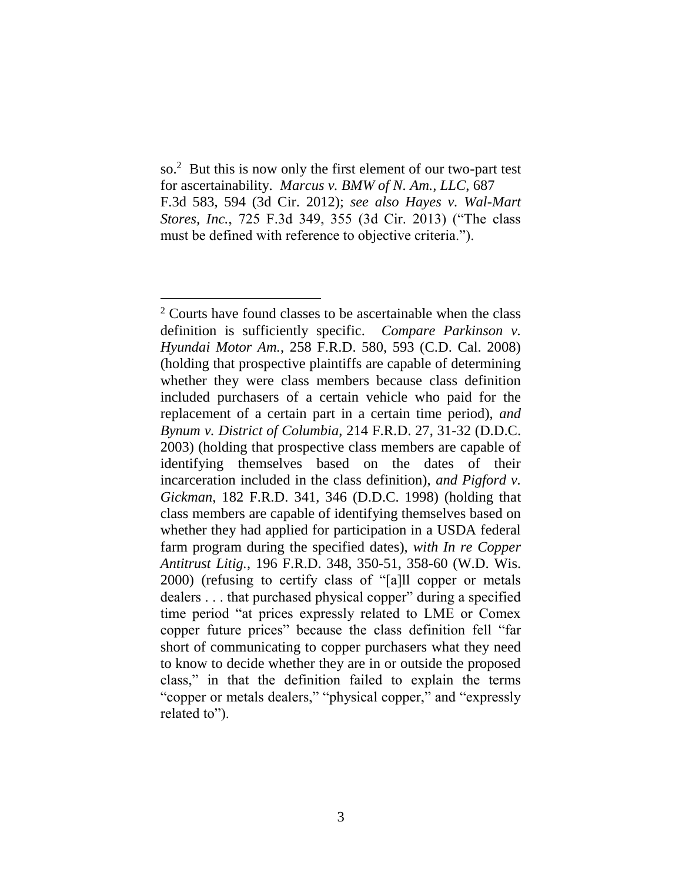so.[2] But this is now only the first element of our two-part test for ascertainability. *Marcus v. BMW of N. Am., LLC*, 687 F.3d 583, 594 (3d Cir. 2012); *see also Hayes v. Wal-Mart Stores, Inc.*, 725 F.3d 349, 355 (3d Cir. 2013) ("The class must be defined with reference to objective criteria.").

---

[2] Courts have found classes to be ascertainable when the class definition is sufficiently specific. *Compare Parkinson v. Hyundai Motor Am.*, 258 F.R.D. 580, 593 (C.D. Cal. 2008) (holding that prospective plaintiffs are capable of determining whether they were class members because class definition included purchasers of a certain vehicle who paid for the replacement of a certain part in a certain time period), *and Bynum v. District of Columbia*, 214 F.R.D. 27, 31-32 (D.D.C. 2003) (holding that prospective class members are capable of identifying themselves based on the dates of their incarceration included in the class definition), *and Pigford v. Gickman*, 182 F.R.D. 341, 346 (D.D.C. 1998) (holding that class members are capable of identifying themselves based on whether they had applied for participation in a USDA federal farm program during the specified dates), *with In re Copper Antitrust Litig.*, 196 F.R.D. 348, 350-51, 358-60 (W.D. Wis. 2000) (refusing to certify class of "[a]ll copper or metals dealers . . . that purchased physical copper" during a specified time period "at prices expressly related to LME or Comex copper future prices" because the class definition fell "far short of communicating to copper purchasers what they need to know to decide whether they are in or outside the proposed class," in that the definition failed to explain the terms "copper or metals dealers," "physical copper," and "expressly related to").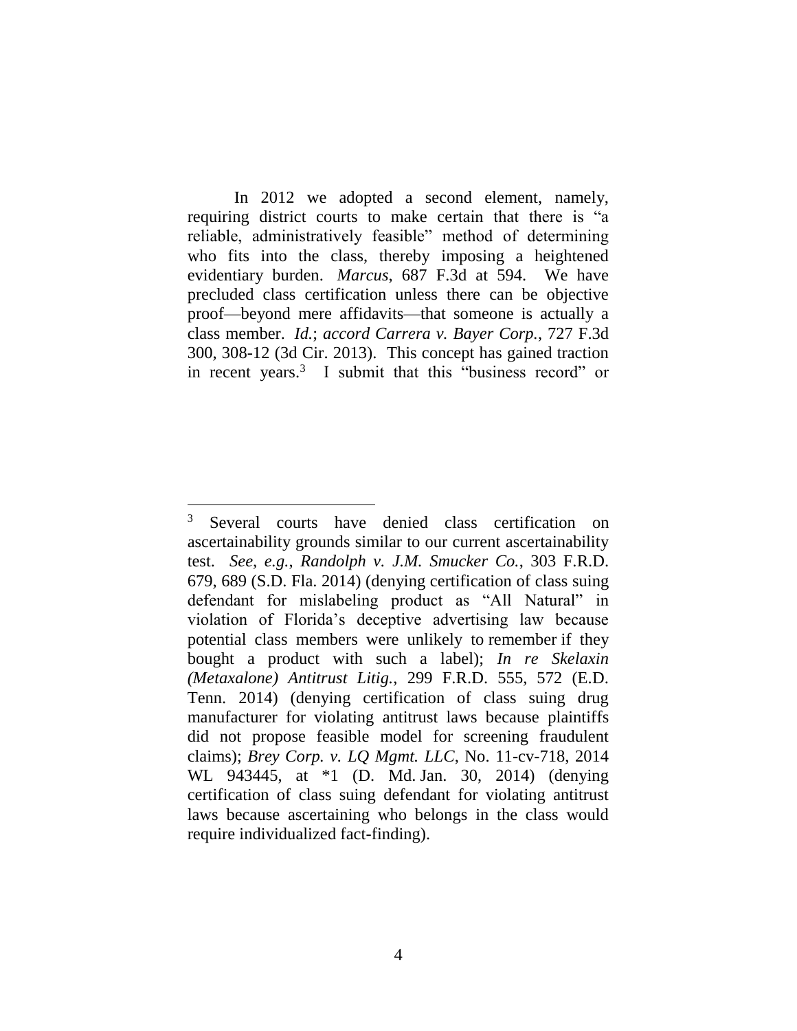In 2012 we adopted a second element, namely, requiring district courts to make certain that there is "a reliable, administratively feasible" method of determining who fits into the class, thereby imposing a heightened evidentiary burden. *Marcus*, 687 F.3d at 594. We have precluded class certification unless there can be objective proof—beyond mere affidavits—that someone is actually a class member. *Id.*; *accord Carrera v. Bayer Corp.*, 727 F.3d 300, 308-12 (3d Cir. 2013). This concept has gained traction in recent years.[3] I submit that this "business record" or

---

[3] Several courts have denied class certification on ascertainability grounds similar to our current ascertainability test. *See, e.g.*, *Randolph v. J.M. Smucker Co.*, 303 F.R.D. 679, 689 (S.D. Fla. 2014) (denying certification of class suing defendant for mislabeling product as "All Natural" in violation of Florida's deceptive advertising law because potential class members were unlikely to remember if they bought a product with such a label); *In re Skelaxin (Metaxalone) Antitrust Litig.*, 299 F.R.D. 555, 572 (E.D. Tenn. 2014) (denying certification of class suing drug manufacturer for violating antitrust laws because plaintiffs did not propose feasible model for screening fraudulent claims); *Brey Corp. v. LQ Mgmt. LLC*, No. 11-cv-718, 2014 WL 943445, at *1 (D. Md. Jan. 30, 2014) (denying certification of class suing defendant for violating antitrust laws because ascertaining who belongs in the class would require individualized fact-finding).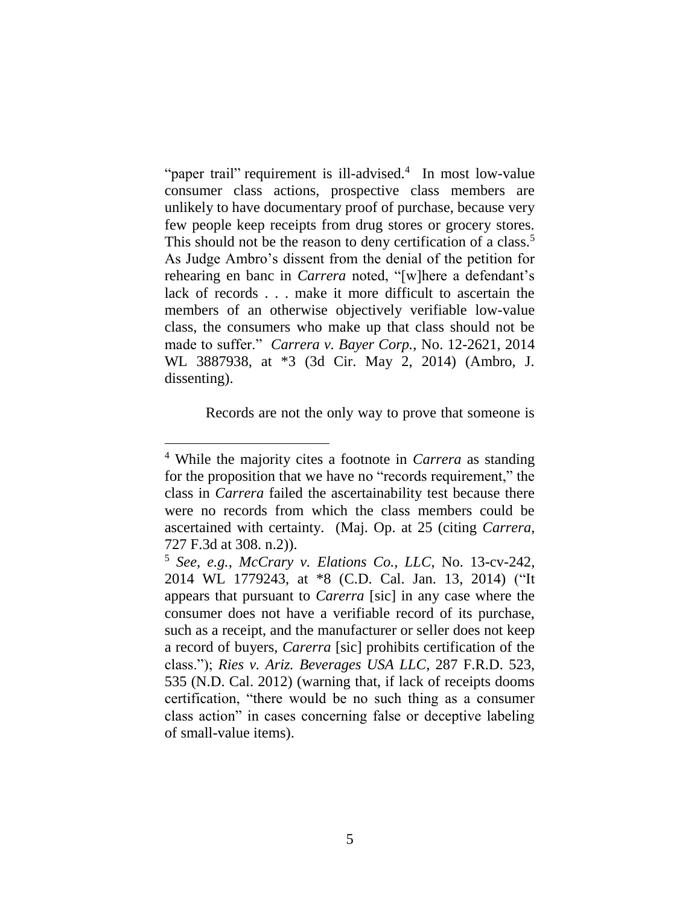"paper trail" requirement is ill-advised.[4] In most low-value consumer class actions, prospective class members are unlikely to have documentary proof of purchase, because very few people keep receipts from drug stores or grocery stores. This should not be the reason to deny certification of a class.[5] As Judge Ambro's dissent from the denial of the petition for rehearing en banc in *Carrera* noted, "[w]here a defendant's lack of records . . . make it more difficult to ascertain the members of an otherwise objectively verifiable low-value class, the consumers who make up that class should not be made to suffer." *Carrera v. Bayer Corp.*, No. 12-2621, 2014 WL 3887938, at *3 (3d Cir. May 2, 2014) (Ambro, J. dissenting).

Records are not the only way to prove that someone is

---

[4] While the majority cites a footnote in *Carrera* as standing for the proposition that we have no "records requirement," the class in *Carrera* failed the ascertainability test because there were no records from which the class members could be ascertained with certainty. (Maj. Op. at 25 (citing *Carrera*, 727 F.3d at 308. n.2)).

[5] *See, e.g.*, *McCrary v. Elations Co., LLC*, No. 13-cv-242, 2014 WL 1779243, at *8 (C.D. Cal. Jan. 13, 2014) ("It appears that pursuant to *Carerra* [sic] in any case where the consumer does not have a verifiable record of its purchase, such as a receipt, and the manufacturer or seller does not keep a record of buyers, *Carerra* [sic] prohibits certification of the class."); *Ries v. Ariz. Beverages USA LLC*, 287 F.R.D. 523, 535 (N.D. Cal. 2012) (warning that, if lack of receipts dooms certification, "there would be no such thing as a consumer class action" in cases concerning false or deceptive labeling of small-value items).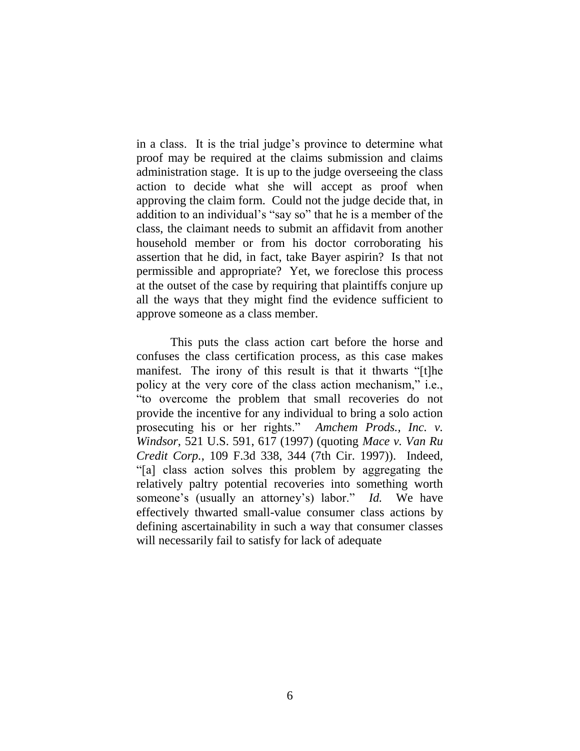in a class. It is the trial judge's province to determine what proof may be required at the claims submission and claims administration stage. It is up to the judge overseeing the class action to decide what she will accept as proof when approving the claim form. Could not the judge decide that, in addition to an individual's "say so" that he is a member of the class, the claimant needs to submit an affidavit from another household member or from his doctor corroborating his assertion that he did, in fact, take Bayer aspirin? Is that not permissible and appropriate? Yet, we foreclose this process at the outset of the case by requiring that plaintiffs conjure up all the ways that they might find the evidence sufficient to approve someone as a class member.

This puts the class action cart before the horse and confuses the class certification process, as this case makes manifest. The irony of this result is that it thwarts "[t]he policy at the very core of the class action mechanism," i.e., "to overcome the problem that small recoveries do not provide the incentive for any individual to bring a solo action prosecuting his or her rights." *Amchem Prods., Inc. v. Windsor*, 521 U.S. 591, 617 (1997) (quoting *Mace v. Van Ru Credit Corp.*, 109 F.3d 338, 344 (7th Cir. 1997)). Indeed, "[a] class action solves this problem by aggregating the relatively paltry potential recoveries into something worth someone's (usually an attorney's) labor." *Id.* We have effectively thwarted small-value consumer class actions by defining ascertainability in such a way that consumer classes will necessarily fail to satisfy for lack of adequate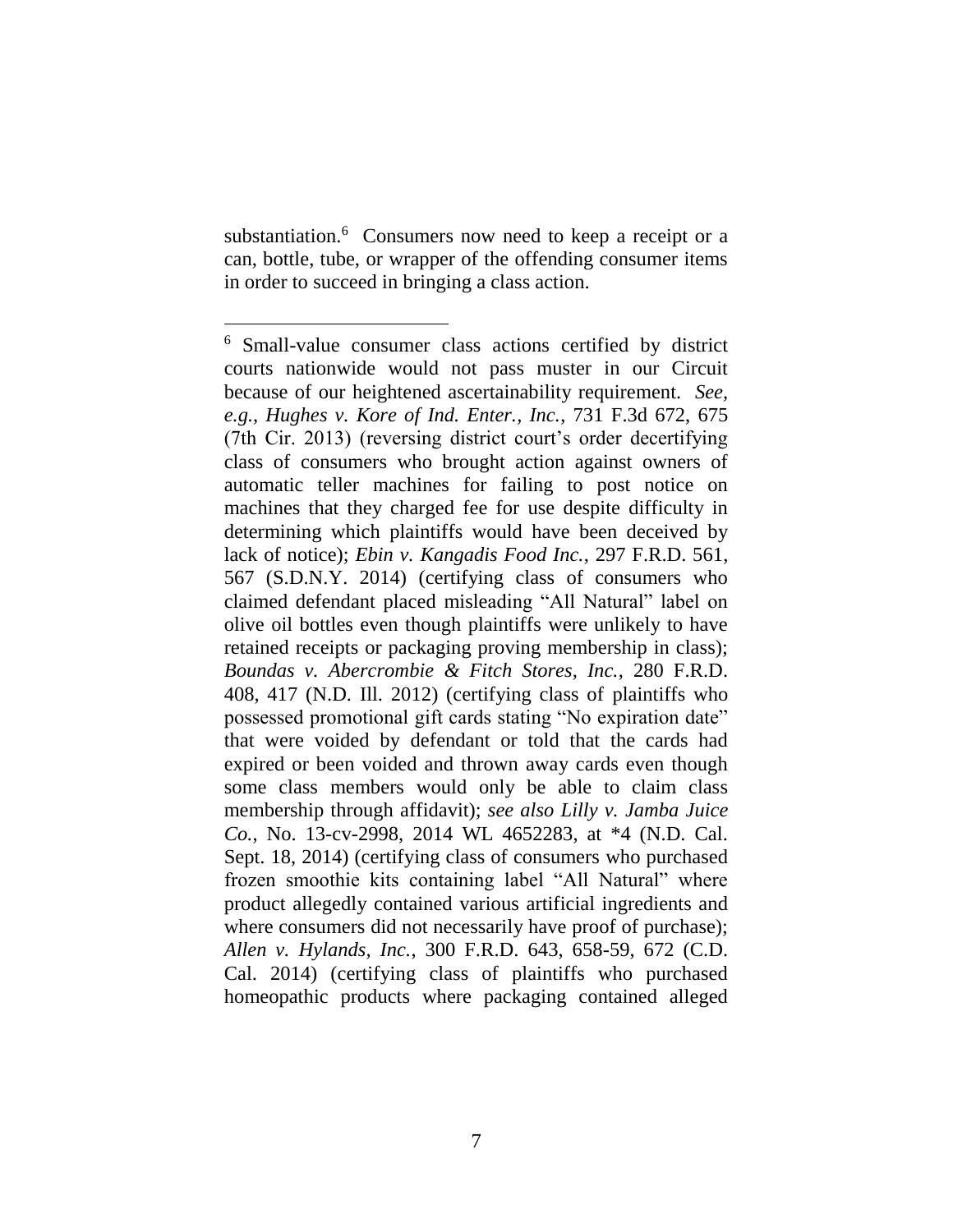substantiation.[6] Consumers now need to keep a receipt or a can, bottle, tube, or wrapper of the offending consumer items in order to succeed in bringing a class action.

---

[6] Small-value consumer class actions certified by district courts nationwide would not pass muster in our Circuit because of our heightened ascertainability requirement. *See, e.g.*, *Hughes v. Kore of Ind. Enter., Inc.*, 731 F.3d 672, 675 (7th Cir. 2013) (reversing district court's order decertifying class of consumers who brought action against owners of automatic teller machines for failing to post notice on machines that they charged fee for use despite difficulty in determining which plaintiffs would have been deceived by lack of notice); *Ebin v. Kangadis Food Inc.*, 297 F.R.D. 561, 567 (S.D.N.Y. 2014) (certifying class of consumers who claimed defendant placed misleading "All Natural" label on olive oil bottles even though plaintiffs were unlikely to have retained receipts or packaging proving membership in class); *Boundas v. Abercrombie & Fitch Stores, Inc.*, 280 F.R.D. 408, 417 (N.D. Ill. 2012) (certifying class of plaintiffs who possessed promotional gift cards stating "No expiration date" that were voided by defendant or told that the cards had expired or been voided and thrown away cards even though some class members would only be able to claim class membership through affidavit); *see also Lilly v. Jamba Juice Co.*, No. 13-cv-2998, 2014 WL 4652283, at *4 (N.D. Cal. Sept. 18, 2014) (certifying class of consumers who purchased frozen smoothie kits containing label "All Natural" where product allegedly contained various artificial ingredients and where consumers did not necessarily have proof of purchase); *Allen v. Hylands, Inc.*, 300 F.R.D. 643, 658-59, 672 (C.D. Cal. 2014) (certifying class of plaintiffs who purchased homeopathic products where packaging contained alleged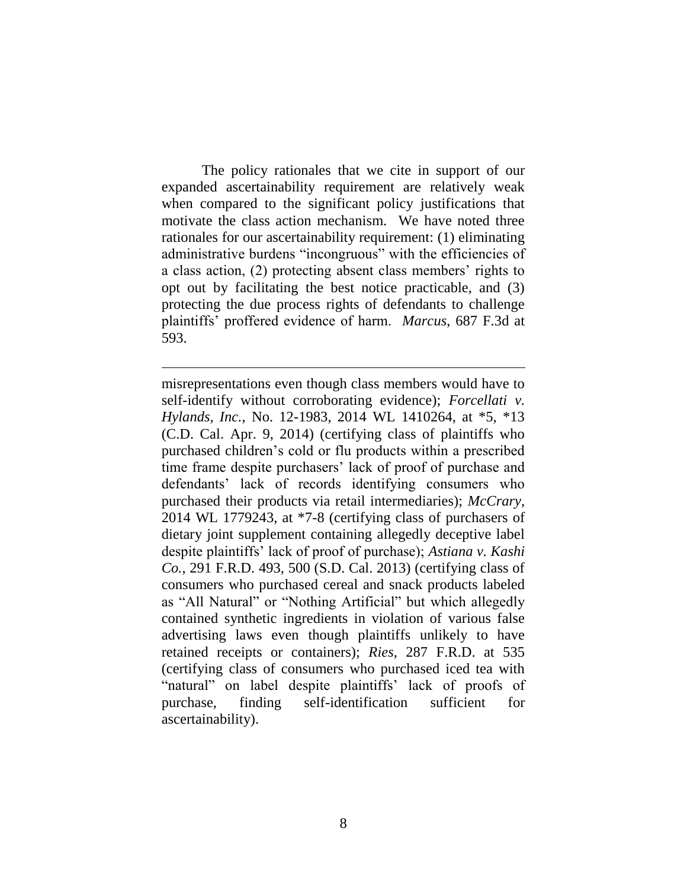The policy rationales that we cite in support of our expanded ascertainability requirement are relatively weak when compared to the significant policy justifications that motivate the class action mechanism. We have noted three rationales for our ascertainability requirement: (1) eliminating administrative burdens "incongruous" with the efficiencies of a class action, (2) protecting absent class members' rights to opt out by facilitating the best notice practicable, and (3) protecting the due process rights of defendants to challenge plaintiffs' proffered evidence of harm. *Marcus*, 687 F.3d at 593.

---

misrepresentations even though class members would have to self-identify without corroborating evidence); *Forcellati v. Hylands, Inc.*, No. 12-1983, 2014 WL 1410264, at \*5, \*13 (C.D. Cal. Apr. 9, 2014) (certifying class of plaintiffs who purchased children's cold or flu products within a prescribed time frame despite purchasers' lack of proof of purchase and defendants' lack of records identifying consumers who purchased their products via retail intermediaries); *McCrary*, 2014 WL 1779243, at \*7-8 (certifying class of purchasers of dietary joint supplement containing allegedly deceptive label despite plaintiffs' lack of proof of purchase); *Astiana v. Kashi Co.*, 291 F.R.D. 493, 500 (S.D. Cal. 2013) (certifying class of consumers who purchased cereal and snack products labeled as "All Natural" or "Nothing Artificial" but which allegedly contained synthetic ingredients in violation of various false advertising laws even though plaintiffs unlikely to have retained receipts or containers); *Ries*, 287 F.R.D. at 535 (certifying class of consumers who purchased iced tea with "natural" on label despite plaintiffs' lack of proofs of purchase, finding self-identification sufficient for ascertainability).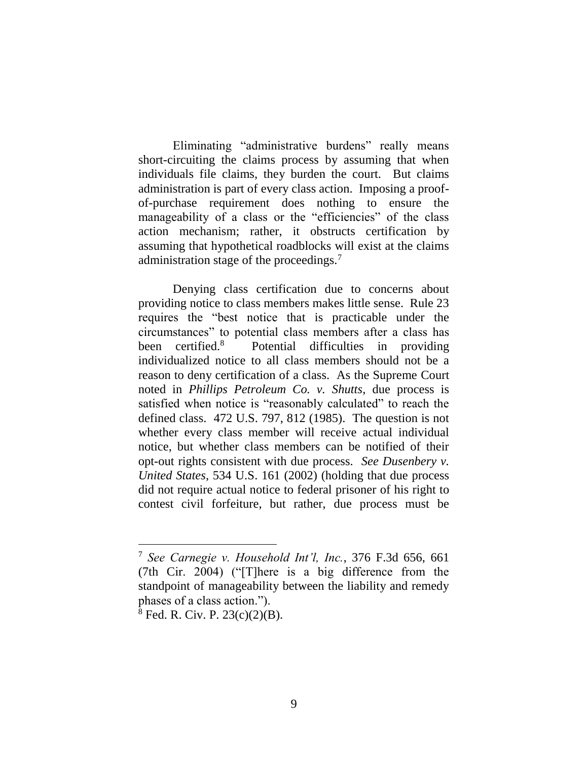Eliminating "administrative burdens" really means short-circuiting the claims process by assuming that when individuals file claims, they burden the court. But claims administration is part of every class action. Imposing a proof-of-purchase requirement does nothing to ensure the manageability of a class or the "efficiencies" of the class action mechanism; rather, it obstructs certification by assuming that hypothetical roadblocks will exist at the claims administration stage of the proceedings.[7]

Denying class certification due to concerns about providing notice to class members makes little sense. Rule 23 requires the "best notice that is practicable under the circumstances" to potential class members after a class has been certified.[8] Potential difficulties in providing individualized notice to all class members should not be a reason to deny certification of a class. As the Supreme Court noted in *Phillips Petroleum Co. v. Shutts*, due process is satisfied when notice is "reasonably calculated" to reach the defined class. 472 U.S. 797, 812 (1985). The question is not whether every class member will receive actual individual notice, but whether class members can be notified of their opt-out rights consistent with due process. *See Dusenbery v. United States*, 534 U.S. 161 (2002) (holding that due process did not require actual notice to federal prisoner of his right to contest civil forfeiture, but rather, due process must be

---

[7] *See Carnegie v. Household Int'l, Inc.*, 376 F.3d 656, 661 (7th Cir. 2004) ("[T]here is a big difference from the standpoint of manageability between the liability and remedy phases of a class action.").

[8] Fed. R. Civ. P. 23(c)(2)(B).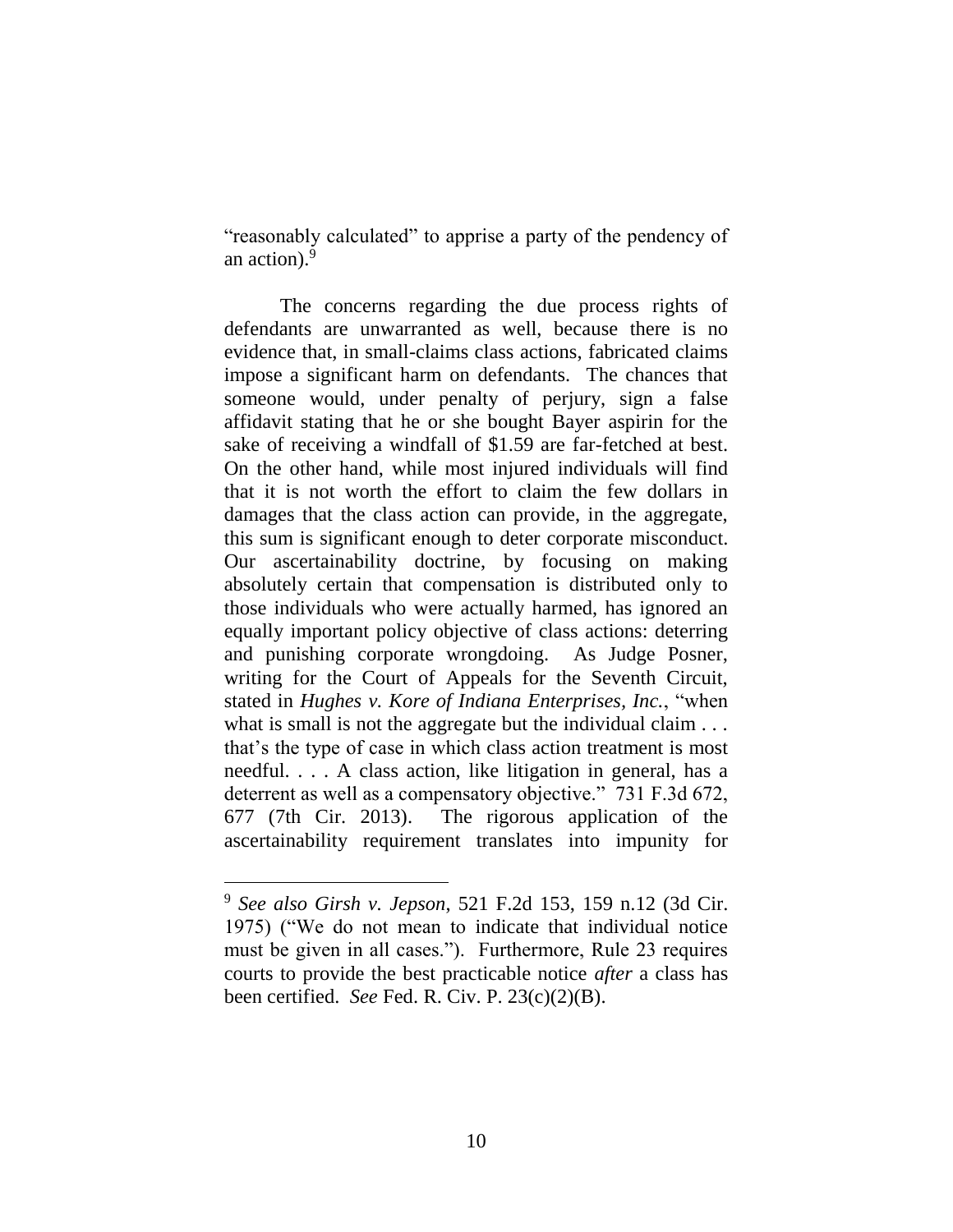"reasonably calculated" to apprise a party of the pendency of an action).[9]

The concerns regarding the due process rights of defendants are unwarranted as well, because there is no evidence that, in small-claims class actions, fabricated claims impose a significant harm on defendants. The chances that someone would, under penalty of perjury, sign a false affidavit stating that he or she bought Bayer aspirin for the sake of receiving a windfall of $1.59 are far-fetched at best. On the other hand, while most injured individuals will find that it is not worth the effort to claim the few dollars in damages that the class action can provide, in the aggregate, this sum is significant enough to deter corporate misconduct. Our ascertainability doctrine, by focusing on making absolutely certain that compensation is distributed only to those individuals who were actually harmed, has ignored an equally important policy objective of class actions: deterring and punishing corporate wrongdoing. As Judge Posner, writing for the Court of Appeals for the Seventh Circuit, stated in *Hughes v. Kore of Indiana Enterprises, Inc.*, "when what is small is not the aggregate but the individual claim . . . that's the type of case in which class action treatment is most needful. . . . A class action, like litigation in general, has a deterrent as well as a compensatory objective." 731 F.3d 672, 677 (7th Cir. 2013). The rigorous application of the ascertainability requirement translates into impunity for

---

[9] *See also Girsh v. Jepson*, 521 F.2d 153, 159 n.12 (3d Cir. 1975) ("We do not mean to indicate that individual notice must be given in all cases."). Furthermore, Rule 23 requires courts to provide the best practicable notice *after* a class has been certified. *See* Fed. R. Civ. P. 23(c)(2)(B).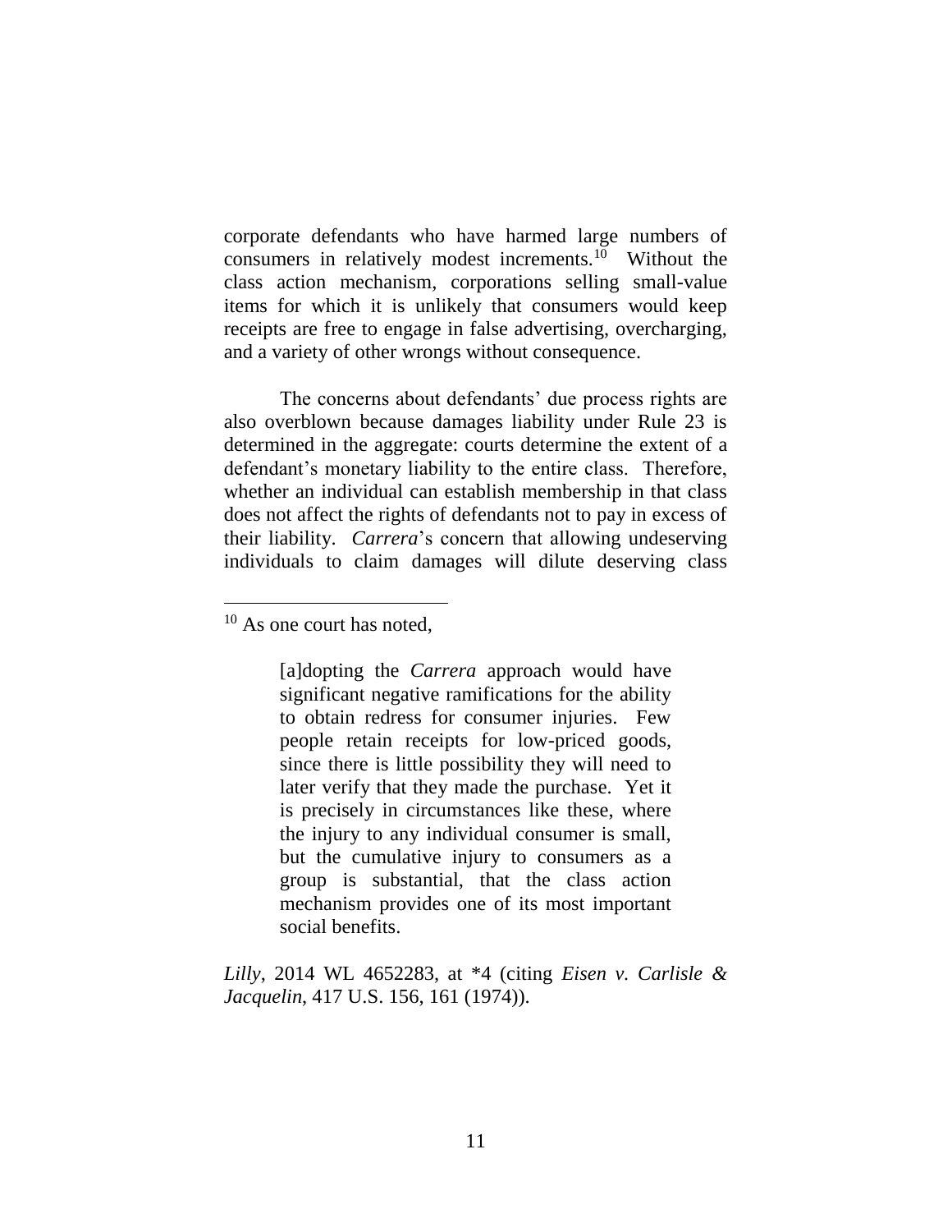corporate defendants who have harmed large numbers of consumers in relatively modest increments.[10] Without the class action mechanism, corporations selling small-value items for which it is unlikely that consumers would keep receipts are free to engage in false advertising, overcharging, and a variety of other wrongs without consequence.

The concerns about defendants' due process rights are also overblown because damages liability under Rule 23 is determined in the aggregate: courts determine the extent of a defendant's monetary liability to the entire class. Therefore, whether an individual can establish membership in that class does not affect the rights of defendants not to pay in excess of their liability. *Carrera*'s concern that allowing undeserving individuals to claim damages will dilute deserving class

---

[10] As one court has noted,

> [a]dopting the *Carrera* approach would have significant negative ramifications for the ability to obtain redress for consumer injuries. Few people retain receipts for low-priced goods, since there is little possibility they will need to later verify that they made the purchase. Yet it is precisely in circumstances like these, where the injury to any individual consumer is small, but the cumulative injury to consumers as a group is substantial, that the class action mechanism provides one of its most important social benefits.

*Lilly*, 2014 WL 4652283, at *4 (citing *Eisen v. Carlisle & Jacquelin*, 417 U.S. 156, 161 (1974)).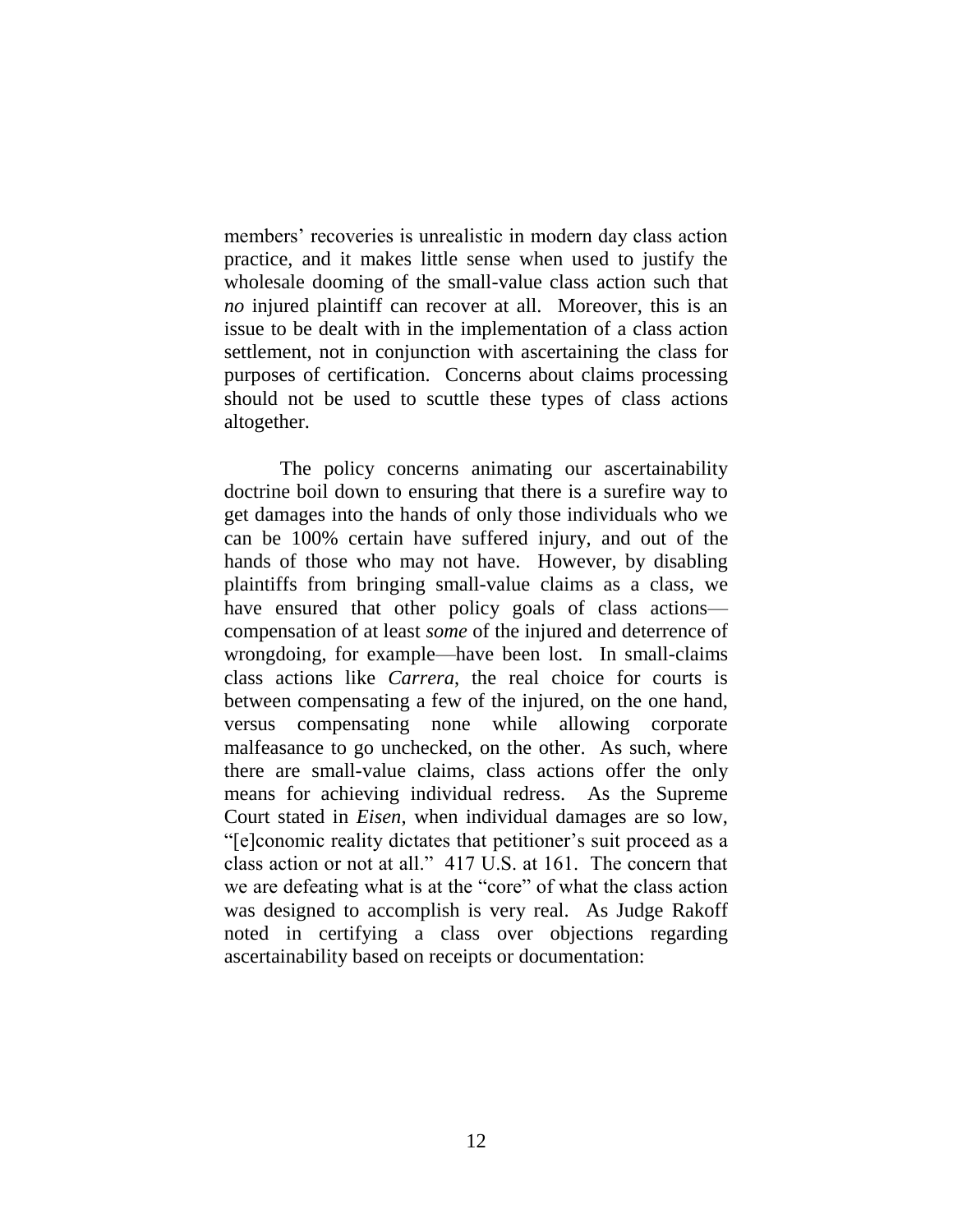members' recoveries is unrealistic in modern day class action practice, and it makes little sense when used to justify the wholesale dooming of the small-value class action such that *no* injured plaintiff can recover at all. Moreover, this is an issue to be dealt with in the implementation of a class action settlement, not in conjunction with ascertaining the class for purposes of certification. Concerns about claims processing should not be used to scuttle these types of class actions altogether.

The policy concerns animating our ascertainability doctrine boil down to ensuring that there is a surefire way to get damages into the hands of only those individuals who we can be 100% certain have suffered injury, and out of the hands of those who may not have. However, by disabling plaintiffs from bringing small-value claims as a class, we have ensured that other policy goals of class actions—compensation of at least *some* of the injured and deterrence of wrongdoing, for example—have been lost. In small-claims class actions like *Carrera*, the real choice for courts is between compensating a few of the injured, on the one hand, versus compensating none while allowing corporate malfeasance to go unchecked, on the other. As such, where there are small-value claims, class actions offer the only means for achieving individual redress. As the Supreme Court stated in *Eisen*, when individual damages are so low, "[e]conomic reality dictates that petitioner's suit proceed as a class action or not at all." 417 U.S. at 161. The concern that we are defeating what is at the "core" of what the class action was designed to accomplish is very real. As Judge Rakoff noted in certifying a class over objections regarding ascertainability based on receipts or documentation: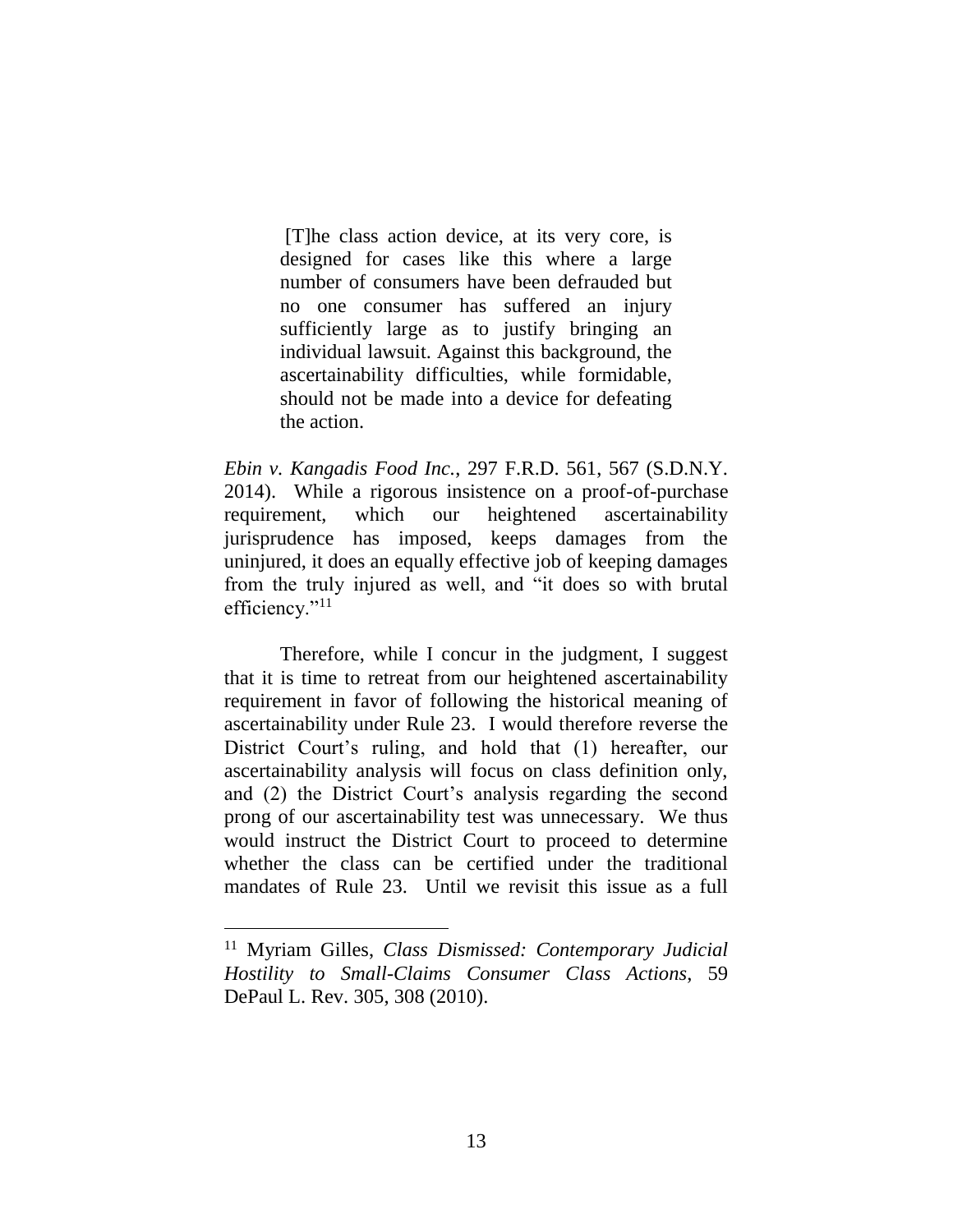> [T]he class action device, at its very core, is designed for cases like this where a large number of consumers have been defrauded but no one consumer has suffered an injury sufficiently large as to justify bringing an individual lawsuit. Against this background, the ascertainability difficulties, while formidable, should not be made into a device for defeating the action.

*Ebin v. Kangadis Food Inc.*, 297 F.R.D. 561, 567 (S.D.N.Y. 2014). While a rigorous insistence on a proof-of-purchase requirement, which our heightened ascertainability jurisprudence has imposed, keeps damages from the uninjured, it does an equally effective job of keeping damages from the truly injured as well, and "it does so with brutal efficiency."[11]

Therefore, while I concur in the judgment, I suggest that it is time to retreat from our heightened ascertainability requirement in favor of following the historical meaning of ascertainability under Rule 23. I would therefore reverse the District Court's ruling, and hold that (1) hereafter, our ascertainability analysis will focus on class definition only, and (2) the District Court's analysis regarding the second prong of our ascertainability test was unnecessary. We thus would instruct the District Court to proceed to determine whether the class can be certified under the traditional mandates of Rule 23. Until we revisit this issue as a full

---

[11] Myriam Gilles, *Class Dismissed: Contemporary Judicial Hostility to Small-Claims Consumer Class Actions*, 59 DePaul L. Rev. 305, 308 (2010).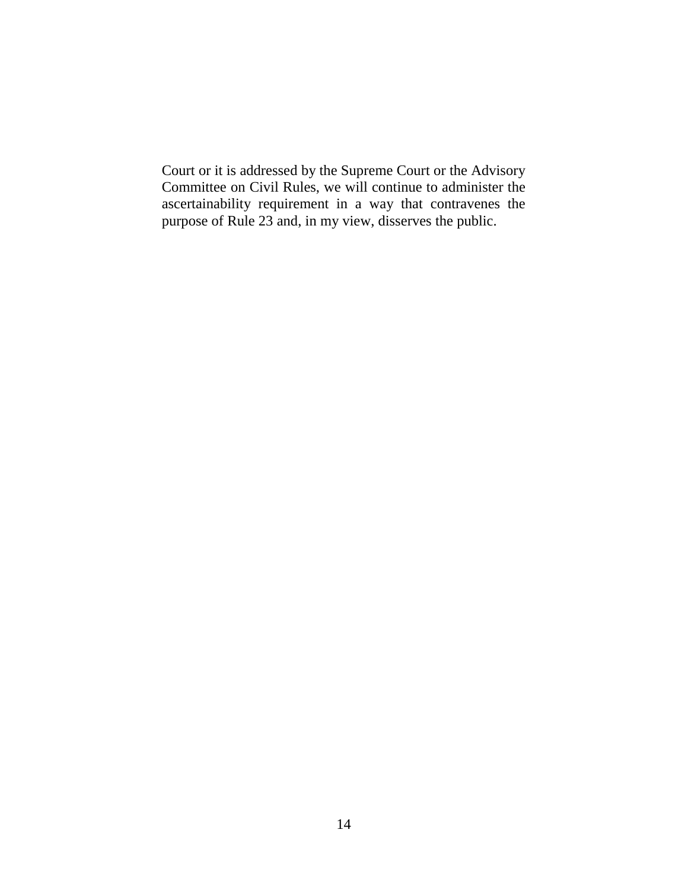Court or it is addressed by the Supreme Court or the Advisory Committee on Civil Rules, we will continue to administer the ascertainability requirement in a way that contravenes the purpose of Rule 23 and, in my view, disserves the public.